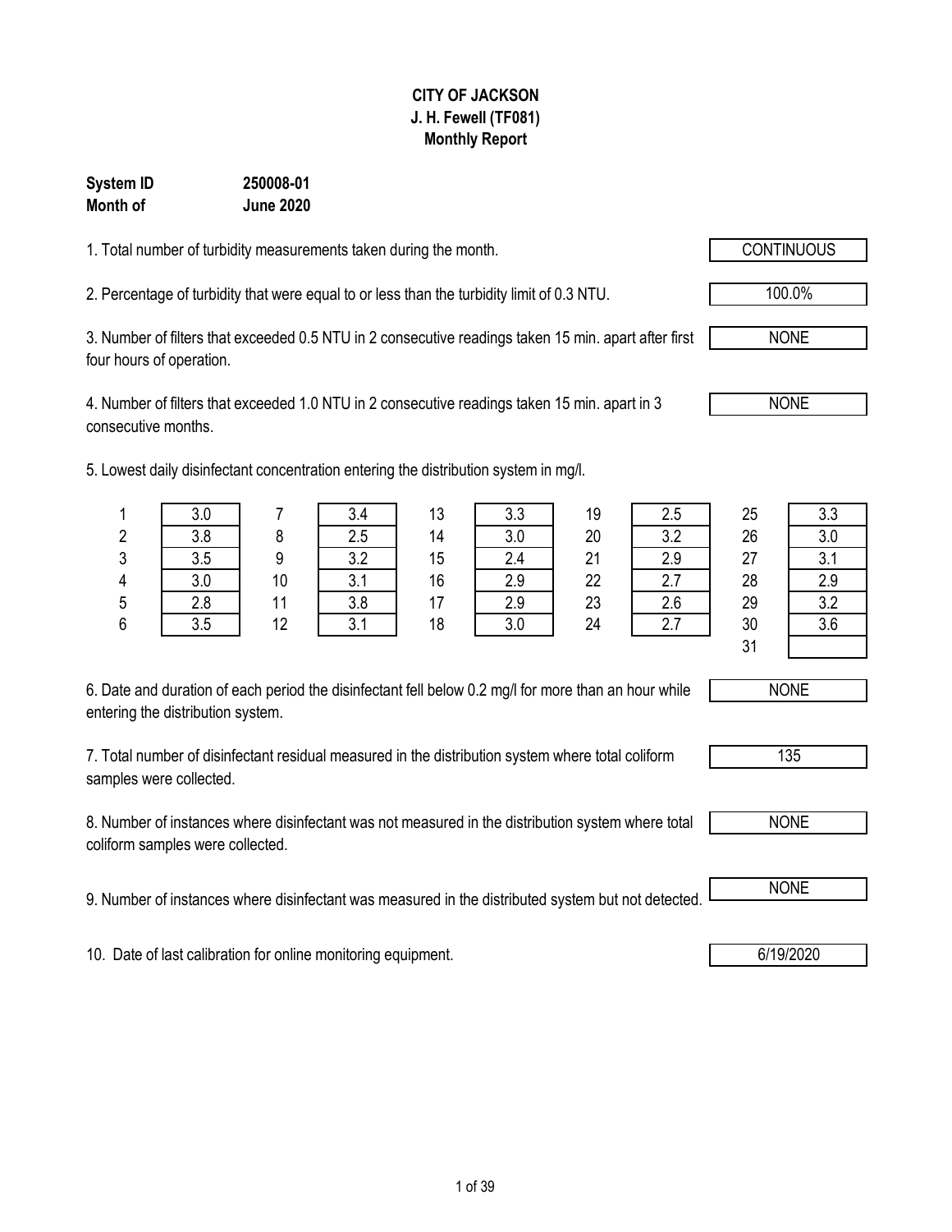**CITY OF JACKSON**
**J. H. Fewell (TF081)**
**Monthly Report**

**System ID** **250008-01**
**Month of** **June 2020**

1. Total number of turbidity measurements taken during the month. CONTINUOUS

2. Percentage of turbidity that were equal to or less than the turbidity limit of 0.3 NTU. 100.0%

3. Number of filters that exceeded 0.5 NTU in 2 consecutive readings taken 15 min. apart after first four hours of operation. NONE

4. Number of filters that exceeded 1.0 NTU in 2 consecutive readings taken 15 min. apart in 3 consecutive months. NONE

5. Lowest daily disinfectant concentration entering the distribution system in mg/l.

| Day | mg/l | Day | mg/l | Day | mg/l | Day | mg/l | Day | mg/l |
|---|---|---|---|---|---|---|---|---|---|
| 1 | 3.0 | 7 | 3.4 | 13 | 3.3 | 19 | 2.5 | 25 | 3.3 |
| 2 | 3.8 | 8 | 2.5 | 14 | 3.0 | 20 | 3.2 | 26 | 3.0 |
| 3 | 3.5 | 9 | 3.2 | 15 | 2.4 | 21 | 2.9 | 27 | 3.1 |
| 4 | 3.0 | 10 | 3.1 | 16 | 2.9 | 22 | 2.7 | 28 | 2.9 |
| 5 | 2.8 | 11 | 3.8 | 17 | 2.9 | 23 | 2.6 | 29 | 3.2 |
| 6 | 3.5 | 12 | 3.1 | 18 | 3.0 | 24 | 2.7 | 30 | 3.6 |
| | | | | | | | | 31 | |

6. Date and duration of each period the disinfectant fell below 0.2 mg/l for more than an hour while entering the distribution system. NONE

7. Total number of disinfectant residual measured in the distribution system where total coliform samples were collected. 135

8. Number of instances where disinfectant was not measured in the distribution system where total coliform samples were collected. NONE

9. Number of instances where disinfectant was measured in the distributed system but not detected. NONE

10. Date of last calibration for online monitoring equipment. 6/19/2020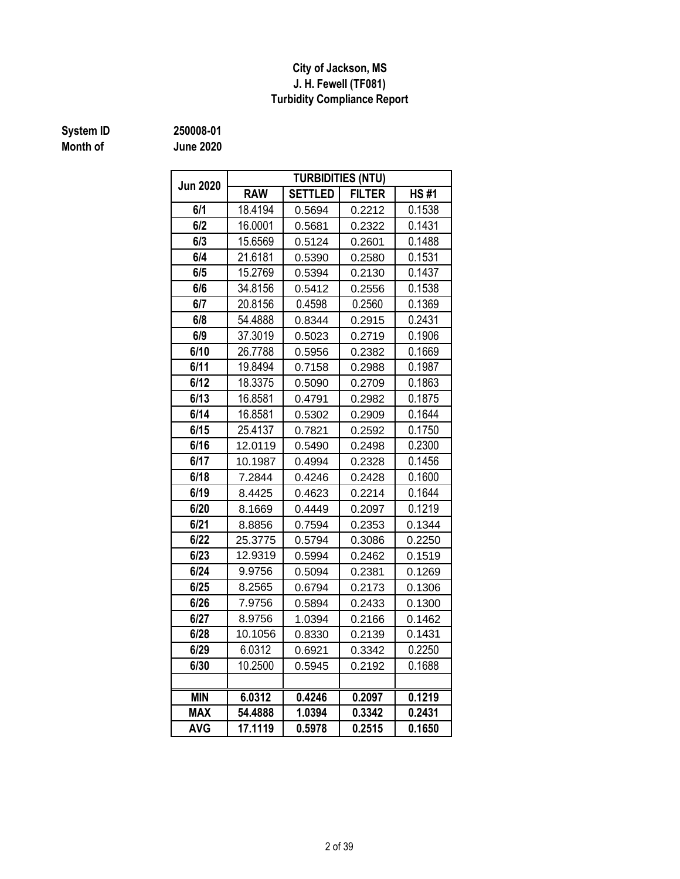**City of Jackson, MS**
**J. H. Fewell (TF081)**
**Turbidity Compliance Report**

**System ID** 250008-01
**Month of** June 2020

| Jun 2020 | TURBIDITIES (NTU) | | | |
|---|---|---|---|---|
| | RAW | SETTLED | FILTER | HS #1 |
| 6/1 | 18.4194 | 0.5694 | 0.2212 | 0.1538 |
| 6/2 | 16.0001 | 0.5681 | 0.2322 | 0.1431 |
| 6/3 | 15.6569 | 0.5124 | 0.2601 | 0.1488 |
| 6/4 | 21.6181 | 0.5390 | 0.2580 | 0.1531 |
| 6/5 | 15.2769 | 0.5394 | 0.2130 | 0.1437 |
| 6/6 | 34.8156 | 0.5412 | 0.2556 | 0.1538 |
| 6/7 | 20.8156 | 0.4598 | 0.2560 | 0.1369 |
| 6/8 | 54.4888 | 0.8344 | 0.2915 | 0.2431 |
| 6/9 | 37.3019 | 0.5023 | 0.2719 | 0.1906 |
| 6/10 | 26.7788 | 0.5956 | 0.2382 | 0.1669 |
| 6/11 | 19.8494 | 0.7158 | 0.2988 | 0.1987 |
| 6/12 | 18.3375 | 0.5090 | 0.2709 | 0.1863 |
| 6/13 | 16.8581 | 0.4791 | 0.2982 | 0.1875 |
| 6/14 | 16.8581 | 0.5302 | 0.2909 | 0.1644 |
| 6/15 | 25.4137 | 0.7821 | 0.2592 | 0.1750 |
| 6/16 | 12.0119 | 0.5490 | 0.2498 | 0.2300 |
| 6/17 | 10.1987 | 0.4994 | 0.2328 | 0.1456 |
| 6/18 | 7.2844 | 0.4246 | 0.2428 | 0.1600 |
| 6/19 | 8.4425 | 0.4623 | 0.2214 | 0.1644 |
| 6/20 | 8.1669 | 0.4449 | 0.2097 | 0.1219 |
| 6/21 | 8.8856 | 0.7594 | 0.2353 | 0.1344 |
| 6/22 | 25.3775 | 0.5794 | 0.3086 | 0.2250 |
| 6/23 | 12.9319 | 0.5994 | 0.2462 | 0.1519 |
| 6/24 | 9.9756 | 0.5094 | 0.2381 | 0.1269 |
| 6/25 | 8.2565 | 0.6794 | 0.2173 | 0.1306 |
| 6/26 | 7.9756 | 0.5894 | 0.2433 | 0.1300 |
| 6/27 | 8.9756 | 1.0394 | 0.2166 | 0.1462 |
| 6/28 | 10.1056 | 0.8330 | 0.2139 | 0.1431 |
| 6/29 | 6.0312 | 0.6921 | 0.3342 | 0.2250 |
| 6/30 | 10.2500 | 0.5945 | 0.2192 | 0.1688 |
| | | | | |
| **MIN** | **6.0312** | **0.4246** | **0.2097** | **0.1219** |
| **MAX** | **54.4888** | **1.0394** | **0.3342** | **0.2431** |
| **AVG** | **17.1119** | **0.5978** | **0.2515** | **0.1650** |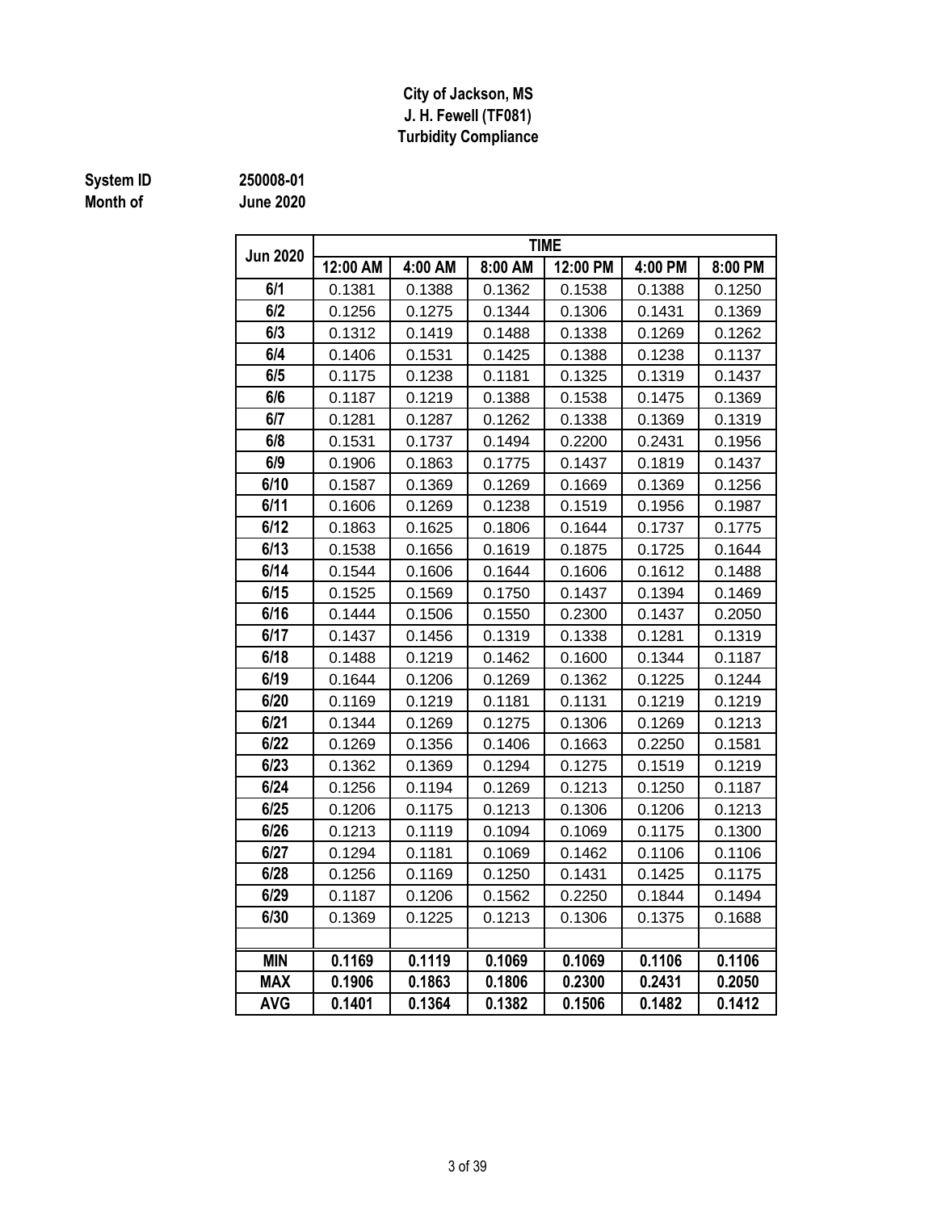**City of Jackson, MS**
**J. H. Fewell (TF081)**
**Turbidity Compliance**

**System ID** 250008-01
**Month of** June 2020

| Jun 2020 | TIME | | | | | |
|---|---|---|---|---|---|---|
| | 12:00 AM | 4:00 AM | 8:00 AM | 12:00 PM | 4:00 PM | 8:00 PM |
| 6/1 | 0.1381 | 0.1388 | 0.1362 | 0.1538 | 0.1388 | 0.1250 |
| 6/2 | 0.1256 | 0.1275 | 0.1344 | 0.1306 | 0.1431 | 0.1369 |
| 6/3 | 0.1312 | 0.1419 | 0.1488 | 0.1338 | 0.1269 | 0.1262 |
| 6/4 | 0.1406 | 0.1531 | 0.1425 | 0.1388 | 0.1238 | 0.1137 |
| 6/5 | 0.1175 | 0.1238 | 0.1181 | 0.1325 | 0.1319 | 0.1437 |
| 6/6 | 0.1187 | 0.1219 | 0.1388 | 0.1538 | 0.1475 | 0.1369 |
| 6/7 | 0.1281 | 0.1287 | 0.1262 | 0.1338 | 0.1369 | 0.1319 |
| 6/8 | 0.1531 | 0.1737 | 0.1494 | 0.2200 | 0.2431 | 0.1956 |
| 6/9 | 0.1906 | 0.1863 | 0.1775 | 0.1437 | 0.1819 | 0.1437 |
| 6/10 | 0.1587 | 0.1369 | 0.1269 | 0.1669 | 0.1369 | 0.1256 |
| 6/11 | 0.1606 | 0.1269 | 0.1238 | 0.1519 | 0.1956 | 0.1987 |
| 6/12 | 0.1863 | 0.1625 | 0.1806 | 0.1644 | 0.1737 | 0.1775 |
| 6/13 | 0.1538 | 0.1656 | 0.1619 | 0.1875 | 0.1725 | 0.1644 |
| 6/14 | 0.1544 | 0.1606 | 0.1644 | 0.1606 | 0.1612 | 0.1488 |
| 6/15 | 0.1525 | 0.1569 | 0.1750 | 0.1437 | 0.1394 | 0.1469 |
| 6/16 | 0.1444 | 0.1506 | 0.1550 | 0.2300 | 0.1437 | 0.2050 |
| 6/17 | 0.1437 | 0.1456 | 0.1319 | 0.1338 | 0.1281 | 0.1319 |
| 6/18 | 0.1488 | 0.1219 | 0.1462 | 0.1600 | 0.1344 | 0.1187 |
| 6/19 | 0.1644 | 0.1206 | 0.1269 | 0.1362 | 0.1225 | 0.1244 |
| 6/20 | 0.1169 | 0.1219 | 0.1181 | 0.1131 | 0.1219 | 0.1219 |
| 6/21 | 0.1344 | 0.1269 | 0.1275 | 0.1306 | 0.1269 | 0.1213 |
| 6/22 | 0.1269 | 0.1356 | 0.1406 | 0.1663 | 0.2250 | 0.1581 |
| 6/23 | 0.1362 | 0.1369 | 0.1294 | 0.1275 | 0.1519 | 0.1219 |
| 6/24 | 0.1256 | 0.1194 | 0.1269 | 0.1213 | 0.1250 | 0.1187 |
| 6/25 | 0.1206 | 0.1175 | 0.1213 | 0.1306 | 0.1206 | 0.1213 |
| 6/26 | 0.1213 | 0.1119 | 0.1094 | 0.1069 | 0.1175 | 0.1300 |
| 6/27 | 0.1294 | 0.1181 | 0.1069 | 0.1462 | 0.1106 | 0.1106 |
| 6/28 | 0.1256 | 0.1169 | 0.1250 | 0.1431 | 0.1425 | 0.1175 |
| 6/29 | 0.1187 | 0.1206 | 0.1562 | 0.2250 | 0.1844 | 0.1494 |
| 6/30 | 0.1369 | 0.1225 | 0.1213 | 0.1306 | 0.1375 | 0.1688 |
| | | | | | | |
| **MIN** | **0.1169** | **0.1119** | **0.1069** | **0.1069** | **0.1106** | **0.1106** |
| **MAX** | **0.1906** | **0.1863** | **0.1806** | **0.2300** | **0.2431** | **0.2050** |
| **AVG** | **0.1401** | **0.1364** | **0.1382** | **0.1506** | **0.1482** | **0.1412** |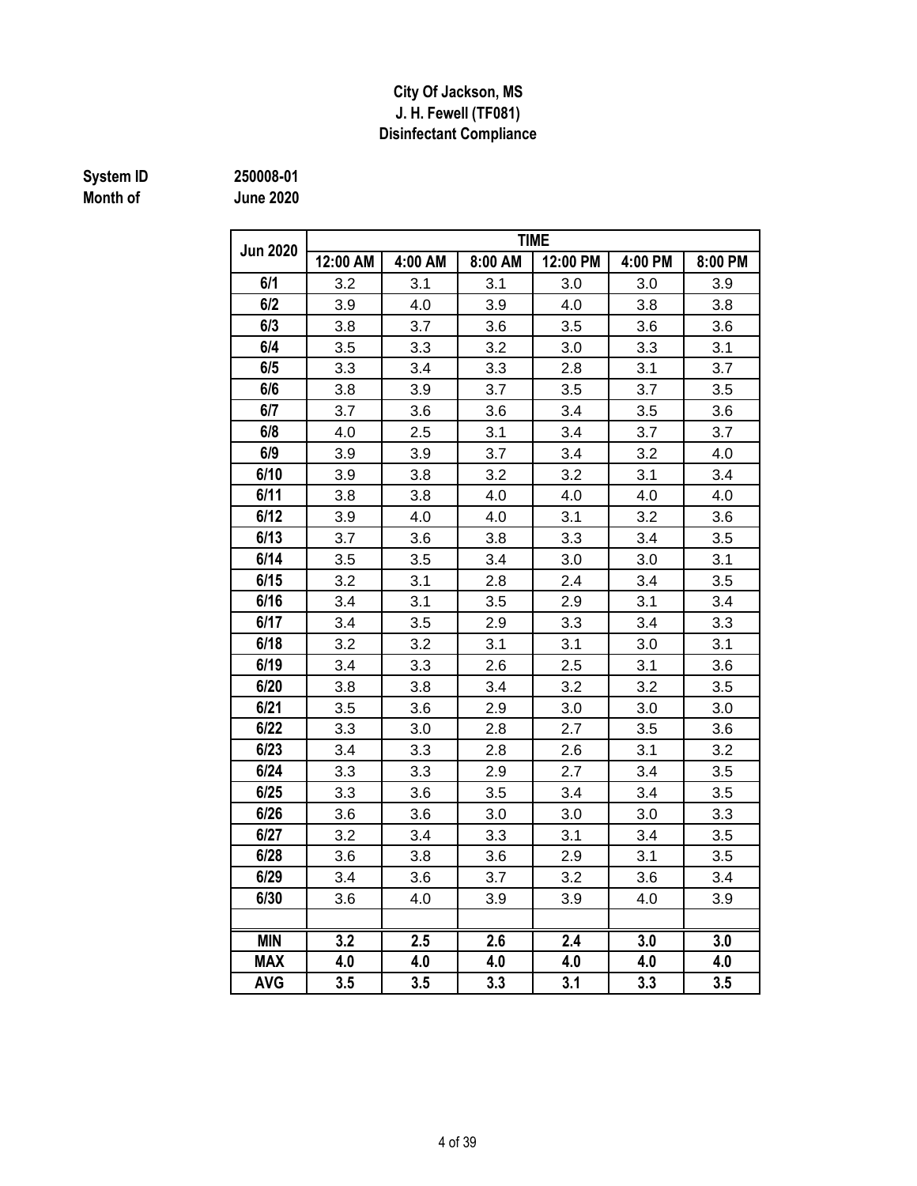**City Of Jackson, MS**
**J. H. Fewell (TF081)**
**Disinfectant Compliance**

**System ID** 250008-01
**Month of** June 2020

| Jun 2020 | TIME | | | | | |
|---|---|---|---|---|---|---|
| | 12:00 AM | 4:00 AM | 8:00 AM | 12:00 PM | 4:00 PM | 8:00 PM |
| 6/1 | 3.2 | 3.1 | 3.1 | 3.0 | 3.0 | 3.9 |
| 6/2 | 3.9 | 4.0 | 3.9 | 4.0 | 3.8 | 3.8 |
| 6/3 | 3.8 | 3.7 | 3.6 | 3.5 | 3.6 | 3.6 |
| 6/4 | 3.5 | 3.3 | 3.2 | 3.0 | 3.3 | 3.1 |
| 6/5 | 3.3 | 3.4 | 3.3 | 2.8 | 3.1 | 3.7 |
| 6/6 | 3.8 | 3.9 | 3.7 | 3.5 | 3.7 | 3.5 |
| 6/7 | 3.7 | 3.6 | 3.6 | 3.4 | 3.5 | 3.6 |
| 6/8 | 4.0 | 2.5 | 3.1 | 3.4 | 3.7 | 3.7 |
| 6/9 | 3.9 | 3.9 | 3.7 | 3.4 | 3.2 | 4.0 |
| 6/10 | 3.9 | 3.8 | 3.2 | 3.2 | 3.1 | 3.4 |
| 6/11 | 3.8 | 3.8 | 4.0 | 4.0 | 4.0 | 4.0 |
| 6/12 | 3.9 | 4.0 | 4.0 | 3.1 | 3.2 | 3.6 |
| 6/13 | 3.7 | 3.6 | 3.8 | 3.3 | 3.4 | 3.5 |
| 6/14 | 3.5 | 3.5 | 3.4 | 3.0 | 3.0 | 3.1 |
| 6/15 | 3.2 | 3.1 | 2.8 | 2.4 | 3.4 | 3.5 |
| 6/16 | 3.4 | 3.1 | 3.5 | 2.9 | 3.1 | 3.4 |
| 6/17 | 3.4 | 3.5 | 2.9 | 3.3 | 3.4 | 3.3 |
| 6/18 | 3.2 | 3.2 | 3.1 | 3.1 | 3.0 | 3.1 |
| 6/19 | 3.4 | 3.3 | 2.6 | 2.5 | 3.1 | 3.6 |
| 6/20 | 3.8 | 3.8 | 3.4 | 3.2 | 3.2 | 3.5 |
| 6/21 | 3.5 | 3.6 | 2.9 | 3.0 | 3.0 | 3.0 |
| 6/22 | 3.3 | 3.0 | 2.8 | 2.7 | 3.5 | 3.6 |
| 6/23 | 3.4 | 3.3 | 2.8 | 2.6 | 3.1 | 3.2 |
| 6/24 | 3.3 | 3.3 | 2.9 | 2.7 | 3.4 | 3.5 |
| 6/25 | 3.3 | 3.6 | 3.5 | 3.4 | 3.4 | 3.5 |
| 6/26 | 3.6 | 3.6 | 3.0 | 3.0 | 3.0 | 3.3 |
| 6/27 | 3.2 | 3.4 | 3.3 | 3.1 | 3.4 | 3.5 |
| 6/28 | 3.6 | 3.8 | 3.6 | 2.9 | 3.1 | 3.5 |
| 6/29 | 3.4 | 3.6 | 3.7 | 3.2 | 3.6 | 3.4 |
| 6/30 | 3.6 | 4.0 | 3.9 | 3.9 | 4.0 | 3.9 |
| | | | | | | |
| **MIN** | **3.2** | **2.5** | **2.6** | **2.4** | **3.0** | **3.0** |
| **MAX** | **4.0** | **4.0** | **4.0** | **4.0** | **4.0** | **4.0** |
| **AVG** | **3.5** | **3.5** | **3.3** | **3.1** | **3.3** | **3.5** |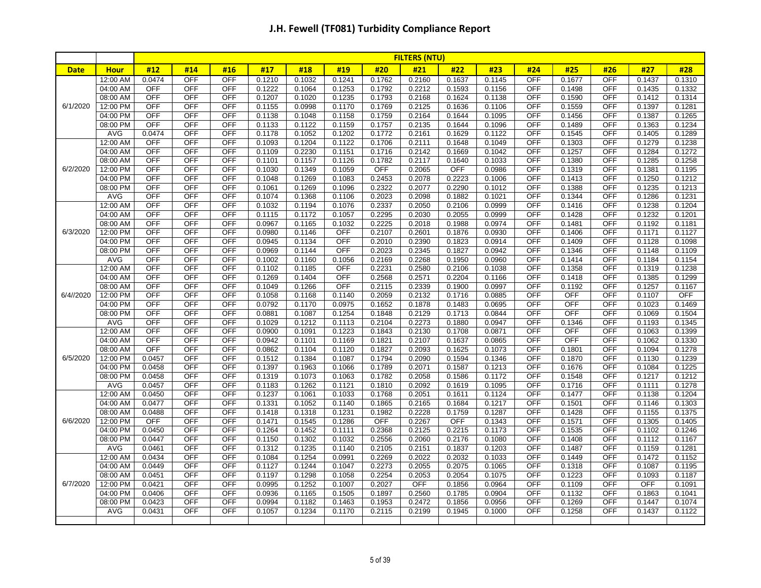# J.H. Fewell (TF081) Turbidity Compliance Report

| | | FILTERS (NTU) | | | | | | | | | | | | | | |
|---|---|---|---|---|---|---|---|---|---|---|---|---|---|---|---|---|
| **Date** | **Hour** | **#12** | **#14** | **#16** | **#17** | **#18** | **#19** | **#20** | **#21** | **#22** | **#23** | **#24** | **#25** | **#26** | **#27** | **#28** |
| 6/1/2020 | 12:00 AM | 0.0474 | OFF | OFF | 0.1210 | 0.1032 | 0.1241 | 0.1762 | 0.2160 | 0.1637 | 0.1145 | OFF | 0.1677 | OFF | 0.1437 | 0.1310 |
| | 04:00 AM | OFF | OFF | OFF | 0.1222 | 0.1064 | 0.1253 | 0.1792 | 0.2212 | 0.1593 | 0.1156 | OFF | 0.1498 | OFF | 0.1435 | 0.1332 |
| | 08:00 AM | OFF | OFF | OFF | 0.1207 | 0.1020 | 0.1235 | 0.1793 | 0.2168 | 0.1624 | 0.1138 | OFF | 0.1590 | OFF | 0.1412 | 0.1314 |
| | 12:00 PM | OFF | OFF | OFF | 0.1155 | 0.0998 | 0.1170 | 0.1769 | 0.2125 | 0.1636 | 0.1106 | OFF | 0.1559 | OFF | 0.1397 | 0.1281 |
| | 04:00 PM | OFF | OFF | OFF | 0.1138 | 0.1048 | 0.1158 | 0.1759 | 0.2164 | 0.1644 | 0.1095 | OFF | 0.1456 | OFF | 0.1387 | 0.1265 |
| | 08:00 PM | OFF | OFF | OFF | 0.1133 | 0.1122 | 0.1159 | 0.1757 | 0.2135 | 0.1644 | 0.1096 | OFF | 0.1489 | OFF | 0.1363 | 0.1234 |
| | AVG | 0.0474 | OFF | OFF | 0.1178 | 0.1052 | 0.1202 | 0.1772 | 0.2161 | 0.1629 | 0.1122 | OFF | 0.1545 | OFF | 0.1405 | 0.1289 |
| 6/2/2020 | 12:00 AM | OFF | OFF | OFF | 0.1093 | 0.1204 | 0.1122 | 0.1706 | 0.2111 | 0.1648 | 0.1049 | OFF | 0.1303 | OFF | 0.1279 | 0.1238 |
| | 04:00 AM | OFF | OFF | OFF | 0.1109 | 0.2230 | 0.1151 | 0.1716 | 0.2142 | 0.1669 | 0.1042 | OFF | 0.1257 | OFF | 0.1284 | 0.1272 |
| | 08:00 AM | OFF | OFF | OFF | 0.1101 | 0.1157 | 0.1126 | 0.1782 | 0.2117 | 0.1640 | 0.1033 | OFF | 0.1380 | OFF | 0.1285 | 0.1258 |
| | 12:00 PM | OFF | OFF | OFF | 0.1030 | 0.1349 | 0.1059 | OFF | 0.2065 | OFF | 0.0986 | OFF | 0.1319 | OFF | 0.1381 | 0.1195 |
| | 04:00 PM | OFF | OFF | OFF | 0.1048 | 0.1269 | 0.1083 | 0.2453 | 0.2078 | 0.2223 | 0.1006 | OFF | 0.1413 | OFF | 0.1250 | 0.1212 |
| | 08:00 PM | OFF | OFF | OFF | 0.1061 | 0.1269 | 0.1096 | 0.2322 | 0.2077 | 0.2290 | 0.1012 | OFF | 0.1388 | OFF | 0.1235 | 0.1213 |
| | AVG | OFF | OFF | OFF | 0.1074 | 0.1368 | 0.1106 | 0.2023 | 0.2098 | 0.1882 | 0.1021 | OFF | 0.1344 | OFF | 0.1286 | 0.1231 |
| 6/3/2020 | 12:00 AM | OFF | OFF | OFF | 0.1032 | 0.1194 | 0.1076 | 0.2337 | 0.2050 | 0.2106 | 0.0999 | OFF | 0.1416 | OFF | 0.1238 | 0.1204 |
| | 04:00 AM | OFF | OFF | OFF | 0.1115 | 0.1172 | 0.1057 | 0.2295 | 0.2030 | 0.2055 | 0.0999 | OFF | 0.1428 | OFF | 0.1232 | 0.1201 |
| | 08:00 AM | OFF | OFF | OFF | 0.0967 | 0.1165 | 0.1032 | 0.2225 | 0.2018 | 0.1988 | 0.0974 | OFF | 0.1481 | OFF | 0.1192 | 0.1181 |
| | 12:00 PM | OFF | OFF | OFF | 0.0980 | 0.1146 | OFF | 0.2107 | 0.2601 | 0.1876 | 0.0930 | OFF | 0.1406 | OFF | 0.1171 | 0.1127 |
| | 04:00 PM | OFF | OFF | OFF | 0.0945 | 0.1134 | OFF | 0.2010 | 0.2390 | 0.1823 | 0.0914 | OFF | 0.1409 | OFF | 0.1128 | 0.1098 |
| | 08:00 PM | OFF | OFF | OFF | 0.0969 | 0.1144 | OFF | 0.2023 | 0.2345 | 0.1827 | 0.0942 | OFF | 0.1346 | OFF | 0.1148 | 0.1109 |
| | AVG | OFF | OFF | OFF | 0.1002 | 0.1160 | 0.1056 | 0.2169 | 0.2268 | 0.1950 | 0.0960 | OFF | 0.1414 | OFF | 0.1184 | 0.1154 |
| 6/4//2020 | 12:00 AM | OFF | OFF | OFF | 0.1102 | 0.1185 | OFF | 0.2231 | 0.2580 | 0.2106 | 0.1038 | OFF | 0.1358 | OFF | 0.1319 | 0.1238 |
| | 04:00 AM | OFF | OFF | OFF | 0.1269 | 0.1404 | OFF | 0.2568 | 0.2571 | 0.2204 | 0.1166 | OFF | 0.1418 | OFF | 0.1385 | 0.1299 |
| | 08:00 AM | OFF | OFF | OFF | 0.1049 | 0.1266 | OFF | 0.2115 | 0.2339 | 0.1900 | 0.0997 | OFF | 0.1192 | OFF | 0.1257 | 0.1167 |
| | 12:00 PM | OFF | OFF | OFF | 0.1058 | 0.1168 | 0.1140 | 0.2059 | 0.2132 | 0.1716 | 0.0885 | OFF | OFF | OFF | 0.1107 | OFF |
| | 04:00 PM | OFF | OFF | OFF | 0.0792 | 0.1170 | 0.0975 | 0.1652 | 0.1878 | 0.1483 | 0.0695 | OFF | OFF | OFF | 0.1023 | 0.1469 |
| | 08:00 PM | OFF | OFF | OFF | 0.0881 | 0.1087 | 0.1254 | 0.1848 | 0.2129 | 0.1713 | 0.0844 | OFF | OFF | OFF | 0.1069 | 0.1504 |
| | AVG | OFF | OFF | OFF | 0.1029 | 0.1212 | 0.1113 | 0.2104 | 0.2273 | 0.1880 | 0.0947 | OFF | 0.1346 | OFF | 0.1193 | 0.1345 |
| 6/5/2020 | 12:00 AM | OFF | OFF | OFF | 0.0900 | 0.1091 | 0.1223 | 0.1843 | 0.2130 | 0.1708 | 0.0871 | OFF | OFF | OFF | 0.1063 | 0.1399 |
| | 04:00 AM | OFF | OFF | OFF | 0.0942 | 0.1101 | 0.1169 | 0.1821 | 0.2107 | 0.1637 | 0.0865 | OFF | OFF | OFF | 0.1062 | 0.1330 |
| | 08:00 AM | OFF | OFF | OFF | 0.0862 | 0.1104 | 0.1120 | 0.1827 | 0.2093 | 0.1625 | 0.1073 | OFF | 0.1801 | OFF | 0.1094 | 0.1278 |
| | 12:00 PM | 0.0457 | OFF | OFF | 0.1512 | 0.1384 | 0.1087 | 0.1794 | 0.2090 | 0.1594 | 0.1346 | OFF | 0.1870 | OFF | 0.1130 | 0.1239 |
| | 04:00 PM | 0.0458 | OFF | OFF | 0.1397 | 0.1963 | 0.1066 | 0.1789 | 0.2071 | 0.1587 | 0.1213 | OFF | 0.1676 | OFF | 0.1084 | 0.1225 |
| | 08:00 PM | 0.0458 | OFF | OFF | 0.1319 | 0.1073 | 0.1063 | 0.1782 | 0.2058 | 0.1586 | 0.1172 | OFF | 0.1548 | OFF | 0.1217 | 0.1212 |
| | AVG | 0.0457 | OFF | OFF | 0.1183 | 0.1262 | 0.1121 | 0.1810 | 0.2092 | 0.1619 | 0.1095 | OFF | 0.1716 | OFF | 0.1111 | 0.1278 |
| 6/6/2020 | 12:00 AM | 0.0450 | OFF | OFF | 0.1237 | 0.1061 | 0.1033 | 0.1768 | 0.2051 | 0.1611 | 0.1124 | OFF | 0.1477 | OFF | 0.1138 | 0.1204 |
| | 04:00 AM | 0.0477 | OFF | OFF | 0.1331 | 0.1052 | 0.1140 | 0.1865 | 0.2165 | 0.1684 | 0.1217 | OFF | 0.1501 | OFF | 0.1146 | 0.1303 |
| | 08:00 AM | 0.0488 | OFF | OFF | 0.1418 | 0.1318 | 0.1231 | 0.1982 | 0.2228 | 0.1759 | 0.1287 | OFF | 0.1428 | OFF | 0.1155 | 0.1375 |
| | 12:00 PM | OFF | OFF | OFF | 0.1471 | 0.1545 | 0.1286 | OFF | 0.2267 | OFF | 0.1343 | OFF | 0.1571 | OFF | 0.1305 | 0.1405 |
| | 04:00 PM | 0.0450 | OFF | OFF | 0.1264 | 0.1452 | 0.1111 | 0.2368 | 0.2125 | 0.2215 | 0.1173 | OFF | 0.1535 | OFF | 0.1102 | 0.1246 |
| | 08:00 PM | 0.0447 | OFF | OFF | 0.1150 | 0.1302 | 0.1032 | 0.2556 | 0.2060 | 0.2176 | 0.1080 | OFF | 0.1408 | OFF | 0.1112 | 0.1167 |
| | AVG | 0.0461 | OFF | OFF | 0.1312 | 0.1235 | 0.1140 | 0.2105 | 0.2151 | 0.1837 | 0.1203 | OFF | 0.1487 | OFF | 0.1159 | 0.1281 |
| 6/7/2020 | 12:00 AM | 0.0434 | OFF | OFF | 0.1084 | 0.1254 | 0.0991 | 0.2269 | 0.2022 | 0.2032 | 0.1033 | OFF | 0.1449 | OFF | 0.1472 | 0.1152 |
| | 04:00 AM | 0.0449 | OFF | OFF | 0.1127 | 0.1244 | 0.1047 | 0.2273 | 0.2055 | 0.2075 | 0.1065 | OFF | 0.1318 | OFF | 0.1087 | 0.1195 |
| | 08:00 AM | 0.0451 | OFF | OFF | 0.1197 | 0.1298 | 0.1058 | 0.2254 | 0.2053 | 0.2054 | 0.1075 | OFF | 0.1223 | OFF | 0.1093 | 0.1187 |
| | 12:00 PM | 0.0421 | OFF | OFF | 0.0995 | 0.1252 | 0.1007 | 0.2027 | OFF | 0.1856 | 0.0964 | OFF | 0.1109 | OFF | OFF | 0.1091 |
| | 04:00 PM | 0.0406 | OFF | OFF | 0.0936 | 0.1165 | 0.1505 | 0.1897 | 0.2560 | 0.1785 | 0.0904 | OFF | 0.1132 | OFF | 0.1863 | 0.1041 |
| | 08:00 PM | 0.0423 | OFF | OFF | 0.0994 | 0.1182 | 0.1463 | 0.1953 | 0.2472 | 0.1856 | 0.0956 | OFF | 0.1269 | OFF | 0.1447 | 0.1074 |
| | AVG | 0.0431 | OFF | OFF | 0.1057 | 0.1234 | 0.1170 | 0.2115 | 0.2199 | 0.1945 | 0.1000 | OFF | 0.1258 | OFF | 0.1437 | 0.1122 |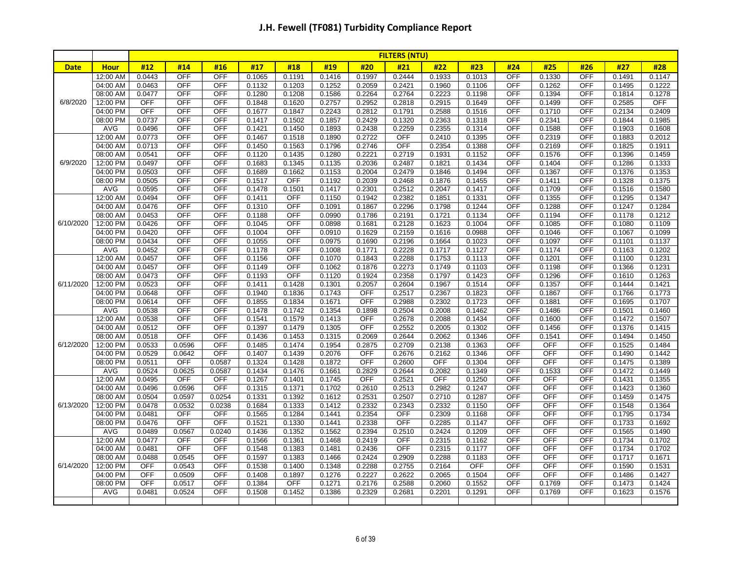# J.H. Fewell (TF081) Turbidity Compliance Report

| | | FILTERS (NTU) | | | | | | | | | | | | | | |
|---|---|---|---|---|---|---|---|---|---|---|---|---|---|---|---|---|
| **Date** | **Hour** | **#12** | **#14** | **#16** | **#17** | **#18** | **#19** | **#20** | **#21** | **#22** | **#23** | **#24** | **#25** | **#26** | **#27** | **#28** |
| 6/8/2020 | 12:00 AM | 0.0443 | OFF | OFF | 0.1065 | 0.1191 | 0.1416 | 0.1997 | 0.2444 | 0.1933 | 0.1013 | OFF | 0.1330 | OFF | 0.1491 | 0.1147 |
| | 04:00 AM | 0.0463 | OFF | OFF | 0.1132 | 0.1203 | 0.1252 | 0.2059 | 0.2421 | 0.1960 | 0.1106 | OFF | 0.1262 | OFF | 0.1495 | 0.1222 |
| | 08:00 AM | 0.0477 | OFF | OFF | 0.1280 | 0.1208 | 0.1586 | 0.2264 | 0.2764 | 0.2223 | 0.1198 | OFF | 0.1394 | OFF | 0.1814 | 0.1278 |
| | 12:00 PM | OFF | OFF | OFF | 0.1848 | 0.1620 | 0.2757 | 0.2952 | 0.2818 | 0.2915 | 0.1649 | OFF | 0.1499 | OFF | 0.2585 | OFF |
| | 04:00 PM | OFF | OFF | OFF | 0.1677 | 0.1847 | 0.2243 | 0.2812 | 0.1791 | 0.2588 | 0.1516 | OFF | 0.1710 | OFF | 0.2134 | 0.2409 |
| | 08:00 PM | 0.0737 | OFF | OFF | 0.1417 | 0.1502 | 0.1857 | 0.2429 | 0.1320 | 0.2363 | 0.1318 | OFF | 0.2341 | OFF | 0.1844 | 0.1985 |
| | AVG | 0.0496 | OFF | OFF | 0.1421 | 0.1450 | 0.1893 | 0.2438 | 0.2259 | 0.2355 | 0.1314 | OFF | 0.1588 | OFF | 0.1903 | 0.1608 |
| 6/9/2020 | 12:00 AM | 0.0773 | OFF | OFF | 0.1467 | 0.1518 | 0.1890 | 0.2722 | OFF | 0.2410 | 0.1395 | OFF | 0.2319 | OFF | 0.1883 | 0.2012 |
| | 04:00 AM | 0.0713 | OFF | OFF | 0.1450 | 0.1563 | 0.1796 | 0.2746 | OFF | 0.2354 | 0.1388 | OFF | 0.2169 | OFF | 0.1825 | 0.1911 |
| | 08:00 AM | 0.0541 | OFF | OFF | 0.1120 | 0.1435 | 0.1280 | 0.2221 | 0.2719 | 0.1931 | 0.1152 | OFF | 0.1576 | OFF | 0.1396 | 0.1459 |
| | 12:00 PM | 0.0497 | OFF | OFF | 0.1683 | 0.1345 | 0.1135 | 0.2036 | 0.2487 | 0.1821 | 0.1434 | OFF | 0.1404 | OFF | 0.1286 | 0.1333 |
| | 04:00 PM | 0.0503 | OFF | OFF | 0.1689 | 0.1662 | 0.1153 | 0.2004 | 0.2479 | 0.1846 | 0.1494 | OFF | 0.1367 | OFF | 0.1376 | 0.1353 |
| | 08:00 PM | 0.0505 | OFF | OFF | 0.1517 | OFF | 0.1192 | 0.2039 | 0.2468 | 0.1876 | 0.1455 | OFF | 0.1411 | OFF | 0.1328 | 0.1375 |
| | AVG | 0.0595 | OFF | OFF | 0.1478 | 0.1501 | 0.1417 | 0.2301 | 0.2512 | 0.2047 | 0.1417 | OFF | 0.1709 | OFF | 0.1516 | 0.1580 |
| 6/10/2020 | 12:00 AM | 0.0494 | OFF | OFF | 0.1411 | OFF | 0.1150 | 0.1942 | 0.2382 | 0.1851 | 0.1331 | OFF | 0.1355 | OFF | 0.1295 | 0.1347 |
| | 04:00 AM | 0.0476 | OFF | OFF | 0.1310 | OFF | 0.1091 | 0.1867 | 0.2296 | 0.1798 | 0.1244 | OFF | 0.1288 | OFF | 0.1247 | 0.1284 |
| | 08:00 AM | 0.0453 | OFF | OFF | 0.1188 | OFF | 0.0990 | 0.1786 | 0.2191 | 0.1721 | 0.1134 | OFF | 0.1194 | OFF | 0.1178 | 0.1212 |
| | 12:00 PM | 0.0426 | OFF | OFF | 0.1045 | OFF | 0.0898 | 0.1681 | 0.2128 | 0.1623 | 0.1004 | OFF | 0.1085 | OFF | 0.1080 | 0.1109 |
| | 04:00 PM | 0.0420 | OFF | OFF | 0.1004 | OFF | 0.0910 | 0.1629 | 0.2159 | 0.1616 | 0.0988 | OFF | 0.1046 | OFF | 0.1067 | 0.1099 |
| | 08:00 PM | 0.0434 | OFF | OFF | 0.1055 | OFF | 0.0975 | 0.1690 | 0.2196 | 0.1664 | 0.1023 | OFF | 0.1097 | OFF | 0.1101 | 0.1137 |
| | AVG | 0.0452 | OFF | OFF | 0.1178 | OFF | 0.1008 | 0.1771 | 0.2228 | 0.1717 | 0.1127 | OFF | 0.1174 | OFF | 0.1163 | 0.1202 |
| 6/11/2020 | 12:00 AM | 0.0457 | OFF | OFF | 0.1156 | OFF | 0.1070 | 0.1843 | 0.2288 | 0.1753 | 0.1113 | OFF | 0.1201 | OFF | 0.1100 | 0.1231 |
| | 04:00 AM | 0.0457 | OFF | OFF | 0.1149 | OFF | 0.1062 | 0.1876 | 0.2273 | 0.1749 | 0.1103 | OFF | 0.1198 | OFF | 0.1366 | 0.1231 |
| | 08:00 AM | 0.0473 | OFF | OFF | 0.1193 | OFF | 0.1120 | 0.1924 | 0.2358 | 0.1797 | 0.1423 | OFF | 0.1296 | OFF | 0.1610 | 0.1263 |
| | 12:00 PM | 0.0523 | OFF | OFF | 0.1411 | 0.1428 | 0.1301 | 0.2057 | 0.2604 | 0.1967 | 0.1514 | OFF | 0.1357 | OFF | 0.1444 | 0.1421 |
| | 04:00 PM | 0.0648 | OFF | OFF | 0.1940 | 0.1836 | 0.1743 | OFF | 0.2517 | 0.2367 | 0.1823 | OFF | 0.1867 | OFF | 0.1766 | 0.1773 |
| | 08:00 PM | 0.0614 | OFF | OFF | 0.1855 | 0.1834 | 0.1671 | OFF | 0.2988 | 0.2302 | 0.1723 | OFF | 0.1881 | OFF | 0.1695 | 0.1707 |
| | AVG | 0.0538 | OFF | OFF | 0.1478 | 0.1742 | 0.1354 | 0.1898 | 0.2504 | 0.2008 | 0.1462 | OFF | 0.1486 | OFF | 0.1501 | 0.1460 |
| 6/12/2020 | 12:00 AM | 0.0538 | OFF | OFF | 0.1541 | 0.1579 | 0.1413 | OFF | 0.2678 | 0.2088 | 0.1434 | OFF | 0.1600 | OFF | 0.1472 | 0.1507 |
| | 04:00 AM | 0.0512 | OFF | OFF | 0.1397 | 0.1479 | 0.1305 | OFF | 0.2552 | 0.2005 | 0.1302 | OFF | 0.1456 | OFF | 0.1376 | 0.1415 |
| | 08:00 AM | 0.0518 | OFF | OFF | 0.1436 | 0.1453 | 0.1315 | 0.2069 | 0.2644 | 0.2062 | 0.1346 | OFF | 0.1541 | OFF | 0.1494 | 0.1450 |
| | 12:00 PM | 0.0533 | 0.0596 | OFF | 0.1485 | 0.1474 | 0.1954 | 0.2875 | 0.2709 | 0.2138 | 0.1363 | OFF | OFF | OFF | 0.1525 | 0.1484 |
| | 04:00 PM | 0.0529 | 0.0642 | OFF | 0.1407 | 0.1439 | 0.2076 | OFF | 0.2676 | 0.2162 | 0.1346 | OFF | OFF | OFF | 0.1490 | 0.1442 |
| | 08:00 PM | 0.0511 | OFF | 0.0587 | 0.1324 | 0.1428 | 0.1872 | OFF | 0.2600 | OFF | 0.1304 | OFF | OFF | OFF | 0.1475 | 0.1389 |
| | AVG | 0.0524 | 0.0625 | 0.0587 | 0.1434 | 0.1476 | 0.1661 | 0.2829 | 0.2644 | 0.2082 | 0.1349 | OFF | 0.1533 | OFF | 0.1472 | 0.1449 |
| 6/13/2020 | 12:00 AM | 0.0495 | OFF | OFF | 0.1267 | 0.1401 | 0.1745 | OFF | 0.2521 | OFF | 0.1250 | OFF | OFF | OFF | 0.1431 | 0.1355 |
| | 04:00 AM | 0.0496 | 0.0596 | OFF | 0.1315 | 0.1371 | 0.1702 | 0.2610 | 0.2513 | 0.2982 | 0.1247 | OFF | OFF | OFF | 0.1423 | 0.1360 |
| | 08:00 AM | 0.0504 | 0.0597 | 0.0254 | 0.1331 | 0.1392 | 0.1612 | 0.2531 | 0.2507 | 0.2710 | 0.1287 | OFF | OFF | OFF | 0.1459 | 0.1475 |
| | 12:00 PM | 0.0478 | 0.0532 | 0.0238 | 0.1684 | 0.1333 | 0.1412 | 0.2332 | 0.2343 | 0.2332 | 0.1150 | OFF | OFF | OFF | 0.1548 | 0.1364 |
| | 04:00 PM | 0.0481 | OFF | OFF | 0.1565 | 0.1284 | 0.1441 | 0.2354 | OFF | 0.2309 | 0.1168 | OFF | OFF | OFF | 0.1795 | 0.1734 |
| | 08:00 PM | 0.0476 | OFF | OFF | 0.1521 | 0.1330 | 0.1441 | 0.2338 | OFF | 0.2285 | 0.1147 | OFF | OFF | OFF | 0.1733 | 0.1692 |
| | AVG | 0.0489 | 0.0567 | 0.0240 | 0.1436 | 0.1352 | 0.1562 | 0.2394 | 0.2510 | 0.2424 | 0.1209 | OFF | OFF | OFF | 0.1565 | 0.1490 |
| 6/14/2020 | 12:00 AM | 0.0477 | OFF | OFF | 0.1566 | 0.1361 | 0.1468 | 0.2419 | OFF | 0.2315 | 0.1162 | OFF | OFF | OFF | 0.1734 | 0.1702 |
| | 04:00 AM | 0.0481 | OFF | OFF | 0.1548 | 0.1383 | 0.1481 | 0.2436 | OFF | 0.2315 | 0.1177 | OFF | OFF | OFF | 0.1734 | 0.1702 |
| | 08:00 AM | 0.0488 | 0.0545 | OFF | 0.1597 | 0.1383 | 0.1466 | 0.2424 | 0.2909 | 0.2288 | 0.1183 | OFF | OFF | OFF | 0.1717 | 0.1671 |
| | 12:00 PM | OFF | 0.0543 | OFF | 0.1538 | 0.1400 | 0.1348 | 0.2288 | 0.2755 | 0.2164 | OFF | OFF | OFF | OFF | 0.1590 | 0.1531 |
| | 04:00 PM | OFF | 0.0509 | OFF | 0.1408 | 0.1897 | 0.1276 | 0.2227 | 0.2622 | 0.2065 | 0.1504 | OFF | OFF | OFF | 0.1486 | 0.1427 |
| | 08:00 PM | OFF | 0.0517 | OFF | 0.1384 | OFF | 0.1271 | 0.2176 | 0.2588 | 0.2060 | 0.1552 | OFF | 0.1769 | OFF | 0.1473 | 0.1424 |
| | AVG | 0.0481 | 0.0524 | OFF | 0.1508 | 0.1452 | 0.1386 | 0.2329 | 0.2681 | 0.2201 | 0.1291 | OFF | 0.1769 | OFF | 0.1623 | 0.1576 |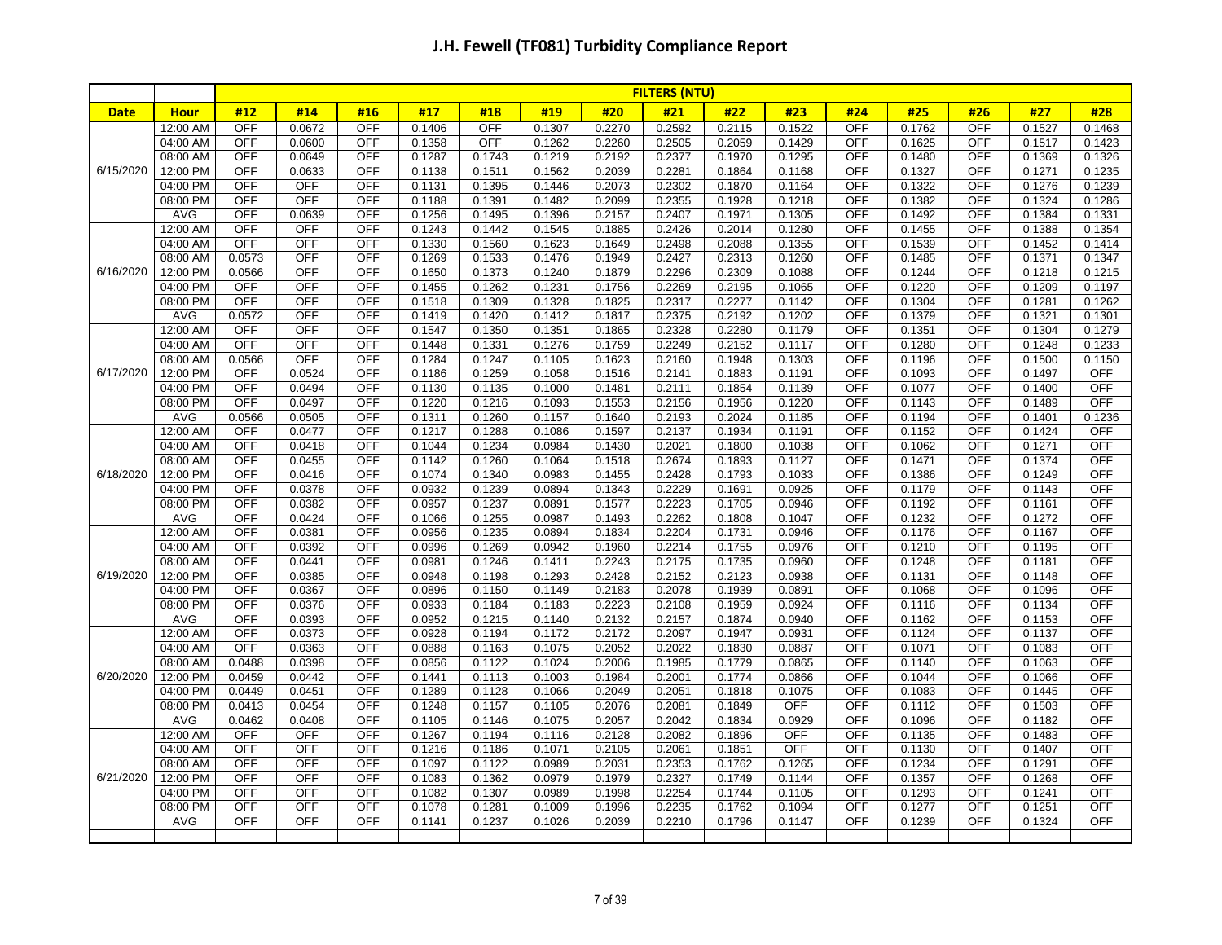# J.H. Fewell (TF081) Turbidity Compliance Report

| | | FILTERS (NTU) | | | | | | | | | | | | | | |
|---|---|---|---|---|---|---|---|---|---|---|---|---|---|---|---|---|
| **Date** | **Hour** | **#12** | **#14** | **#16** | **#17** | **#18** | **#19** | **#20** | **#21** | **#22** | **#23** | **#24** | **#25** | **#26** | **#27** | **#28** |
| 6/15/2020 | 12:00 AM | OFF | 0.0672 | OFF | 0.1406 | OFF | 0.1307 | 0.2270 | 0.2592 | 0.2115 | 0.1522 | OFF | 0.1762 | OFF | 0.1527 | 0.1468 |
| | 04:00 AM | OFF | 0.0600 | OFF | 0.1358 | OFF | 0.1262 | 0.2260 | 0.2505 | 0.2059 | 0.1429 | OFF | 0.1625 | OFF | 0.1517 | 0.1423 |
| | 08:00 AM | OFF | 0.0649 | OFF | 0.1287 | 0.1743 | 0.1219 | 0.2192 | 0.2377 | 0.1970 | 0.1295 | OFF | 0.1480 | OFF | 0.1369 | 0.1326 |
| | 12:00 PM | OFF | 0.0633 | OFF | 0.1138 | 0.1511 | 0.1562 | 0.2039 | 0.2281 | 0.1864 | 0.1168 | OFF | 0.1327 | OFF | 0.1271 | 0.1235 |
| | 04:00 PM | OFF | OFF | OFF | 0.1131 | 0.1395 | 0.1446 | 0.2073 | 0.2302 | 0.1870 | 0.1164 | OFF | 0.1322 | OFF | 0.1276 | 0.1239 |
| | 08:00 PM | OFF | OFF | OFF | 0.1188 | 0.1391 | 0.1482 | 0.2099 | 0.2355 | 0.1928 | 0.1218 | OFF | 0.1382 | OFF | 0.1324 | 0.1286 |
| | AVG | OFF | 0.0639 | OFF | 0.1256 | 0.1495 | 0.1396 | 0.2157 | 0.2407 | 0.1971 | 0.1305 | OFF | 0.1492 | OFF | 0.1384 | 0.1331 |
| 6/16/2020 | 12:00 AM | OFF | OFF | OFF | 0.1243 | 0.1442 | 0.1545 | 0.1885 | 0.2426 | 0.2014 | 0.1280 | OFF | 0.1455 | OFF | 0.1388 | 0.1354 |
| | 04:00 AM | OFF | OFF | OFF | 0.1330 | 0.1560 | 0.1623 | 0.1649 | 0.2498 | 0.2088 | 0.1355 | OFF | 0.1539 | OFF | 0.1452 | 0.1414 |
| | 08:00 AM | 0.0573 | OFF | OFF | 0.1269 | 0.1533 | 0.1476 | 0.1949 | 0.2427 | 0.2313 | 0.1260 | OFF | 0.1485 | OFF | 0.1371 | 0.1347 |
| | 12:00 PM | 0.0566 | OFF | OFF | 0.1650 | 0.1373 | 0.1240 | 0.1879 | 0.2296 | 0.2309 | 0.1088 | OFF | 0.1244 | OFF | 0.1218 | 0.1215 |
| | 04:00 PM | OFF | OFF | OFF | 0.1455 | 0.1262 | 0.1231 | 0.1756 | 0.2269 | 0.2195 | 0.1065 | OFF | 0.1220 | OFF | 0.1209 | 0.1197 |
| | 08:00 PM | OFF | OFF | OFF | 0.1518 | 0.1309 | 0.1328 | 0.1825 | 0.2317 | 0.2277 | 0.1142 | OFF | 0.1304 | OFF | 0.1281 | 0.1262 |
| | AVG | 0.0572 | OFF | OFF | 0.1419 | 0.1420 | 0.1412 | 0.1817 | 0.2375 | 0.2192 | 0.1202 | OFF | 0.1379 | OFF | 0.1321 | 0.1301 |
| 6/17/2020 | 12:00 AM | OFF | OFF | OFF | 0.1547 | 0.1350 | 0.1351 | 0.1865 | 0.2328 | 0.2280 | 0.1179 | OFF | 0.1351 | OFF | 0.1304 | 0.1279 |
| | 04:00 AM | OFF | OFF | OFF | 0.1448 | 0.1331 | 0.1276 | 0.1759 | 0.2249 | 0.2152 | 0.1117 | OFF | 0.1280 | OFF | 0.1248 | 0.1233 |
| | 08:00 AM | 0.0566 | OFF | OFF | 0.1284 | 0.1247 | 0.1105 | 0.1623 | 0.2160 | 0.1948 | 0.1303 | OFF | 0.1196 | OFF | 0.1500 | 0.1150 |
| | 12:00 PM | OFF | 0.0524 | OFF | 0.1186 | 0.1259 | 0.1058 | 0.1516 | 0.2141 | 0.1883 | 0.1191 | OFF | 0.1093 | OFF | 0.1497 | OFF |
| | 04:00 PM | OFF | 0.0494 | OFF | 0.1130 | 0.1135 | 0.1000 | 0.1481 | 0.2111 | 0.1854 | 0.1139 | OFF | 0.1077 | OFF | 0.1400 | OFF |
| | 08:00 PM | OFF | 0.0497 | OFF | 0.1220 | 0.1216 | 0.1093 | 0.1553 | 0.2156 | 0.1956 | 0.1220 | OFF | 0.1143 | OFF | 0.1489 | OFF |
| | AVG | 0.0566 | 0.0505 | OFF | 0.1311 | 0.1260 | 0.1157 | 0.1640 | 0.2193 | 0.2024 | 0.1185 | OFF | 0.1194 | OFF | 0.1401 | 0.1236 |
| 6/18/2020 | 12:00 AM | OFF | 0.0477 | OFF | 0.1217 | 0.1288 | 0.1086 | 0.1597 | 0.2137 | 0.1934 | 0.1191 | OFF | 0.1152 | OFF | 0.1424 | OFF |
| | 04:00 AM | OFF | 0.0418 | OFF | 0.1044 | 0.1234 | 0.0984 | 0.1430 | 0.2021 | 0.1800 | 0.1038 | OFF | 0.1062 | OFF | 0.1271 | OFF |
| | 08:00 AM | OFF | 0.0455 | OFF | 0.1142 | 0.1260 | 0.1064 | 0.1518 | 0.2674 | 0.1893 | 0.1127 | OFF | 0.1471 | OFF | 0.1374 | OFF |
| | 12:00 PM | OFF | 0.0416 | OFF | 0.1074 | 0.1340 | 0.0983 | 0.1455 | 0.2428 | 0.1793 | 0.1033 | OFF | 0.1386 | OFF | 0.1249 | OFF |
| | 04:00 PM | OFF | 0.0378 | OFF | 0.0932 | 0.1239 | 0.0894 | 0.1343 | 0.2229 | 0.1691 | 0.0925 | OFF | 0.1179 | OFF | 0.1143 | OFF |
| | 08:00 PM | OFF | 0.0382 | OFF | 0.0957 | 0.1237 | 0.0891 | 0.1577 | 0.2223 | 0.1705 | 0.0946 | OFF | 0.1192 | OFF | 0.1161 | OFF |
| | AVG | OFF | 0.0424 | OFF | 0.1066 | 0.1255 | 0.0987 | 0.1493 | 0.2262 | 0.1808 | 0.1047 | OFF | 0.1232 | OFF | 0.1272 | OFF |
| 6/19/2020 | 12:00 AM | OFF | 0.0381 | OFF | 0.0956 | 0.1235 | 0.0894 | 0.1834 | 0.2204 | 0.1731 | 0.0946 | OFF | 0.1176 | OFF | 0.1167 | OFF |
| | 04:00 AM | OFF | 0.0392 | OFF | 0.0996 | 0.1269 | 0.0942 | 0.1960 | 0.2214 | 0.1755 | 0.0976 | OFF | 0.1210 | OFF | 0.1195 | OFF |
| | 08:00 AM | OFF | 0.0441 | OFF | 0.0981 | 0.1246 | 0.1411 | 0.2243 | 0.2175 | 0.1735 | 0.0960 | OFF | 0.1248 | OFF | 0.1181 | OFF |
| | 12:00 PM | OFF | 0.0385 | OFF | 0.0948 | 0.1198 | 0.1293 | 0.2428 | 0.2152 | 0.2123 | 0.0938 | OFF | 0.1131 | OFF | 0.1148 | OFF |
| | 04:00 PM | OFF | 0.0367 | OFF | 0.0896 | 0.1150 | 0.1149 | 0.2183 | 0.2078 | 0.1939 | 0.0891 | OFF | 0.1068 | OFF | 0.1096 | OFF |
| | 08:00 PM | OFF | 0.0376 | OFF | 0.0933 | 0.1184 | 0.1183 | 0.2223 | 0.2108 | 0.1959 | 0.0924 | OFF | 0.1116 | OFF | 0.1134 | OFF |
| | AVG | OFF | 0.0393 | OFF | 0.0952 | 0.1215 | 0.1140 | 0.2132 | 0.2157 | 0.1874 | 0.0940 | OFF | 0.1162 | OFF | 0.1153 | OFF |
| 6/20/2020 | 12:00 AM | OFF | 0.0373 | OFF | 0.0928 | 0.1194 | 0.1172 | 0.2172 | 0.2097 | 0.1947 | 0.0931 | OFF | 0.1124 | OFF | 0.1137 | OFF |
| | 04:00 AM | OFF | 0.0363 | OFF | 0.0888 | 0.1163 | 0.1075 | 0.2052 | 0.2022 | 0.1830 | 0.0887 | OFF | 0.1071 | OFF | 0.1083 | OFF |
| | 08:00 AM | 0.0488 | 0.0398 | OFF | 0.0856 | 0.1122 | 0.1024 | 0.2006 | 0.1985 | 0.1779 | 0.0865 | OFF | 0.1140 | OFF | 0.1063 | OFF |
| | 12:00 PM | 0.0459 | 0.0442 | OFF | 0.1441 | 0.1113 | 0.1003 | 0.1984 | 0.2001 | 0.1774 | 0.0866 | OFF | 0.1044 | OFF | 0.1066 | OFF |
| | 04:00 PM | 0.0449 | 0.0451 | OFF | 0.1289 | 0.1128 | 0.1066 | 0.2049 | 0.2051 | 0.1818 | 0.1075 | OFF | 0.1083 | OFF | 0.1445 | OFF |
| | 08:00 PM | 0.0413 | 0.0454 | OFF | 0.1248 | 0.1157 | 0.1105 | 0.2076 | 0.2081 | 0.1849 | OFF | OFF | 0.1112 | OFF | 0.1503 | OFF |
| | AVG | 0.0462 | 0.0408 | OFF | 0.1105 | 0.1146 | 0.1075 | 0.2057 | 0.2042 | 0.1834 | 0.0929 | OFF | 0.1096 | OFF | 0.1182 | OFF |
| 6/21/2020 | 12:00 AM | OFF | OFF | OFF | 0.1267 | 0.1194 | 0.1116 | 0.2128 | 0.2082 | 0.1896 | OFF | OFF | 0.1135 | OFF | 0.1483 | OFF |
| | 04:00 AM | OFF | OFF | OFF | 0.1216 | 0.1186 | 0.1071 | 0.2105 | 0.2061 | 0.1851 | OFF | OFF | 0.1130 | OFF | 0.1407 | OFF |
| | 08:00 AM | OFF | OFF | OFF | 0.1097 | 0.1122 | 0.0989 | 0.2031 | 0.2353 | 0.1762 | 0.1265 | OFF | 0.1234 | OFF | 0.1291 | OFF |
| | 12:00 PM | OFF | OFF | OFF | 0.1083 | 0.1362 | 0.0979 | 0.1979 | 0.2327 | 0.1749 | 0.1144 | OFF | 0.1357 | OFF | 0.1268 | OFF |
| | 04:00 PM | OFF | OFF | OFF | 0.1082 | 0.1307 | 0.0989 | 0.1998 | 0.2254 | 0.1744 | 0.1105 | OFF | 0.1293 | OFF | 0.1241 | OFF |
| | 08:00 PM | OFF | OFF | OFF | 0.1078 | 0.1281 | 0.1009 | 0.1996 | 0.2235 | 0.1762 | 0.1094 | OFF | 0.1277 | OFF | 0.1251 | OFF |
| | AVG | OFF | OFF | OFF | 0.1141 | 0.1237 | 0.1026 | 0.2039 | 0.2210 | 0.1796 | 0.1147 | OFF | 0.1239 | OFF | 0.1324 | OFF |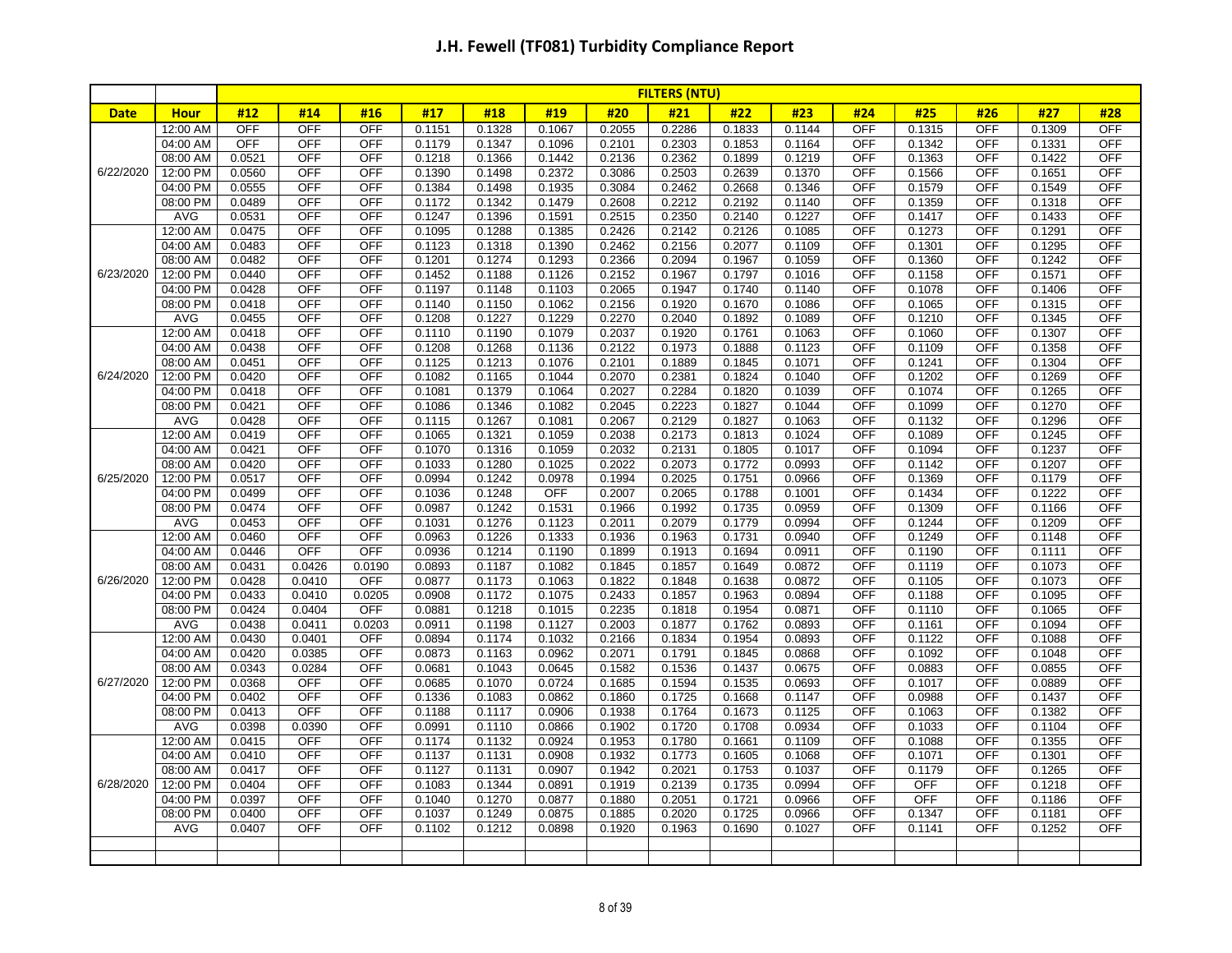# J.H. Fewell (TF081) Turbidity Compliance Report

| | | FILTERS (NTU) | | | | | | | | | | | | | | |
|---|---|---|---|---|---|---|---|---|---|---|---|---|---|---|---|---|
| **Date** | **Hour** | **#12** | **#14** | **#16** | **#17** | **#18** | **#19** | **#20** | **#21** | **#22** | **#23** | **#24** | **#25** | **#26** | **#27** | **#28** |
| 6/22/2020 | 12:00 AM | OFF | OFF | OFF | 0.1151 | 0.1328 | 0.1067 | 0.2055 | 0.2286 | 0.1833 | 0.1144 | OFF | 0.1315 | OFF | 0.1309 | OFF |
| | 04:00 AM | OFF | OFF | OFF | 0.1179 | 0.1347 | 0.1096 | 0.2101 | 0.2303 | 0.1853 | 0.1164 | OFF | 0.1342 | OFF | 0.1331 | OFF |
| | 08:00 AM | 0.0521 | OFF | OFF | 0.1218 | 0.1366 | 0.1442 | 0.2136 | 0.2362 | 0.1899 | 0.1219 | OFF | 0.1363 | OFF | 0.1422 | OFF |
| | 12:00 PM | 0.0560 | OFF | OFF | 0.1390 | 0.1498 | 0.2372 | 0.3086 | 0.2503 | 0.2639 | 0.1370 | OFF | 0.1566 | OFF | 0.1651 | OFF |
| | 04:00 PM | 0.0555 | OFF | OFF | 0.1384 | 0.1498 | 0.1935 | 0.3084 | 0.2462 | 0.2668 | 0.1346 | OFF | 0.1579 | OFF | 0.1549 | OFF |
| | 08:00 PM | 0.0489 | OFF | OFF | 0.1172 | 0.1342 | 0.1479 | 0.2608 | 0.2212 | 0.2192 | 0.1140 | OFF | 0.1359 | OFF | 0.1318 | OFF |
| | AVG | 0.0531 | OFF | OFF | 0.1247 | 0.1396 | 0.1591 | 0.2515 | 0.2350 | 0.2140 | 0.1227 | OFF | 0.1417 | OFF | 0.1433 | OFF |
| 6/23/2020 | 12:00 AM | 0.0475 | OFF | OFF | 0.1095 | 0.1288 | 0.1385 | 0.2426 | 0.2142 | 0.2126 | 0.1085 | OFF | 0.1273 | OFF | 0.1291 | OFF |
| | 04:00 AM | 0.0483 | OFF | OFF | 0.1123 | 0.1318 | 0.1390 | 0.2462 | 0.2156 | 0.2077 | 0.1109 | OFF | 0.1301 | OFF | 0.1295 | OFF |
| | 08:00 AM | 0.0482 | OFF | OFF | 0.1201 | 0.1274 | 0.1293 | 0.2366 | 0.2094 | 0.1967 | 0.1059 | OFF | 0.1360 | OFF | 0.1242 | OFF |
| | 12:00 PM | 0.0440 | OFF | OFF | 0.1452 | 0.1188 | 0.1126 | 0.2152 | 0.1967 | 0.1797 | 0.1016 | OFF | 0.1158 | OFF | 0.1571 | OFF |
| | 04:00 PM | 0.0428 | OFF | OFF | 0.1197 | 0.1148 | 0.1103 | 0.2065 | 0.1947 | 0.1740 | 0.1140 | OFF | 0.1078 | OFF | 0.1406 | OFF |
| | 08:00 PM | 0.0418 | OFF | OFF | 0.1140 | 0.1150 | 0.1062 | 0.2156 | 0.1920 | 0.1670 | 0.1086 | OFF | 0.1065 | OFF | 0.1315 | OFF |
| | AVG | 0.0455 | OFF | OFF | 0.1208 | 0.1227 | 0.1229 | 0.2270 | 0.2040 | 0.1892 | 0.1089 | OFF | 0.1210 | OFF | 0.1345 | OFF |
| 6/24/2020 | 12:00 AM | 0.0418 | OFF | OFF | 0.1110 | 0.1190 | 0.1079 | 0.2037 | 0.1920 | 0.1761 | 0.1063 | OFF | 0.1060 | OFF | 0.1307 | OFF |
| | 04:00 AM | 0.0438 | OFF | OFF | 0.1208 | 0.1268 | 0.1136 | 0.2122 | 0.1973 | 0.1888 | 0.1123 | OFF | 0.1109 | OFF | 0.1358 | OFF |
| | 08:00 AM | 0.0451 | OFF | OFF | 0.1125 | 0.1213 | 0.1076 | 0.2101 | 0.1889 | 0.1845 | 0.1071 | OFF | 0.1241 | OFF | 0.1304 | OFF |
| | 12:00 PM | 0.0420 | OFF | OFF | 0.1082 | 0.1165 | 0.1044 | 0.2070 | 0.2381 | 0.1824 | 0.1040 | OFF | 0.1202 | OFF | 0.1269 | OFF |
| | 04:00 PM | 0.0418 | OFF | OFF | 0.1081 | 0.1379 | 0.1064 | 0.2027 | 0.2284 | 0.1820 | 0.1039 | OFF | 0.1074 | OFF | 0.1265 | OFF |
| | 08:00 PM | 0.0421 | OFF | OFF | 0.1086 | 0.1346 | 0.1082 | 0.2045 | 0.2223 | 0.1827 | 0.1044 | OFF | 0.1099 | OFF | 0.1270 | OFF |
| | AVG | 0.0428 | OFF | OFF | 0.1115 | 0.1267 | 0.1081 | 0.2067 | 0.2129 | 0.1827 | 0.1063 | OFF | 0.1132 | OFF | 0.1296 | OFF |
| 6/25/2020 | 12:00 AM | 0.0419 | OFF | OFF | 0.1065 | 0.1321 | 0.1059 | 0.2038 | 0.2173 | 0.1813 | 0.1024 | OFF | 0.1089 | OFF | 0.1245 | OFF |
| | 04:00 AM | 0.0421 | OFF | OFF | 0.1070 | 0.1316 | 0.1059 | 0.2032 | 0.2131 | 0.1805 | 0.1017 | OFF | 0.1094 | OFF | 0.1237 | OFF |
| | 08:00 AM | 0.0420 | OFF | OFF | 0.1033 | 0.1280 | 0.1025 | 0.2022 | 0.2073 | 0.1772 | 0.0993 | OFF | 0.1142 | OFF | 0.1207 | OFF |
| | 12:00 PM | 0.0517 | OFF | OFF | 0.0994 | 0.1242 | 0.0978 | 0.1994 | 0.2025 | 0.1751 | 0.0966 | OFF | 0.1369 | OFF | 0.1179 | OFF |
| | 04:00 PM | 0.0499 | OFF | OFF | 0.1036 | 0.1248 | OFF | 0.2007 | 0.2065 | 0.1788 | 0.1001 | OFF | 0.1434 | OFF | 0.1222 | OFF |
| | 08:00 PM | 0.0474 | OFF | OFF | 0.0987 | 0.1242 | 0.1531 | 0.1966 | 0.1992 | 0.1735 | 0.0959 | OFF | 0.1309 | OFF | 0.1166 | OFF |
| | AVG | 0.0453 | OFF | OFF | 0.1031 | 0.1276 | 0.1123 | 0.2011 | 0.2079 | 0.1779 | 0.0994 | OFF | 0.1244 | OFF | 0.1209 | OFF |
| 6/26/2020 | 12:00 AM | 0.0460 | OFF | OFF | 0.0963 | 0.1226 | 0.1333 | 0.1936 | 0.1963 | 0.1731 | 0.0940 | OFF | 0.1249 | OFF | 0.1148 | OFF |
| | 04:00 AM | 0.0446 | OFF | OFF | 0.0936 | 0.1214 | 0.1190 | 0.1899 | 0.1913 | 0.1694 | 0.0911 | OFF | 0.1190 | OFF | 0.1111 | OFF |
| | 08:00 AM | 0.0431 | 0.0426 | 0.0190 | 0.0893 | 0.1187 | 0.1082 | 0.1845 | 0.1857 | 0.1649 | 0.0872 | OFF | 0.1119 | OFF | 0.1073 | OFF |
| | 12:00 PM | 0.0428 | 0.0410 | OFF | 0.0877 | 0.1173 | 0.1063 | 0.1822 | 0.1848 | 0.1638 | 0.0872 | OFF | 0.1105 | OFF | 0.1073 | OFF |
| | 04:00 PM | 0.0433 | 0.0410 | 0.0205 | 0.0908 | 0.1172 | 0.1075 | 0.2433 | 0.1857 | 0.1963 | 0.0894 | OFF | 0.1188 | OFF | 0.1095 | OFF |
| | 08:00 PM | 0.0424 | 0.0404 | OFF | 0.0881 | 0.1218 | 0.1015 | 0.2235 | 0.1818 | 0.1954 | 0.0871 | OFF | 0.1110 | OFF | 0.1065 | OFF |
| | AVG | 0.0438 | 0.0411 | 0.0203 | 0.0911 | 0.1198 | 0.1127 | 0.2003 | 0.1877 | 0.1762 | 0.0893 | OFF | 0.1161 | OFF | 0.1094 | OFF |
| 6/27/2020 | 12:00 AM | 0.0430 | 0.0401 | OFF | 0.0894 | 0.1174 | 0.1032 | 0.2166 | 0.1834 | 0.1954 | 0.0893 | OFF | 0.1122 | OFF | 0.1088 | OFF |
| | 04:00 AM | 0.0420 | 0.0385 | OFF | 0.0873 | 0.1163 | 0.0962 | 0.2071 | 0.1791 | 0.1845 | 0.0868 | OFF | 0.1092 | OFF | 0.1048 | OFF |
| | 08:00 AM | 0.0343 | 0.0284 | OFF | 0.0681 | 0.1043 | 0.0645 | 0.1582 | 0.1536 | 0.1437 | 0.0675 | OFF | 0.0883 | OFF | 0.0855 | OFF |
| | 12:00 PM | 0.0368 | OFF | OFF | 0.0685 | 0.1070 | 0.0724 | 0.1685 | 0.1594 | 0.1535 | 0.0693 | OFF | 0.1017 | OFF | 0.0889 | OFF |
| | 04:00 PM | 0.0402 | OFF | OFF | 0.1336 | 0.1083 | 0.0862 | 0.1860 | 0.1725 | 0.1668 | 0.1147 | OFF | 0.0988 | OFF | 0.1437 | OFF |
| | 08:00 PM | 0.0413 | OFF | OFF | 0.1188 | 0.1117 | 0.0906 | 0.1938 | 0.1764 | 0.1673 | 0.1125 | OFF | 0.1063 | OFF | 0.1382 | OFF |
| | AVG | 0.0398 | 0.0390 | OFF | 0.0991 | 0.1110 | 0.0866 | 0.1902 | 0.1720 | 0.1708 | 0.0934 | OFF | 0.1033 | OFF | 0.1104 | OFF |
| 6/28/2020 | 12:00 AM | 0.0415 | OFF | OFF | 0.1174 | 0.1132 | 0.0924 | 0.1953 | 0.1780 | 0.1661 | 0.1109 | OFF | 0.1088 | OFF | 0.1355 | OFF |
| | 04:00 AM | 0.0410 | OFF | OFF | 0.1137 | 0.1131 | 0.0908 | 0.1932 | 0.1773 | 0.1605 | 0.1068 | OFF | 0.1071 | OFF | 0.1301 | OFF |
| | 08:00 AM | 0.0417 | OFF | OFF | 0.1127 | 0.1131 | 0.0907 | 0.1942 | 0.2021 | 0.1753 | 0.1037 | OFF | 0.1179 | OFF | 0.1265 | OFF |
| | 12:00 PM | 0.0404 | OFF | OFF | 0.1083 | 0.1344 | 0.0891 | 0.1919 | 0.2139 | 0.1735 | 0.0994 | OFF | OFF | OFF | 0.1218 | OFF |
| | 04:00 PM | 0.0397 | OFF | OFF | 0.1040 | 0.1270 | 0.0877 | 0.1880 | 0.2051 | 0.1721 | 0.0966 | OFF | OFF | OFF | 0.1186 | OFF |
| | 08:00 PM | 0.0400 | OFF | OFF | 0.1037 | 0.1249 | 0.0875 | 0.1885 | 0.2020 | 0.1725 | 0.0966 | OFF | 0.1347 | OFF | 0.1181 | OFF |
| | AVG | 0.0407 | OFF | OFF | 0.1102 | 0.1212 | 0.0898 | 0.1920 | 0.1963 | 0.1690 | 0.1027 | OFF | 0.1141 | OFF | 0.1252 | OFF |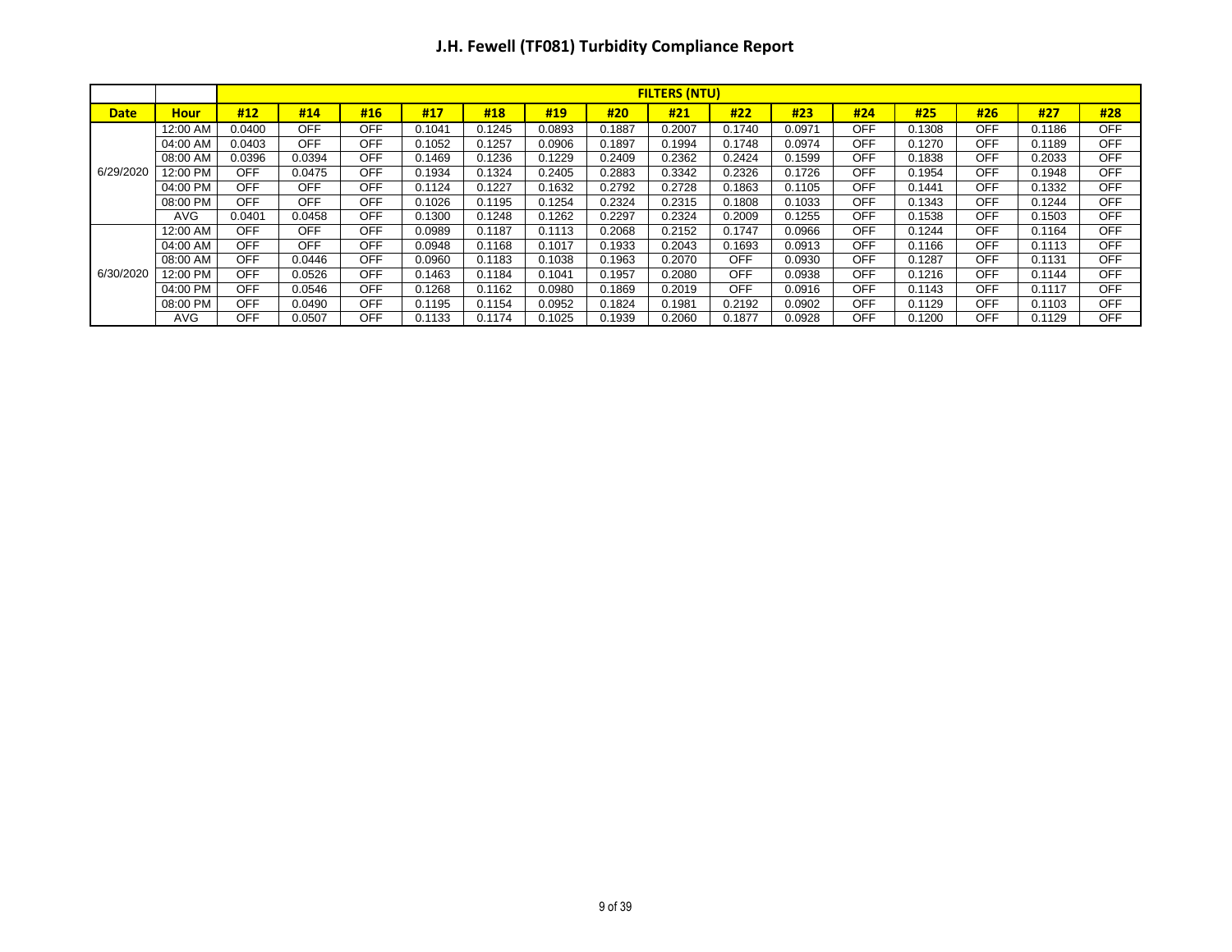# J.H. Fewell (TF081) Turbidity Compliance Report

| | | FILTERS (NTU) | | | | | | | | | | | | | | |
|---|---|---|---|---|---|---|---|---|---|---|---|---|---|---|---|---|
| **Date** | **Hour** | **#12** | **#14** | **#16** | **#17** | **#18** | **#19** | **#20** | **#21** | **#22** | **#23** | **#24** | **#25** | **#26** | **#27** | **#28** |
| 6/29/2020 | 12:00 AM | 0.0400 | OFF | OFF | 0.1041 | 0.1245 | 0.0893 | 0.1887 | 0.2007 | 0.1740 | 0.0971 | OFF | 0.1308 | OFF | 0.1186 | OFF |
| | 04:00 AM | 0.0403 | OFF | OFF | 0.1052 | 0.1257 | 0.0906 | 0.1897 | 0.1994 | 0.1748 | 0.0974 | OFF | 0.1270 | OFF | 0.1189 | OFF |
| | 08:00 AM | 0.0396 | 0.0394 | OFF | 0.1469 | 0.1236 | 0.1229 | 0.2409 | 0.2362 | 0.2424 | 0.1599 | OFF | 0.1838 | OFF | 0.2033 | OFF |
| | 12:00 PM | OFF | 0.0475 | OFF | 0.1934 | 0.1324 | 0.2405 | 0.2883 | 0.3342 | 0.2326 | 0.1726 | OFF | 0.1954 | OFF | 0.1948 | OFF |
| | 04:00 PM | OFF | OFF | OFF | 0.1124 | 0.1227 | 0.1632 | 0.2792 | 0.2728 | 0.1863 | 0.1105 | OFF | 0.1441 | OFF | 0.1332 | OFF |
| | 08:00 PM | OFF | OFF | OFF | 0.1026 | 0.1195 | 0.1254 | 0.2324 | 0.2315 | 0.1808 | 0.1033 | OFF | 0.1343 | OFF | 0.1244 | OFF |
| | AVG | 0.0401 | 0.0458 | OFF | 0.1300 | 0.1248 | 0.1262 | 0.2297 | 0.2324 | 0.2009 | 0.1255 | OFF | 0.1538 | OFF | 0.1503 | OFF |
| 6/30/2020 | 12:00 AM | OFF | OFF | OFF | 0.0989 | 0.1187 | 0.1113 | 0.2068 | 0.2152 | 0.1747 | 0.0966 | OFF | 0.1244 | OFF | 0.1164 | OFF |
| | 04:00 AM | OFF | OFF | OFF | 0.0948 | 0.1168 | 0.1017 | 0.1933 | 0.2043 | 0.1693 | 0.0913 | OFF | 0.1166 | OFF | 0.1113 | OFF |
| | 08:00 AM | OFF | 0.0446 | OFF | 0.0960 | 0.1183 | 0.1038 | 0.1963 | 0.2070 | OFF | 0.0930 | OFF | 0.1287 | OFF | 0.1131 | OFF |
| | 12:00 PM | OFF | 0.0526 | OFF | 0.1463 | 0.1184 | 0.1041 | 0.1957 | 0.2080 | OFF | 0.0938 | OFF | 0.1216 | OFF | 0.1144 | OFF |
| | 04:00 PM | OFF | 0.0546 | OFF | 0.1268 | 0.1162 | 0.0980 | 0.1869 | 0.2019 | OFF | 0.0916 | OFF | 0.1143 | OFF | 0.1117 | OFF |
| | 08:00 PM | OFF | 0.0490 | OFF | 0.1195 | 0.1154 | 0.0952 | 0.1824 | 0.1981 | 0.2192 | 0.0902 | OFF | 0.1129 | OFF | 0.1103 | OFF |
| | AVG | OFF | 0.0507 | OFF | 0.1133 | 0.1174 | 0.1025 | 0.1939 | 0.2060 | 0.1877 | 0.0928 | OFF | 0.1200 | OFF | 0.1129 | OFF |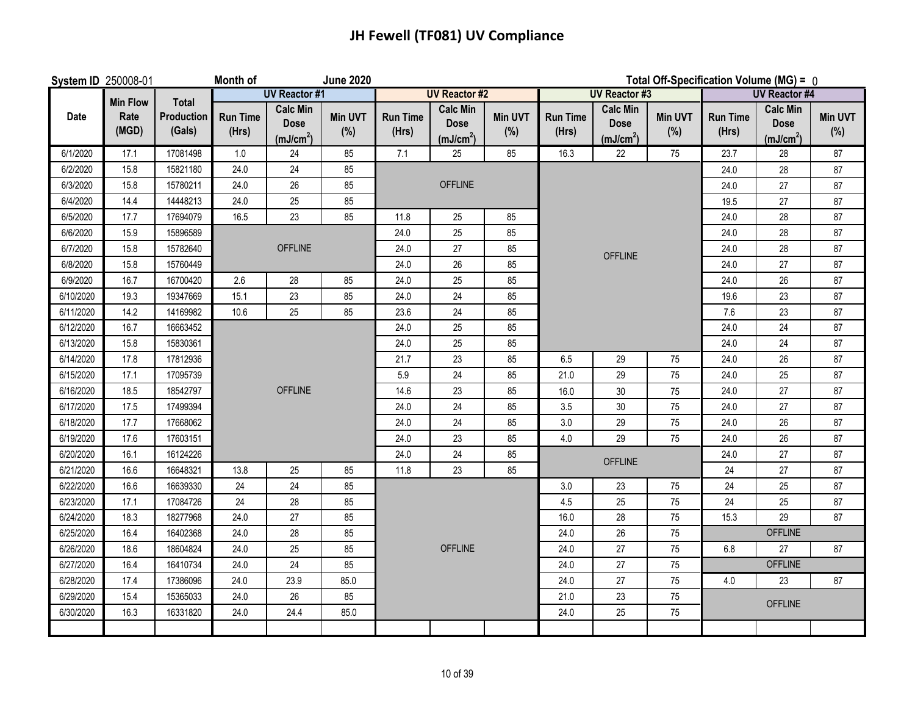# JH Fewell (TF081) UV Compliance

**System ID** 250008-01 **Month of** **June 2020** **Total Off-Specification Volume (MG) =** 0

| Date | Min Flow Rate (MGD) | Total Production (Gals) | UV Reactor #1 | | | UV Reactor #2 | | | UV Reactor #3 | | | UV Reactor #4 | | |
|---|---|---|---|---|---|---|---|---|---|---|---|---|---|---|
| | | | Run Time (Hrs) | Calc Min Dose (mJ/cm$^2$) | Min UVT (%) | Run Time (Hrs) | Calc Min Dose (mJ/cm$^2$) | Min UVT (%) | Run Time (Hrs) | Calc Min Dose (mJ/cm$^2$) | Min UVT (%) | Run Time (Hrs) | Calc Min Dose (mJ/cm$^2$) | Min UVT (%) |
| 6/1/2020 | 17.1 | 17081498 | 1.0 | 24 | 85 | 7.1 | 25 | 85 | 16.3 | 22 | 75 | 23.7 | 28 | 87 |
| 6/2/2020 | 15.8 | 15821180 | 24.0 | 24 | 85 | OFFLINE | | | OFFLINE | | | 24.0 | 28 | 87 |
| 6/3/2020 | 15.8 | 15780211 | 24.0 | 26 | 85 | OFFLINE | | | OFFLINE | | | 24.0 | 27 | 87 |
| 6/4/2020 | 14.4 | 14448213 | 24.0 | 25 | 85 | OFFLINE | | | OFFLINE | | | 19.5 | 27 | 87 |
| 6/5/2020 | 17.7 | 17694079 | 16.5 | 23 | 85 | 11.8 | 25 | 85 | OFFLINE | | | 24.0 | 28 | 87 |
| 6/6/2020 | 15.9 | 15896589 | OFFLINE | | | 24.0 | 25 | 85 | OFFLINE | | | 24.0 | 28 | 87 |
| 6/7/2020 | 15.8 | 15782640 | OFFLINE | | | 24.0 | 27 | 85 | OFFLINE | | | 24.0 | 28 | 87 |
| 6/8/2020 | 15.8 | 15760449 | OFFLINE | | | 24.0 | 26 | 85 | OFFLINE | | | 24.0 | 27 | 87 |
| 6/9/2020 | 16.7 | 16700420 | 2.6 | 28 | 85 | 24.0 | 25 | 85 | OFFLINE | | | 24.0 | 26 | 87 |
| 6/10/2020 | 19.3 | 19347669 | 15.1 | 23 | 85 | 24.0 | 24 | 85 | OFFLINE | | | 19.6 | 23 | 87 |
| 6/11/2020 | 14.2 | 14169982 | 10.6 | 25 | 85 | 23.6 | 24 | 85 | OFFLINE | | | 7.6 | 23 | 87 |
| 6/12/2020 | 16.7 | 16663452 | OFFLINE | | | 24.0 | 25 | 85 | OFFLINE | | | 24.0 | 24 | 87 |
| 6/13/2020 | 15.8 | 15830361 | OFFLINE | | | 24.0 | 25 | 85 | OFFLINE | | | 24.0 | 24 | 87 |
| 6/14/2020 | 17.8 | 17812936 | OFFLINE | | | 21.7 | 23 | 85 | 6.5 | 29 | 75 | 24.0 | 26 | 87 |
| 6/15/2020 | 17.1 | 17095739 | OFFLINE | | | 5.9 | 24 | 85 | 21.0 | 29 | 75 | 24.0 | 25 | 87 |
| 6/16/2020 | 18.5 | 18542797 | OFFLINE | | | 14.6 | 23 | 85 | 16.0 | 30 | 75 | 24.0 | 27 | 87 |
| 6/17/2020 | 17.5 | 17499394 | OFFLINE | | | 24.0 | 24 | 85 | 3.5 | 30 | 75 | 24.0 | 27 | 87 |
| 6/18/2020 | 17.7 | 17668062 | OFFLINE | | | 24.0 | 24 | 85 | 3.0 | 29 | 75 | 24.0 | 26 | 87 |
| 6/19/2020 | 17.6 | 17603151 | OFFLINE | | | 24.0 | 23 | 85 | 4.0 | 29 | 75 | 24.0 | 26 | 87 |
| 6/20/2020 | 16.1 | 16124226 | OFFLINE | | | 24.0 | 24 | 85 | OFFLINE | | | 24.0 | 27 | 87 |
| 6/21/2020 | 16.6 | 16648321 | 13.8 | 25 | 85 | 11.8 | 23 | 85 | OFFLINE | | | 24 | 27 | 87 |
| 6/22/2020 | 16.6 | 16639330 | 24 | 24 | 85 | OFFLINE | | | 3.0 | 23 | 75 | 24 | 25 | 87 |
| 6/23/2020 | 17.1 | 17084726 | 24 | 28 | 85 | OFFLINE | | | 4.5 | 25 | 75 | 24 | 25 | 87 |
| 6/24/2020 | 18.3 | 18277968 | 24.0 | 27 | 85 | OFFLINE | | | 16.0 | 28 | 75 | 15.3 | 29 | 87 |
| 6/25/2020 | 16.4 | 16402368 | 24.0 | 28 | 85 | OFFLINE | | | 24.0 | 26 | 75 | OFFLINE | | |
| 6/26/2020 | 18.6 | 18604824 | 24.0 | 25 | 85 | OFFLINE | | | 24.0 | 27 | 75 | 6.8 | 27 | 87 |
| 6/27/2020 | 16.4 | 16410734 | 24.0 | 24 | 85 | OFFLINE | | | 24.0 | 27 | 75 | OFFLINE | | |
| 6/28/2020 | 17.4 | 17386096 | 24.0 | 23.9 | 85.0 | OFFLINE | | | 24.0 | 27 | 75 | 4.0 | 23 | 87 |
| 6/29/2020 | 15.4 | 15365033 | 24.0 | 26 | 85 | OFFLINE | | | 21.0 | 23 | 75 | OFFLINE | | |
| 6/30/2020 | 16.3 | 16331820 | 24.0 | 24.4 | 85.0 | OFFLINE | | | 24.0 | 25 | 75 | OFFLINE | | |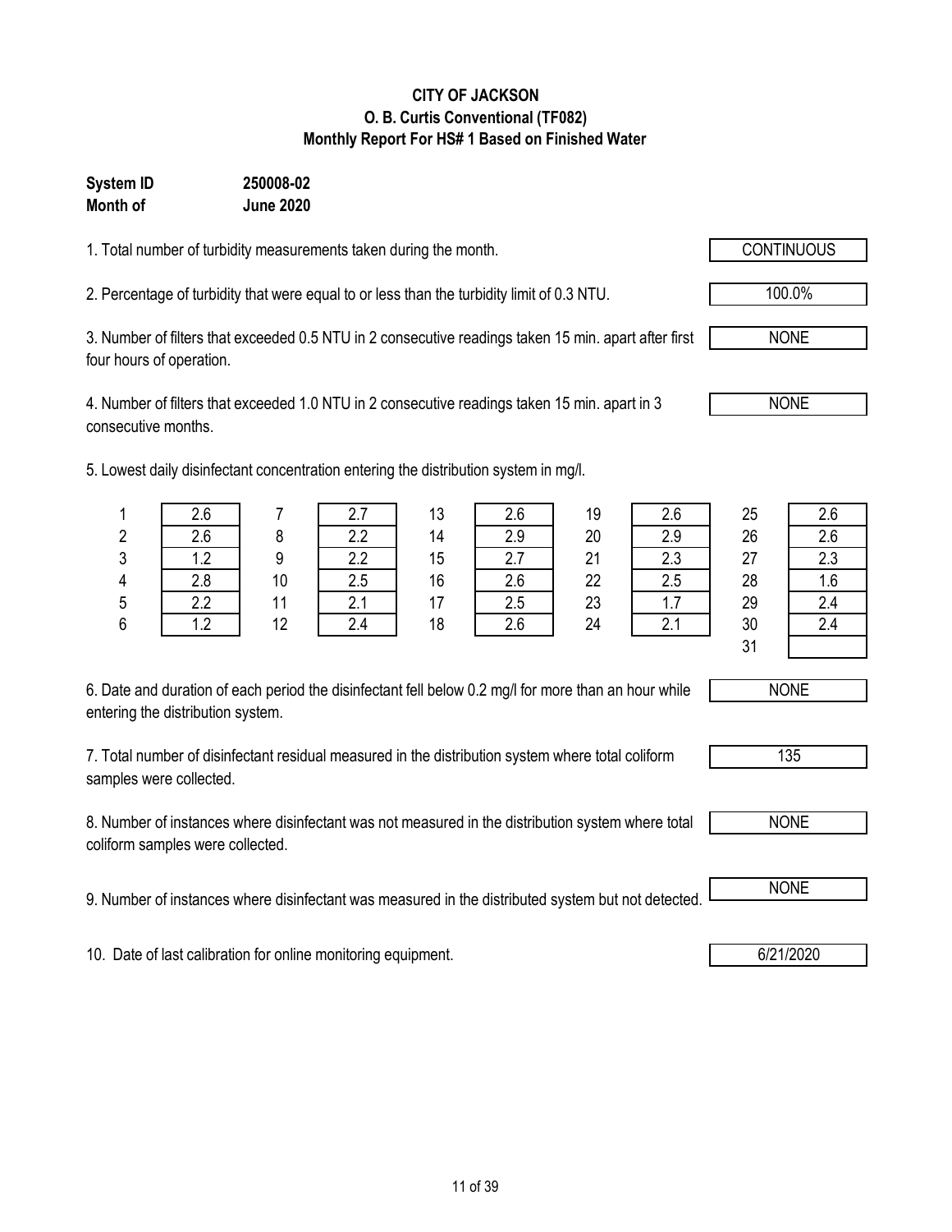**CITY OF JACKSON**
**O. B. Curtis Conventional (TF082)**
**Monthly Report For HS# 1 Based on Finished Water**

**System ID** 250008-02
**Month of** June 2020

1. Total number of turbidity measurements taken during the month. CONTINUOUS

2. Percentage of turbidity that were equal to or less than the turbidity limit of 0.3 NTU. 100.0%

3. Number of filters that exceeded 0.5 NTU in 2 consecutive readings taken 15 min. apart after first four hours of operation. NONE

4. Number of filters that exceeded 1.0 NTU in 2 consecutive readings taken 15 min. apart in 3 consecutive months. NONE

5. Lowest daily disinfectant concentration entering the distribution system in mg/l.

| Day | mg/l | Day | mg/l | Day | mg/l | Day | mg/l | Day | mg/l |
|---|---|---|---|---|---|---|---|---|---|
| 1 | 2.6 | 7 | 2.7 | 13 | 2.6 | 19 | 2.6 | 25 | 2.6 |
| 2 | 2.6 | 8 | 2.2 | 14 | 2.9 | 20 | 2.9 | 26 | 2.6 |
| 3 | 1.2 | 9 | 2.2 | 15 | 2.7 | 21 | 2.3 | 27 | 2.3 |
| 4 | 2.8 | 10 | 2.5 | 16 | 2.6 | 22 | 2.5 | 28 | 1.6 |
| 5 | 2.2 | 11 | 2.1 | 17 | 2.5 | 23 | 1.7 | 29 | 2.4 |
| 6 | 1.2 | 12 | 2.4 | 18 | 2.6 | 24 | 2.1 | 30 | 2.4 |
| | | | | | | | | 31 | |

6. Date and duration of each period the disinfectant fell below 0.2 mg/l for more than an hour while entering the distribution system. NONE

7. Total number of disinfectant residual measured in the distribution system where total coliform samples were collected. 135

8. Number of instances where disinfectant was not measured in the distribution system where total coliform samples were collected. NONE

9. Number of instances where disinfectant was measured in the distributed system but not detected. NONE

10. Date of last calibration for online monitoring equipment. 6/21/2020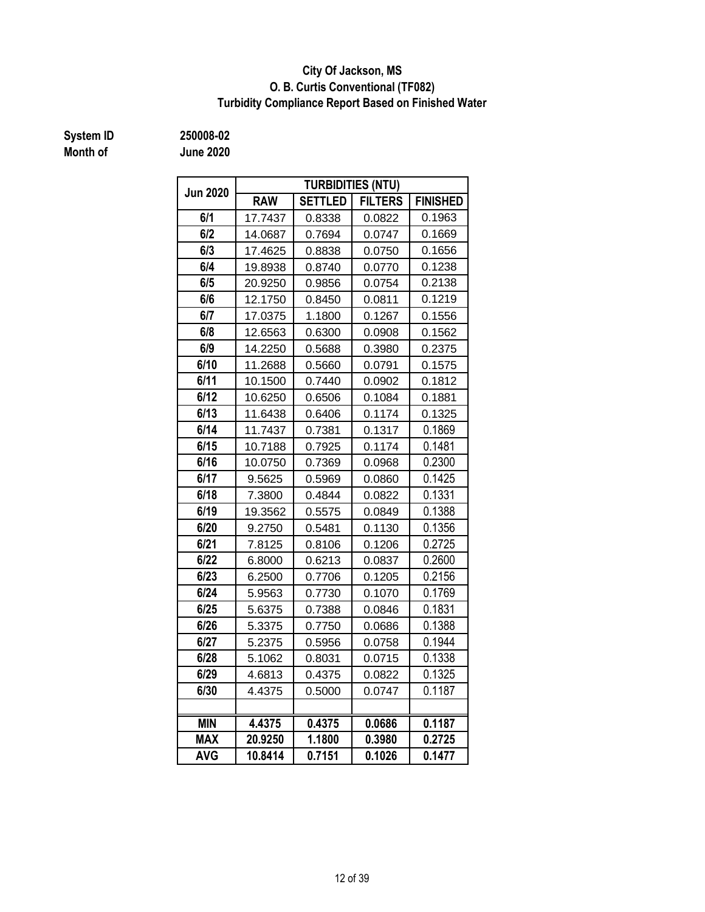**City Of Jackson, MS**
**O. B. Curtis Conventional (TF082)**
**Turbidity Compliance Report Based on Finished Water**

**System ID** 250008-02
**Month of** June 2020

| Jun 2020 | TURBIDITIES (NTU) | | | |
|---|---|---|---|---|
| | RAW | SETTLED | FILTERS | FINISHED |
| 6/1 | 17.7437 | 0.8338 | 0.0822 | 0.1963 |
| 6/2 | 14.0687 | 0.7694 | 0.0747 | 0.1669 |
| 6/3 | 17.4625 | 0.8838 | 0.0750 | 0.1656 |
| 6/4 | 19.8938 | 0.8740 | 0.0770 | 0.1238 |
| 6/5 | 20.9250 | 0.9856 | 0.0754 | 0.2138 |
| 6/6 | 12.1750 | 0.8450 | 0.0811 | 0.1219 |
| 6/7 | 17.0375 | 1.1800 | 0.1267 | 0.1556 |
| 6/8 | 12.6563 | 0.6300 | 0.0908 | 0.1562 |
| 6/9 | 14.2250 | 0.5688 | 0.3980 | 0.2375 |
| 6/10 | 11.2688 | 0.5660 | 0.0791 | 0.1575 |
| 6/11 | 10.1500 | 0.7440 | 0.0902 | 0.1812 |
| 6/12 | 10.6250 | 0.6506 | 0.1084 | 0.1881 |
| 6/13 | 11.6438 | 0.6406 | 0.1174 | 0.1325 |
| 6/14 | 11.7437 | 0.7381 | 0.1317 | 0.1869 |
| 6/15 | 10.7188 | 0.7925 | 0.1174 | 0.1481 |
| 6/16 | 10.0750 | 0.7369 | 0.0968 | 0.2300 |
| 6/17 | 9.5625 | 0.5969 | 0.0860 | 0.1425 |
| 6/18 | 7.3800 | 0.4844 | 0.0822 | 0.1331 |
| 6/19 | 19.3562 | 0.5575 | 0.0849 | 0.1388 |
| 6/20 | 9.2750 | 0.5481 | 0.1130 | 0.1356 |
| 6/21 | 7.8125 | 0.8106 | 0.1206 | 0.2725 |
| 6/22 | 6.8000 | 0.6213 | 0.0837 | 0.2600 |
| 6/23 | 6.2500 | 0.7706 | 0.1205 | 0.2156 |
| 6/24 | 5.9563 | 0.7730 | 0.1070 | 0.1769 |
| 6/25 | 5.6375 | 0.7388 | 0.0846 | 0.1831 |
| 6/26 | 5.3375 | 0.7750 | 0.0686 | 0.1388 |
| 6/27 | 5.2375 | 0.5956 | 0.0758 | 0.1944 |
| 6/28 | 5.1062 | 0.8031 | 0.0715 | 0.1338 |
| 6/29 | 4.6813 | 0.4375 | 0.0822 | 0.1325 |
| 6/30 | 4.4375 | 0.5000 | 0.0747 | 0.1187 |
| | | | | |
| **MIN** | **4.4375** | **0.4375** | **0.0686** | **0.1187** |
| **MAX** | **20.9250** | **1.1800** | **0.3980** | **0.2725** |
| **AVG** | **10.8414** | **0.7151** | **0.1026** | **0.1477** |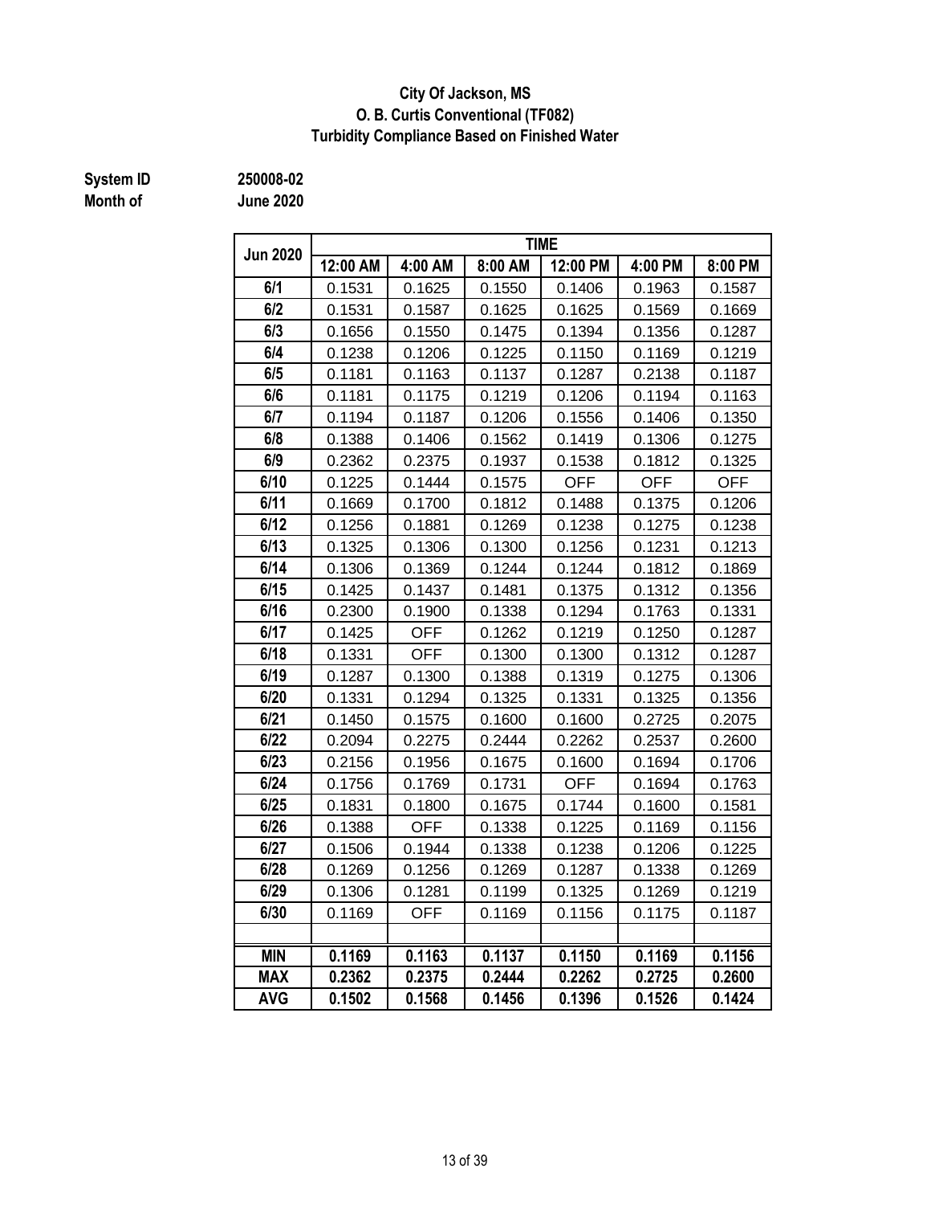# City Of Jackson, MS
## O. B. Curtis Conventional (TF082)
## Turbidity Compliance Based on Finished Water

**System ID** 250008-02
**Month of** June 2020

| Jun 2020 | TIME | | | | | |
|---|---|---|---|---|---|---|
| | 12:00 AM | 4:00 AM | 8:00 AM | 12:00 PM | 4:00 PM | 8:00 PM |
| 6/1 | 0.1531 | 0.1625 | 0.1550 | 0.1406 | 0.1963 | 0.1587 |
| 6/2 | 0.1531 | 0.1587 | 0.1625 | 0.1625 | 0.1569 | 0.1669 |
| 6/3 | 0.1656 | 0.1550 | 0.1475 | 0.1394 | 0.1356 | 0.1287 |
| 6/4 | 0.1238 | 0.1206 | 0.1225 | 0.1150 | 0.1169 | 0.1219 |
| 6/5 | 0.1181 | 0.1163 | 0.1137 | 0.1287 | 0.2138 | 0.1187 |
| 6/6 | 0.1181 | 0.1175 | 0.1219 | 0.1206 | 0.1194 | 0.1163 |
| 6/7 | 0.1194 | 0.1187 | 0.1206 | 0.1556 | 0.1406 | 0.1350 |
| 6/8 | 0.1388 | 0.1406 | 0.1562 | 0.1419 | 0.1306 | 0.1275 |
| 6/9 | 0.2362 | 0.2375 | 0.1937 | 0.1538 | 0.1812 | 0.1325 |
| 6/10 | 0.1225 | 0.1444 | 0.1575 | OFF | OFF | OFF |
| 6/11 | 0.1669 | 0.1700 | 0.1812 | 0.1488 | 0.1375 | 0.1206 |
| 6/12 | 0.1256 | 0.1881 | 0.1269 | 0.1238 | 0.1275 | 0.1238 |
| 6/13 | 0.1325 | 0.1306 | 0.1300 | 0.1256 | 0.1231 | 0.1213 |
| 6/14 | 0.1306 | 0.1369 | 0.1244 | 0.1244 | 0.1812 | 0.1869 |
| 6/15 | 0.1425 | 0.1437 | 0.1481 | 0.1375 | 0.1312 | 0.1356 |
| 6/16 | 0.2300 | 0.1900 | 0.1338 | 0.1294 | 0.1763 | 0.1331 |
| 6/17 | 0.1425 | OFF | 0.1262 | 0.1219 | 0.1250 | 0.1287 |
| 6/18 | 0.1331 | OFF | 0.1300 | 0.1300 | 0.1312 | 0.1287 |
| 6/19 | 0.1287 | 0.1300 | 0.1388 | 0.1319 | 0.1275 | 0.1306 |
| 6/20 | 0.1331 | 0.1294 | 0.1325 | 0.1331 | 0.1325 | 0.1356 |
| 6/21 | 0.1450 | 0.1575 | 0.1600 | 0.1600 | 0.2725 | 0.2075 |
| 6/22 | 0.2094 | 0.2275 | 0.2444 | 0.2262 | 0.2537 | 0.2600 |
| 6/23 | 0.2156 | 0.1956 | 0.1675 | 0.1600 | 0.1694 | 0.1706 |
| 6/24 | 0.1756 | 0.1769 | 0.1731 | OFF | 0.1694 | 0.1763 |
| 6/25 | 0.1831 | 0.1800 | 0.1675 | 0.1744 | 0.1600 | 0.1581 |
| 6/26 | 0.1388 | OFF | 0.1338 | 0.1225 | 0.1169 | 0.1156 |
| 6/27 | 0.1506 | 0.1944 | 0.1338 | 0.1238 | 0.1206 | 0.1225 |
| 6/28 | 0.1269 | 0.1256 | 0.1269 | 0.1287 | 0.1338 | 0.1269 |
| 6/29 | 0.1306 | 0.1281 | 0.1199 | 0.1325 | 0.1269 | 0.1219 |
| 6/30 | 0.1169 | OFF | 0.1169 | 0.1156 | 0.1175 | 0.1187 |
| | | | | | | |
| **MIN** | **0.1169** | **0.1163** | **0.1137** | **0.1150** | **0.1169** | **0.1156** |
| **MAX** | **0.2362** | **0.2375** | **0.2444** | **0.2262** | **0.2725** | **0.2600** |
| **AVG** | **0.1502** | **0.1568** | **0.1456** | **0.1396** | **0.1526** | **0.1424** |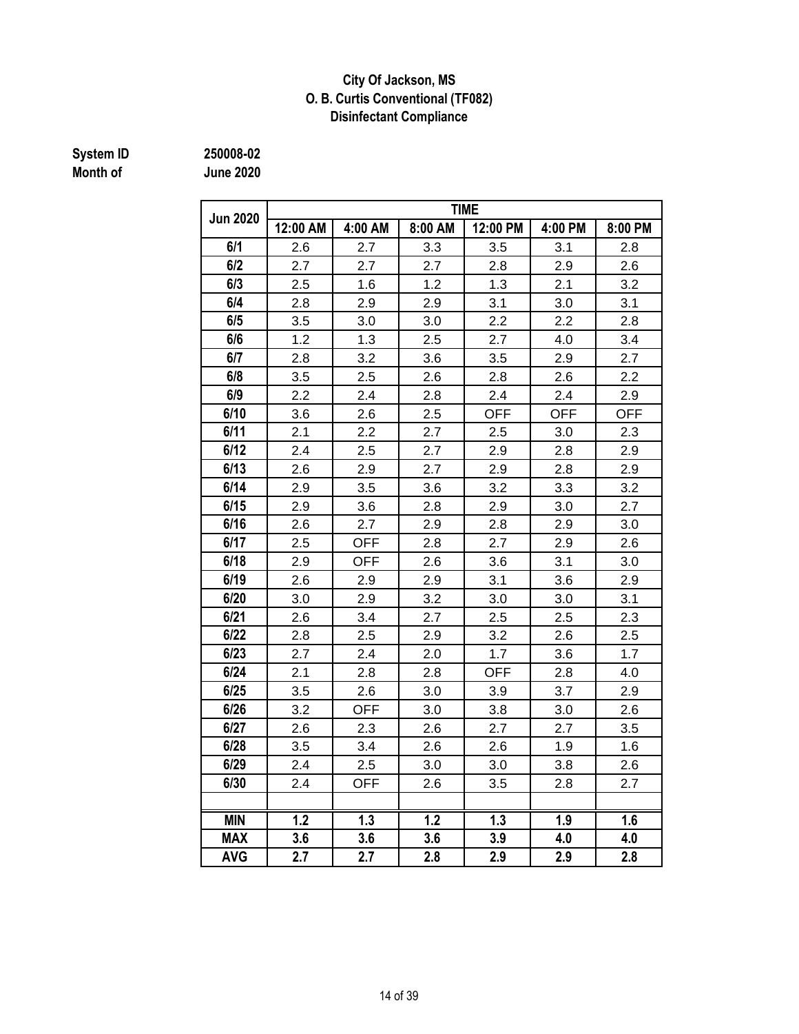**City Of Jackson, MS**
**O. B. Curtis Conventional (TF082)**
**Disinfectant Compliance**

**System ID** 250008-02
**Month of** June 2020

| Jun 2020 | TIME | | | | | |
|---|---|---|---|---|---|---|
| | 12:00 AM | 4:00 AM | 8:00 AM | 12:00 PM | 4:00 PM | 8:00 PM |
| 6/1 | 2.6 | 2.7 | 3.3 | 3.5 | 3.1 | 2.8 |
| 6/2 | 2.7 | 2.7 | 2.7 | 2.8 | 2.9 | 2.6 |
| 6/3 | 2.5 | 1.6 | 1.2 | 1.3 | 2.1 | 3.2 |
| 6/4 | 2.8 | 2.9 | 2.9 | 3.1 | 3.0 | 3.1 |
| 6/5 | 3.5 | 3.0 | 3.0 | 2.2 | 2.2 | 2.8 |
| 6/6 | 1.2 | 1.3 | 2.5 | 2.7 | 4.0 | 3.4 |
| 6/7 | 2.8 | 3.2 | 3.6 | 3.5 | 2.9 | 2.7 |
| 6/8 | 3.5 | 2.5 | 2.6 | 2.8 | 2.6 | 2.2 |
| 6/9 | 2.2 | 2.4 | 2.8 | 2.4 | 2.4 | 2.9 |
| 6/10 | 3.6 | 2.6 | 2.5 | OFF | OFF | OFF |
| 6/11 | 2.1 | 2.2 | 2.7 | 2.5 | 3.0 | 2.3 |
| 6/12 | 2.4 | 2.5 | 2.7 | 2.9 | 2.8 | 2.9 |
| 6/13 | 2.6 | 2.9 | 2.7 | 2.9 | 2.8 | 2.9 |
| 6/14 | 2.9 | 3.5 | 3.6 | 3.2 | 3.3 | 3.2 |
| 6/15 | 2.9 | 3.6 | 2.8 | 2.9 | 3.0 | 2.7 |
| 6/16 | 2.6 | 2.7 | 2.9 | 2.8 | 2.9 | 3.0 |
| 6/17 | 2.5 | OFF | 2.8 | 2.7 | 2.9 | 2.6 |
| 6/18 | 2.9 | OFF | 2.6 | 3.6 | 3.1 | 3.0 |
| 6/19 | 2.6 | 2.9 | 2.9 | 3.1 | 3.6 | 2.9 |
| 6/20 | 3.0 | 2.9 | 3.2 | 3.0 | 3.0 | 3.1 |
| 6/21 | 2.6 | 3.4 | 2.7 | 2.5 | 2.5 | 2.3 |
| 6/22 | 2.8 | 2.5 | 2.9 | 3.2 | 2.6 | 2.5 |
| 6/23 | 2.7 | 2.4 | 2.0 | 1.7 | 3.6 | 1.7 |
| 6/24 | 2.1 | 2.8 | 2.8 | OFF | 2.8 | 4.0 |
| 6/25 | 3.5 | 2.6 | 3.0 | 3.9 | 3.7 | 2.9 |
| 6/26 | 3.2 | OFF | 3.0 | 3.8 | 3.0 | 2.6 |
| 6/27 | 2.6 | 2.3 | 2.6 | 2.7 | 2.7 | 3.5 |
| 6/28 | 3.5 | 3.4 | 2.6 | 2.6 | 1.9 | 1.6 |
| 6/29 | 2.4 | 2.5 | 3.0 | 3.0 | 3.8 | 2.6 |
| 6/30 | 2.4 | OFF | 2.6 | 3.5 | 2.8 | 2.7 |
| | | | | | | |
| **MIN** | **1.2** | **1.3** | **1.2** | **1.3** | **1.9** | **1.6** |
| **MAX** | **3.6** | **3.6** | **3.6** | **3.9** | **4.0** | **4.0** |
| **AVG** | **2.7** | **2.7** | **2.8** | **2.9** | **2.9** | **2.8** |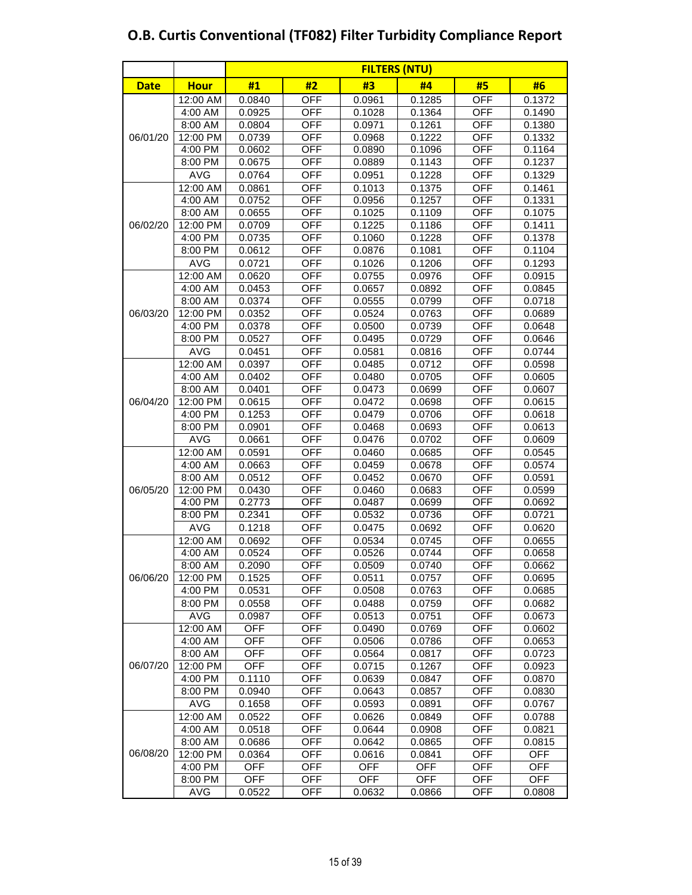# O.B. Curtis Conventional (TF082) Filter Turbidity Compliance Report

| | | FILTERS (NTU) | | | | | |
|---|---|---|---|---|---|---|---|
| **Date** | **Hour** | **#1** | **#2** | **#3** | **#4** | **#5** | **#6** |
| 06/01/20 | 12:00 AM | 0.0840 | OFF | 0.0961 | 0.1285 | OFF | 0.1372 |
| | 4:00 AM | 0.0925 | OFF | 0.1028 | 0.1364 | OFF | 0.1490 |
| | 8:00 AM | 0.0804 | OFF | 0.0971 | 0.1261 | OFF | 0.1380 |
| | 12:00 PM | 0.0739 | OFF | 0.0968 | 0.1222 | OFF | 0.1332 |
| | 4:00 PM | 0.0602 | OFF | 0.0890 | 0.1096 | OFF | 0.1164 |
| | 8:00 PM | 0.0675 | OFF | 0.0889 | 0.1143 | OFF | 0.1237 |
| | AVG | 0.0764 | OFF | 0.0951 | 0.1228 | OFF | 0.1329 |
| 06/02/20 | 12:00 AM | 0.0861 | OFF | 0.1013 | 0.1375 | OFF | 0.1461 |
| | 4:00 AM | 0.0752 | OFF | 0.0956 | 0.1257 | OFF | 0.1331 |
| | 8:00 AM | 0.0655 | OFF | 0.1025 | 0.1109 | OFF | 0.1075 |
| | 12:00 PM | 0.0709 | OFF | 0.1225 | 0.1186 | OFF | 0.1411 |
| | 4:00 PM | 0.0735 | OFF | 0.1060 | 0.1228 | OFF | 0.1378 |
| | 8:00 PM | 0.0612 | OFF | 0.0876 | 0.1081 | OFF | 0.1104 |
| | AVG | 0.0721 | OFF | 0.1026 | 0.1206 | OFF | 0.1293 |
| 06/03/20 | 12:00 AM | 0.0620 | OFF | 0.0755 | 0.0976 | OFF | 0.0915 |
| | 4:00 AM | 0.0453 | OFF | 0.0657 | 0.0892 | OFF | 0.0845 |
| | 8:00 AM | 0.0374 | OFF | 0.0555 | 0.0799 | OFF | 0.0718 |
| | 12:00 PM | 0.0352 | OFF | 0.0524 | 0.0763 | OFF | 0.0689 |
| | 4:00 PM | 0.0378 | OFF | 0.0500 | 0.0739 | OFF | 0.0648 |
| | 8:00 PM | 0.0527 | OFF | 0.0495 | 0.0729 | OFF | 0.0646 |
| | AVG | 0.0451 | OFF | 0.0581 | 0.0816 | OFF | 0.0744 |
| 06/04/20 | 12:00 AM | 0.0397 | OFF | 0.0485 | 0.0712 | OFF | 0.0598 |
| | 4:00 AM | 0.0402 | OFF | 0.0480 | 0.0705 | OFF | 0.0605 |
| | 8:00 AM | 0.0401 | OFF | 0.0473 | 0.0699 | OFF | 0.0607 |
| | 12:00 PM | 0.0615 | OFF | 0.0472 | 0.0698 | OFF | 0.0615 |
| | 4:00 PM | 0.1253 | OFF | 0.0479 | 0.0706 | OFF | 0.0618 |
| | 8:00 PM | 0.0901 | OFF | 0.0468 | 0.0693 | OFF | 0.0613 |
| | AVG | 0.0661 | OFF | 0.0476 | 0.0702 | OFF | 0.0609 |
| 06/05/20 | 12:00 AM | 0.0591 | OFF | 0.0460 | 0.0685 | OFF | 0.0545 |
| | 4:00 AM | 0.0663 | OFF | 0.0459 | 0.0678 | OFF | 0.0574 |
| | 8:00 AM | 0.0512 | OFF | 0.0452 | 0.0670 | OFF | 0.0591 |
| | 12:00 PM | 0.0430 | OFF | 0.0460 | 0.0683 | OFF | 0.0599 |
| | 4:00 PM | 0.2773 | OFF | 0.0487 | 0.0699 | OFF | 0.0692 |
| | 8:00 PM | 0.2341 | OFF | 0.0532 | 0.0736 | OFF | 0.0721 |
| | AVG | 0.1218 | OFF | 0.0475 | 0.0692 | OFF | 0.0620 |
| 06/06/20 | 12:00 AM | 0.0692 | OFF | 0.0534 | 0.0745 | OFF | 0.0655 |
| | 4:00 AM | 0.0524 | OFF | 0.0526 | 0.0744 | OFF | 0.0658 |
| | 8:00 AM | 0.2090 | OFF | 0.0509 | 0.0740 | OFF | 0.0662 |
| | 12:00 PM | 0.1525 | OFF | 0.0511 | 0.0757 | OFF | 0.0695 |
| | 4:00 PM | 0.0531 | OFF | 0.0508 | 0.0763 | OFF | 0.0685 |
| | 8:00 PM | 0.0558 | OFF | 0.0488 | 0.0759 | OFF | 0.0682 |
| | AVG | 0.0987 | OFF | 0.0513 | 0.0751 | OFF | 0.0673 |
| 06/07/20 | 12:00 AM | OFF | OFF | 0.0490 | 0.0769 | OFF | 0.0602 |
| | 4:00 AM | OFF | OFF | 0.0506 | 0.0786 | OFF | 0.0653 |
| | 8:00 AM | OFF | OFF | 0.0564 | 0.0817 | OFF | 0.0723 |
| | 12:00 PM | OFF | OFF | 0.0715 | 0.1267 | OFF | 0.0923 |
| | 4:00 PM | 0.1110 | OFF | 0.0639 | 0.0847 | OFF | 0.0870 |
| | 8:00 PM | 0.0940 | OFF | 0.0643 | 0.0857 | OFF | 0.0830 |
| | AVG | 0.1658 | OFF | 0.0593 | 0.0891 | OFF | 0.0767 |
| 06/08/20 | 12:00 AM | 0.0522 | OFF | 0.0626 | 0.0849 | OFF | 0.0788 |
| | 4:00 AM | 0.0518 | OFF | 0.0644 | 0.0908 | OFF | 0.0821 |
| | 8:00 AM | 0.0686 | OFF | 0.0642 | 0.0865 | OFF | 0.0815 |
| | 12:00 PM | 0.0364 | OFF | 0.0616 | 0.0841 | OFF | OFF |
| | 4:00 PM | OFF | OFF | OFF | OFF | OFF | OFF |
| | 8:00 PM | OFF | OFF | OFF | OFF | OFF | OFF |
| | AVG | 0.0522 | OFF | 0.0632 | 0.0866 | OFF | 0.0808 |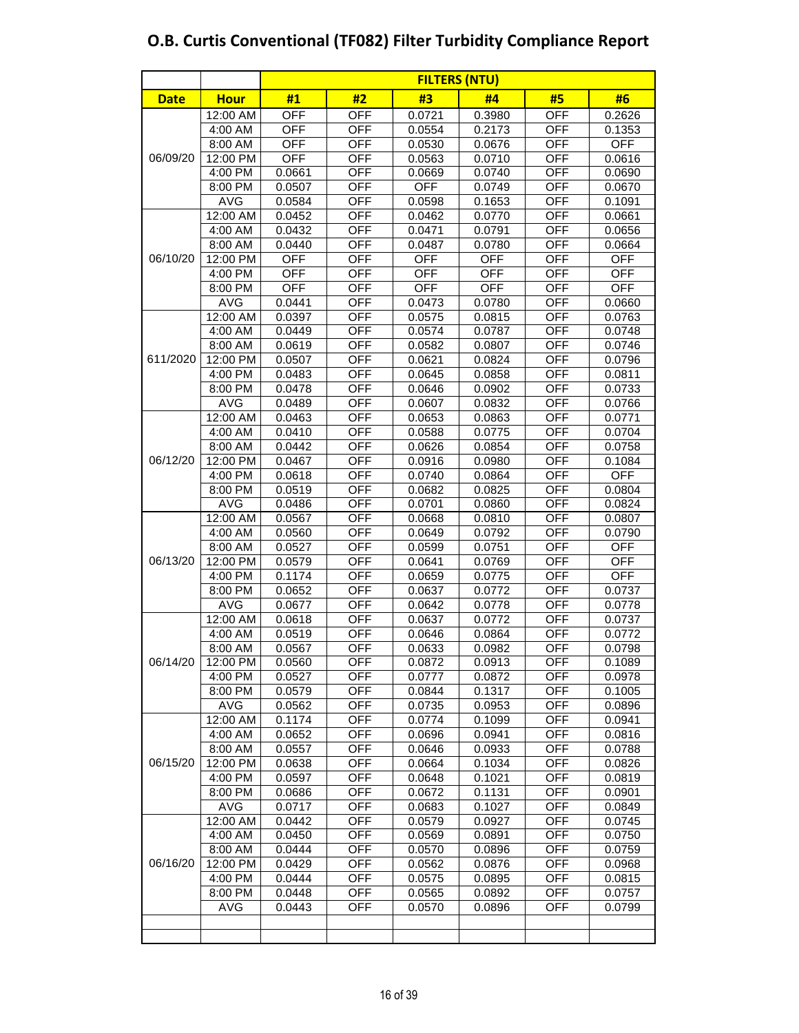# O.B. Curtis Conventional (TF082) Filter Turbidity Compliance Report

| | | FILTERS (NTU) | | | | | |
|---|---|---|---|---|---|---|---|
| **Date** | **Hour** | **#1** | **#2** | **#3** | **#4** | **#5** | **#6** |
| 06/09/20 | 12:00 AM | OFF | OFF | 0.0721 | 0.3980 | OFF | 0.2626 |
| | 4:00 AM | OFF | OFF | 0.0554 | 0.2173 | OFF | 0.1353 |
| | 8:00 AM | OFF | OFF | 0.0530 | 0.0676 | OFF | OFF |
| | 12:00 PM | OFF | OFF | 0.0563 | 0.0710 | OFF | 0.0616 |
| | 4:00 PM | 0.0661 | OFF | 0.0669 | 0.0740 | OFF | 0.0690 |
| | 8:00 PM | 0.0507 | OFF | OFF | 0.0749 | OFF | 0.0670 |
| | AVG | 0.0584 | OFF | 0.0598 | 0.1653 | OFF | 0.1091 |
| 06/10/20 | 12:00 AM | 0.0452 | OFF | 0.0462 | 0.0770 | OFF | 0.0661 |
| | 4:00 AM | 0.0432 | OFF | 0.0471 | 0.0791 | OFF | 0.0656 |
| | 8:00 AM | 0.0440 | OFF | 0.0487 | 0.0780 | OFF | 0.0664 |
| | 12:00 PM | OFF | OFF | OFF | OFF | OFF | OFF |
| | 4:00 PM | OFF | OFF | OFF | OFF | OFF | OFF |
| | 8:00 PM | OFF | OFF | OFF | OFF | OFF | OFF |
| | AVG | 0.0441 | OFF | 0.0473 | 0.0780 | OFF | 0.0660 |
| 611/2020 | 12:00 AM | 0.0397 | OFF | 0.0575 | 0.0815 | OFF | 0.0763 |
| | 4:00 AM | 0.0449 | OFF | 0.0574 | 0.0787 | OFF | 0.0748 |
| | 8:00 AM | 0.0619 | OFF | 0.0582 | 0.0807 | OFF | 0.0746 |
| | 12:00 PM | 0.0507 | OFF | 0.0621 | 0.0824 | OFF | 0.0796 |
| | 4:00 PM | 0.0483 | OFF | 0.0645 | 0.0858 | OFF | 0.0811 |
| | 8:00 PM | 0.0478 | OFF | 0.0646 | 0.0902 | OFF | 0.0733 |
| | AVG | 0.0489 | OFF | 0.0607 | 0.0832 | OFF | 0.0766 |
| 06/12/20 | 12:00 AM | 0.0463 | OFF | 0.0653 | 0.0863 | OFF | 0.0771 |
| | 4:00 AM | 0.0410 | OFF | 0.0588 | 0.0775 | OFF | 0.0704 |
| | 8:00 AM | 0.0442 | OFF | 0.0626 | 0.0854 | OFF | 0.0758 |
| | 12:00 PM | 0.0467 | OFF | 0.0916 | 0.0980 | OFF | 0.1084 |
| | 4:00 PM | 0.0618 | OFF | 0.0740 | 0.0864 | OFF | OFF |
| | 8:00 PM | 0.0519 | OFF | 0.0682 | 0.0825 | OFF | 0.0804 |
| | AVG | 0.0486 | OFF | 0.0701 | 0.0860 | OFF | 0.0824 |
| 06/13/20 | 12:00 AM | 0.0567 | OFF | 0.0668 | 0.0810 | OFF | 0.0807 |
| | 4:00 AM | 0.0560 | OFF | 0.0649 | 0.0792 | OFF | 0.0790 |
| | 8:00 AM | 0.0527 | OFF | 0.0599 | 0.0751 | OFF | OFF |
| | 12:00 PM | 0.0579 | OFF | 0.0641 | 0.0769 | OFF | OFF |
| | 4:00 PM | 0.1174 | OFF | 0.0659 | 0.0775 | OFF | OFF |
| | 8:00 PM | 0.0652 | OFF | 0.0637 | 0.0772 | OFF | 0.0737 |
| | AVG | 0.0677 | OFF | 0.0642 | 0.0778 | OFF | 0.0778 |
| 06/14/20 | 12:00 AM | 0.0618 | OFF | 0.0637 | 0.0772 | OFF | 0.0737 |
| | 4:00 AM | 0.0519 | OFF | 0.0646 | 0.0864 | OFF | 0.0772 |
| | 8:00 AM | 0.0567 | OFF | 0.0633 | 0.0982 | OFF | 0.0798 |
| | 12:00 PM | 0.0560 | OFF | 0.0872 | 0.0913 | OFF | 0.1089 |
| | 4:00 PM | 0.0527 | OFF | 0.0777 | 0.0872 | OFF | 0.0978 |
| | 8:00 PM | 0.0579 | OFF | 0.0844 | 0.1317 | OFF | 0.1005 |
| | AVG | 0.0562 | OFF | 0.0735 | 0.0953 | OFF | 0.0896 |
| 06/15/20 | 12:00 AM | 0.1174 | OFF | 0.0774 | 0.1099 | OFF | 0.0941 |
| | 4:00 AM | 0.0652 | OFF | 0.0696 | 0.0941 | OFF | 0.0816 |
| | 8:00 AM | 0.0557 | OFF | 0.0646 | 0.0933 | OFF | 0.0788 |
| | 12:00 PM | 0.0638 | OFF | 0.0664 | 0.1034 | OFF | 0.0826 |
| | 4:00 PM | 0.0597 | OFF | 0.0648 | 0.1021 | OFF | 0.0819 |
| | 8:00 PM | 0.0686 | OFF | 0.0672 | 0.1131 | OFF | 0.0901 |
| | AVG | 0.0717 | OFF | 0.0683 | 0.1027 | OFF | 0.0849 |
| 06/16/20 | 12:00 AM | 0.0442 | OFF | 0.0579 | 0.0927 | OFF | 0.0745 |
| | 4:00 AM | 0.0450 | OFF | 0.0569 | 0.0891 | OFF | 0.0750 |
| | 8:00 AM | 0.0444 | OFF | 0.0570 | 0.0896 | OFF | 0.0759 |
| | 12:00 PM | 0.0429 | OFF | 0.0562 | 0.0876 | OFF | 0.0968 |
| | 4:00 PM | 0.0444 | OFF | 0.0575 | 0.0895 | OFF | 0.0815 |
| | 8:00 PM | 0.0448 | OFF | 0.0565 | 0.0892 | OFF | 0.0757 |
| | AVG | 0.0443 | OFF | 0.0570 | 0.0896 | OFF | 0.0799 |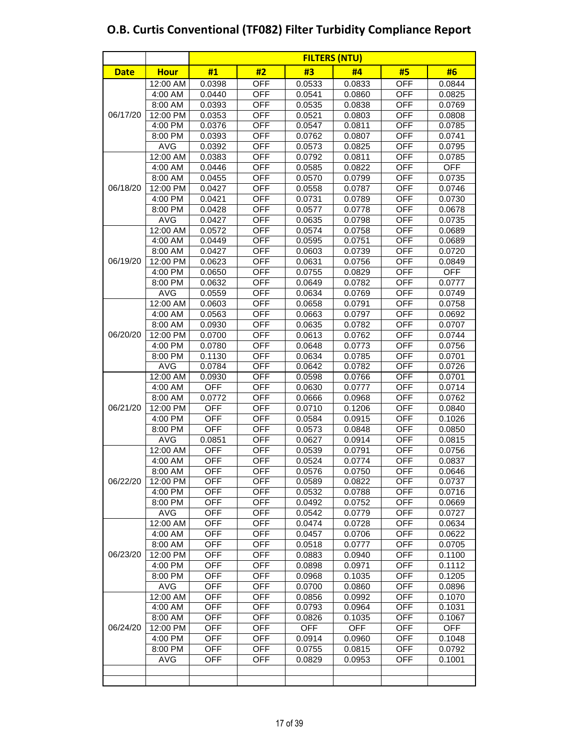# O.B. Curtis Conventional (TF082) Filter Turbidity Compliance Report

| | | FILTERS (NTU) | | | | | |
|---|---|---|---|---|---|---|---|
| **Date** | **Hour** | **#1** | **#2** | **#3** | **#4** | **#5** | **#6** |
| 06/17/20 | 12:00 AM | 0.0398 | OFF | 0.0533 | 0.0833 | OFF | 0.0844 |
| | 4:00 AM | 0.0440 | OFF | 0.0541 | 0.0860 | OFF | 0.0825 |
| | 8:00 AM | 0.0393 | OFF | 0.0535 | 0.0838 | OFF | 0.0769 |
| | 12:00 PM | 0.0353 | OFF | 0.0521 | 0.0803 | OFF | 0.0808 |
| | 4:00 PM | 0.0376 | OFF | 0.0547 | 0.0811 | OFF | 0.0785 |
| | 8:00 PM | 0.0393 | OFF | 0.0762 | 0.0807 | OFF | 0.0741 |
| | AVG | 0.0392 | OFF | 0.0573 | 0.0825 | OFF | 0.0795 |
| 06/18/20 | 12:00 AM | 0.0383 | OFF | 0.0792 | 0.0811 | OFF | 0.0785 |
| | 4:00 AM | 0.0446 | OFF | 0.0585 | 0.0822 | OFF | OFF |
| | 8:00 AM | 0.0455 | OFF | 0.0570 | 0.0799 | OFF | 0.0735 |
| | 12:00 PM | 0.0427 | OFF | 0.0558 | 0.0787 | OFF | 0.0746 |
| | 4:00 PM | 0.0421 | OFF | 0.0731 | 0.0789 | OFF | 0.0730 |
| | 8:00 PM | 0.0428 | OFF | 0.0577 | 0.0778 | OFF | 0.0678 |
| | AVG | 0.0427 | OFF | 0.0635 | 0.0798 | OFF | 0.0735 |
| 06/19/20 | 12:00 AM | 0.0572 | OFF | 0.0574 | 0.0758 | OFF | 0.0689 |
| | 4:00 AM | 0.0449 | OFF | 0.0595 | 0.0751 | OFF | 0.0689 |
| | 8:00 AM | 0.0427 | OFF | 0.0603 | 0.0739 | OFF | 0.0720 |
| | 12:00 PM | 0.0623 | OFF | 0.0631 | 0.0756 | OFF | 0.0849 |
| | 4:00 PM | 0.0650 | OFF | 0.0755 | 0.0829 | OFF | OFF |
| | 8:00 PM | 0.0632 | OFF | 0.0649 | 0.0782 | OFF | 0.0777 |
| | AVG | 0.0559 | OFF | 0.0634 | 0.0769 | OFF | 0.0749 |
| 06/20/20 | 12:00 AM | 0.0603 | OFF | 0.0658 | 0.0791 | OFF | 0.0758 |
| | 4:00 AM | 0.0563 | OFF | 0.0663 | 0.0797 | OFF | 0.0692 |
| | 8:00 AM | 0.0930 | OFF | 0.0635 | 0.0782 | OFF | 0.0707 |
| | 12:00 PM | 0.0700 | OFF | 0.0613 | 0.0762 | OFF | 0.0744 |
| | 4:00 PM | 0.0780 | OFF | 0.0648 | 0.0773 | OFF | 0.0756 |
| | 8:00 PM | 0.1130 | OFF | 0.0634 | 0.0785 | OFF | 0.0701 |
| | AVG | 0.0784 | OFF | 0.0642 | 0.0782 | OFF | 0.0726 |
| 06/21/20 | 12:00 AM | 0.0930 | OFF | 0.0598 | 0.0766 | OFF | 0.0701 |
| | 4:00 AM | OFF | OFF | 0.0630 | 0.0777 | OFF | 0.0714 |
| | 8:00 AM | 0.0772 | OFF | 0.0666 | 0.0968 | OFF | 0.0762 |
| | 12:00 PM | OFF | OFF | 0.0710 | 0.1206 | OFF | 0.0840 |
| | 4:00 PM | OFF | OFF | 0.0584 | 0.0915 | OFF | 0.1026 |
| | 8:00 PM | OFF | OFF | 0.0573 | 0.0848 | OFF | 0.0850 |
| | AVG | 0.0851 | OFF | 0.0627 | 0.0914 | OFF | 0.0815 |
| 06/22/20 | 12:00 AM | OFF | OFF | 0.0539 | 0.0791 | OFF | 0.0756 |
| | 4:00 AM | OFF | OFF | 0.0524 | 0.0774 | OFF | 0.0837 |
| | 8:00 AM | OFF | OFF | 0.0576 | 0.0750 | OFF | 0.0646 |
| | 12:00 PM | OFF | OFF | 0.0589 | 0.0822 | OFF | 0.0737 |
| | 4:00 PM | OFF | OFF | 0.0532 | 0.0788 | OFF | 0.0716 |
| | 8:00 PM | OFF | OFF | 0.0492 | 0.0752 | OFF | 0.0669 |
| | AVG | OFF | OFF | 0.0542 | 0.0779 | OFF | 0.0727 |
| 06/23/20 | 12:00 AM | OFF | OFF | 0.0474 | 0.0728 | OFF | 0.0634 |
| | 4:00 AM | OFF | OFF | 0.0457 | 0.0706 | OFF | 0.0622 |
| | 8:00 AM | OFF | OFF | 0.0518 | 0.0777 | OFF | 0.0705 |
| | 12:00 PM | OFF | OFF | 0.0883 | 0.0940 | OFF | 0.1100 |
| | 4:00 PM | OFF | OFF | 0.0898 | 0.0971 | OFF | 0.1112 |
| | 8:00 PM | OFF | OFF | 0.0968 | 0.1035 | OFF | 0.1205 |
| | AVG | OFF | OFF | 0.0700 | 0.0860 | OFF | 0.0896 |
| 06/24/20 | 12:00 AM | OFF | OFF | 0.0856 | 0.0992 | OFF | 0.1070 |
| | 4:00 AM | OFF | OFF | 0.0793 | 0.0964 | OFF | 0.1031 |
| | 8:00 AM | OFF | OFF | 0.0826 | 0.1035 | OFF | 0.1067 |
| | 12:00 PM | OFF | OFF | OFF | OFF | OFF | OFF |
| | 4:00 PM | OFF | OFF | 0.0914 | 0.0960 | OFF | 0.1048 |
| | 8:00 PM | OFF | OFF | 0.0755 | 0.0815 | OFF | 0.0792 |
| | AVG | OFF | OFF | 0.0829 | 0.0953 | OFF | 0.1001 |
| | | | | | | | |
| | | | | | | | |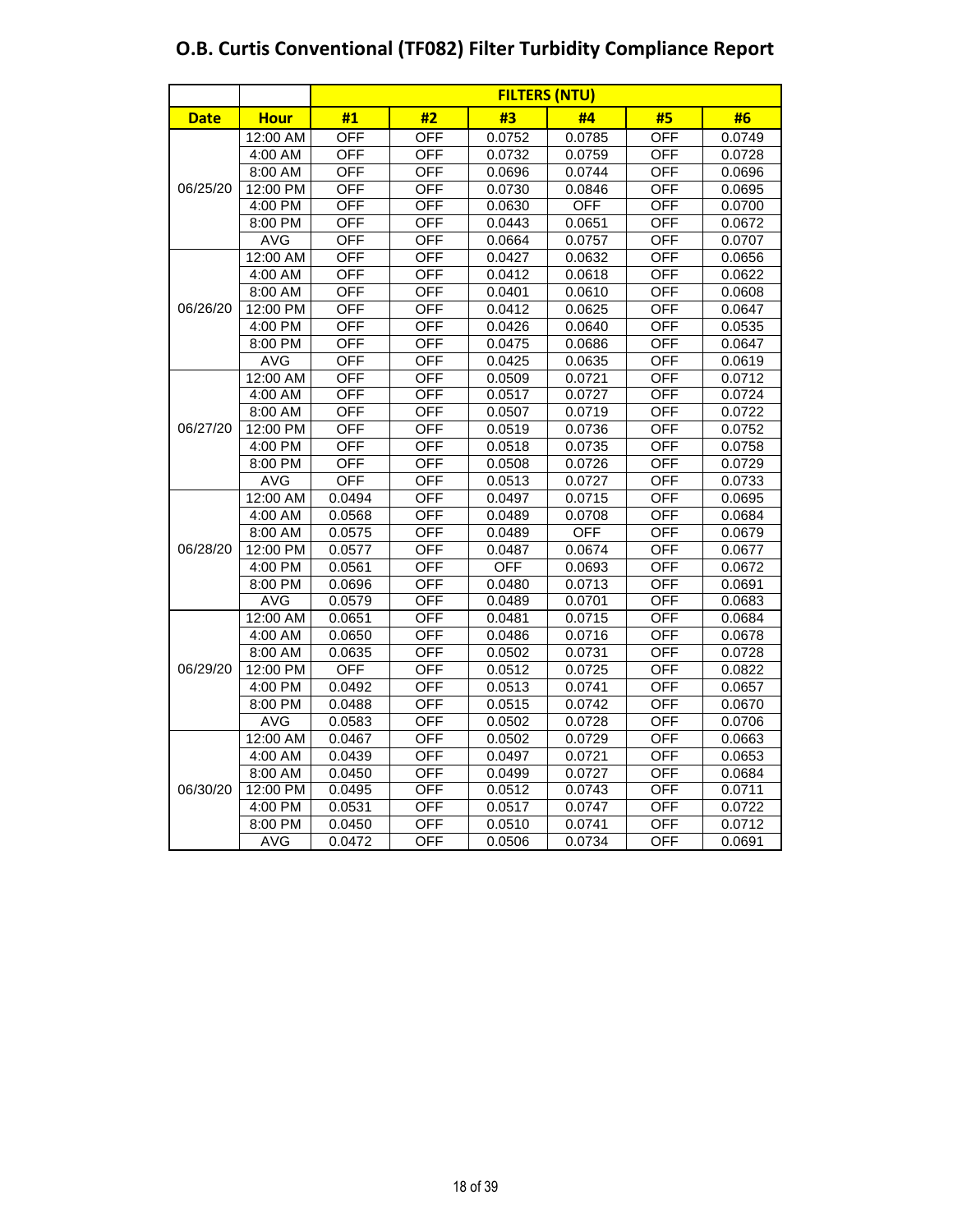# O.B. Curtis Conventional (TF082) Filter Turbidity Compliance Report

| | | FILTERS (NTU) | | | | | |
|---|---|---|---|---|---|---|---|
| **Date** | **Hour** | **#1** | **#2** | **#3** | **#4** | **#5** | **#6** |
| 06/25/20 | 12:00 AM | OFF | OFF | 0.0752 | 0.0785 | OFF | 0.0749 |
| | 4:00 AM | OFF | OFF | 0.0732 | 0.0759 | OFF | 0.0728 |
| | 8:00 AM | OFF | OFF | 0.0696 | 0.0744 | OFF | 0.0696 |
| | 12:00 PM | OFF | OFF | 0.0730 | 0.0846 | OFF | 0.0695 |
| | 4:00 PM | OFF | OFF | 0.0630 | OFF | OFF | 0.0700 |
| | 8:00 PM | OFF | OFF | 0.0443 | 0.0651 | OFF | 0.0672 |
| | AVG | OFF | OFF | 0.0664 | 0.0757 | OFF | 0.0707 |
| 06/26/20 | 12:00 AM | OFF | OFF | 0.0427 | 0.0632 | OFF | 0.0656 |
| | 4:00 AM | OFF | OFF | 0.0412 | 0.0618 | OFF | 0.0622 |
| | 8:00 AM | OFF | OFF | 0.0401 | 0.0610 | OFF | 0.0608 |
| | 12:00 PM | OFF | OFF | 0.0412 | 0.0625 | OFF | 0.0647 |
| | 4:00 PM | OFF | OFF | 0.0426 | 0.0640 | OFF | 0.0535 |
| | 8:00 PM | OFF | OFF | 0.0475 | 0.0686 | OFF | 0.0647 |
| | AVG | OFF | OFF | 0.0425 | 0.0635 | OFF | 0.0619 |
| 06/27/20 | 12:00 AM | OFF | OFF | 0.0509 | 0.0721 | OFF | 0.0712 |
| | 4:00 AM | OFF | OFF | 0.0517 | 0.0727 | OFF | 0.0724 |
| | 8:00 AM | OFF | OFF | 0.0507 | 0.0719 | OFF | 0.0722 |
| | 12:00 PM | OFF | OFF | 0.0519 | 0.0736 | OFF | 0.0752 |
| | 4:00 PM | OFF | OFF | 0.0518 | 0.0735 | OFF | 0.0758 |
| | 8:00 PM | OFF | OFF | 0.0508 | 0.0726 | OFF | 0.0729 |
| | AVG | OFF | OFF | 0.0513 | 0.0727 | OFF | 0.0733 |
| 06/28/20 | 12:00 AM | 0.0494 | OFF | 0.0497 | 0.0715 | OFF | 0.0695 |
| | 4:00 AM | 0.0568 | OFF | 0.0489 | 0.0708 | OFF | 0.0684 |
| | 8:00 AM | 0.0575 | OFF | 0.0489 | OFF | OFF | 0.0679 |
| | 12:00 PM | 0.0577 | OFF | 0.0487 | 0.0674 | OFF | 0.0677 |
| | 4:00 PM | 0.0561 | OFF | OFF | 0.0693 | OFF | 0.0672 |
| | 8:00 PM | 0.0696 | OFF | 0.0480 | 0.0713 | OFF | 0.0691 |
| | AVG | 0.0579 | OFF | 0.0489 | 0.0701 | OFF | 0.0683 |
| 06/29/20 | 12:00 AM | 0.0651 | OFF | 0.0481 | 0.0715 | OFF | 0.0684 |
| | 4:00 AM | 0.0650 | OFF | 0.0486 | 0.0716 | OFF | 0.0678 |
| | 8:00 AM | 0.0635 | OFF | 0.0502 | 0.0731 | OFF | 0.0728 |
| | 12:00 PM | OFF | OFF | 0.0512 | 0.0725 | OFF | 0.0822 |
| | 4:00 PM | 0.0492 | OFF | 0.0513 | 0.0741 | OFF | 0.0657 |
| | 8:00 PM | 0.0488 | OFF | 0.0515 | 0.0742 | OFF | 0.0670 |
| | AVG | 0.0583 | OFF | 0.0502 | 0.0728 | OFF | 0.0706 |
| 06/30/20 | 12:00 AM | 0.0467 | OFF | 0.0502 | 0.0729 | OFF | 0.0663 |
| | 4:00 AM | 0.0439 | OFF | 0.0497 | 0.0721 | OFF | 0.0653 |
| | 8:00 AM | 0.0450 | OFF | 0.0499 | 0.0727 | OFF | 0.0684 |
| | 12:00 PM | 0.0495 | OFF | 0.0512 | 0.0743 | OFF | 0.0711 |
| | 4:00 PM | 0.0531 | OFF | 0.0517 | 0.0747 | OFF | 0.0722 |
| | 8:00 PM | 0.0450 | OFF | 0.0510 | 0.0741 | OFF | 0.0712 |
| | AVG | 0.0472 | OFF | 0.0506 | 0.0734 | OFF | 0.0691 |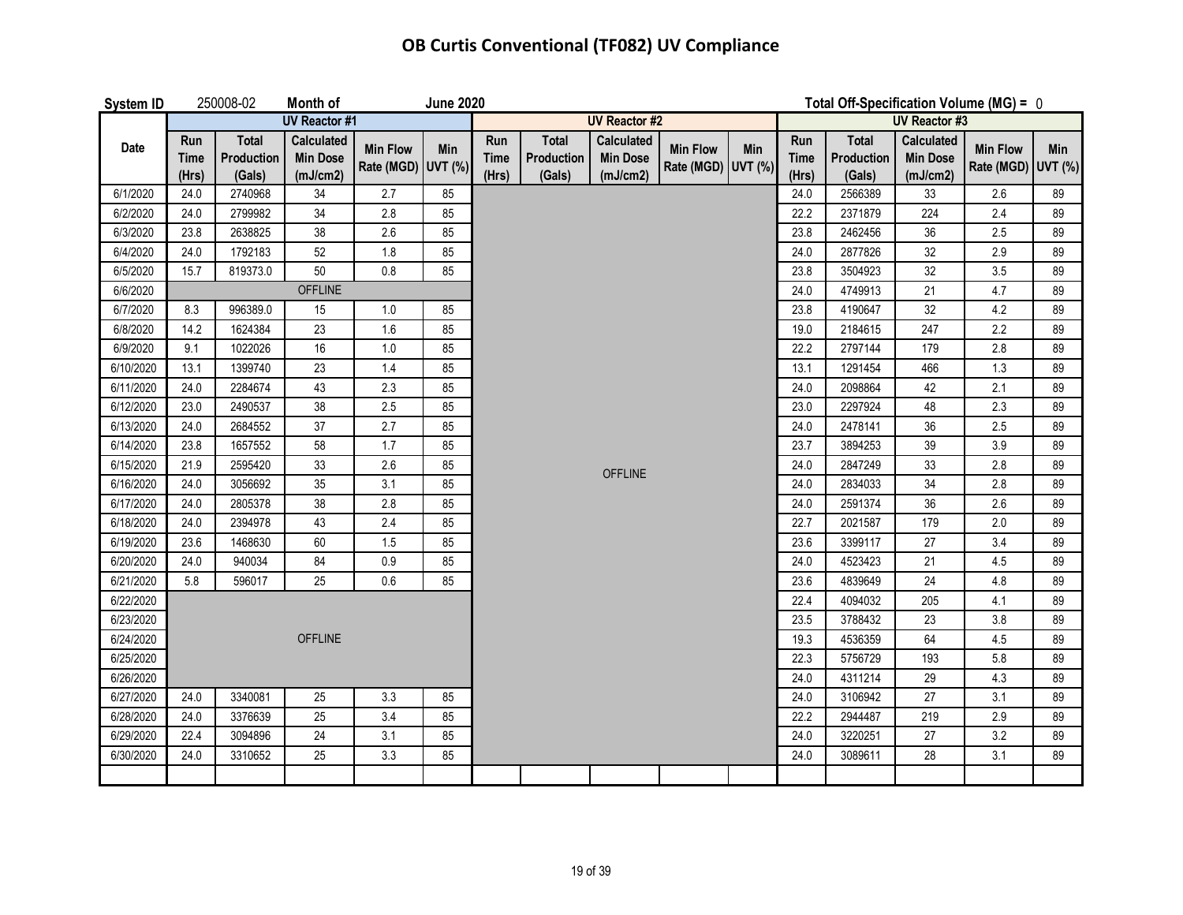# OB Curtis Conventional (TF082) UV Compliance

**System ID** 250008-02 **Month of** **June 2020** **Total Off-Specification Volume (MG) =** 0

| Date | UV Reactor #1 | | | | | UV Reactor #2 | | | | | UV Reactor #3 | | | | |
|---|---|---|---|---|---|---|---|---|---|---|---|---|---|---|---|
| | Run Time (Hrs) | Total Production (Gals) | Calculated Min Dose (mJ/cm2) | Min Flow Rate (MGD) | Min UVT (%) | Run Time (Hrs) | Total Production (Gals) | Calculated Min Dose (mJ/cm2) | Min Flow Rate (MGD) | Min UVT (%) | Run Time (Hrs) | Total Production (Gals) | Calculated Min Dose (mJ/cm2) | Min Flow Rate (MGD) | Min UVT (%) |
| 6/1/2020 | 24.0 | 2740968 | 34 | 2.7 | 85 | OFFLINE | | | | | 24.0 | 2566389 | 33 | 2.6 | 89 |
| 6/2/2020 | 24.0 | 2799982 | 34 | 2.8 | 85 | OFFLINE | | | | | 22.2 | 2371879 | 224 | 2.4 | 89 |
| 6/3/2020 | 23.8 | 2638825 | 38 | 2.6 | 85 | OFFLINE | | | | | 23.8 | 2462456 | 36 | 2.5 | 89 |
| 6/4/2020 | 24.0 | 1792183 | 52 | 1.8 | 85 | OFFLINE | | | | | 24.0 | 2877826 | 32 | 2.9 | 89 |
| 6/5/2020 | 15.7 | 819373.0 | 50 | 0.8 | 85 | OFFLINE | | | | | 23.8 | 3504923 | 32 | 3.5 | 89 |
| 6/6/2020 | OFFLINE | | | | | OFFLINE | | | | | 24.0 | 4749913 | 21 | 4.7 | 89 |
| 6/7/2020 | 8.3 | 996389.0 | 15 | 1.0 | 85 | OFFLINE | | | | | 23.8 | 4190647 | 32 | 4.2 | 89 |
| 6/8/2020 | 14.2 | 1624384 | 23 | 1.6 | 85 | OFFLINE | | | | | 19.0 | 2184615 | 247 | 2.2 | 89 |
| 6/9/2020 | 9.1 | 1022026 | 16 | 1.0 | 85 | OFFLINE | | | | | 22.2 | 2797144 | 179 | 2.8 | 89 |
| 6/10/2020 | 13.1 | 1399740 | 23 | 1.4 | 85 | OFFLINE | | | | | 13.1 | 1291454 | 466 | 1.3 | 89 |
| 6/11/2020 | 24.0 | 2284674 | 43 | 2.3 | 85 | OFFLINE | | | | | 24.0 | 2098864 | 42 | 2.1 | 89 |
| 6/12/2020 | 23.0 | 2490537 | 38 | 2.5 | 85 | OFFLINE | | | | | 23.0 | 2297924 | 48 | 2.3 | 89 |
| 6/13/2020 | 24.0 | 2684552 | 37 | 2.7 | 85 | OFFLINE | | | | | 24.0 | 2478141 | 36 | 2.5 | 89 |
| 6/14/2020 | 23.8 | 1657552 | 58 | 1.7 | 85 | OFFLINE | | | | | 23.7 | 3894253 | 39 | 3.9 | 89 |
| 6/15/2020 | 21.9 | 2595420 | 33 | 2.6 | 85 | OFFLINE | | | | | 24.0 | 2847249 | 33 | 2.8 | 89 |
| 6/16/2020 | 24.0 | 3056692 | 35 | 3.1 | 85 | OFFLINE | | | | | 24.0 | 2834033 | 34 | 2.8 | 89 |
| 6/17/2020 | 24.0 | 2805378 | 38 | 2.8 | 85 | OFFLINE | | | | | 24.0 | 2591374 | 36 | 2.6 | 89 |
| 6/18/2020 | 24.0 | 2394978 | 43 | 2.4 | 85 | OFFLINE | | | | | 22.7 | 2021587 | 179 | 2.0 | 89 |
| 6/19/2020 | 23.6 | 1468630 | 60 | 1.5 | 85 | OFFLINE | | | | | 23.6 | 3399117 | 27 | 3.4 | 89 |
| 6/20/2020 | 24.0 | 940034 | 84 | 0.9 | 85 | OFFLINE | | | | | 24.0 | 4523423 | 21 | 4.5 | 89 |
| 6/21/2020 | 5.8 | 596017 | 25 | 0.6 | 85 | OFFLINE | | | | | 23.6 | 4839649 | 24 | 4.8 | 89 |
| 6/22/2020 | OFFLINE | | | | | OFFLINE | | | | | 22.4 | 4094032 | 205 | 4.1 | 89 |
| 6/23/2020 | OFFLINE | | | | | OFFLINE | | | | | 23.5 | 3788432 | 23 | 3.8 | 89 |
| 6/24/2020 | OFFLINE | | | | | OFFLINE | | | | | 19.3 | 4536359 | 64 | 4.5 | 89 |
| 6/25/2020 | OFFLINE | | | | | OFFLINE | | | | | 22.3 | 5756729 | 193 | 5.8 | 89 |
| 6/26/2020 | OFFLINE | | | | | OFFLINE | | | | | 24.0 | 4311214 | 29 | 4.3 | 89 |
| 6/27/2020 | 24.0 | 3340081 | 25 | 3.3 | 85 | OFFLINE | | | | | 24.0 | 3106942 | 27 | 3.1 | 89 |
| 6/28/2020 | 24.0 | 3376639 | 25 | 3.4 | 85 | OFFLINE | | | | | 22.2 | 2944487 | 219 | 2.9 | 89 |
| 6/29/2020 | 22.4 | 3094896 | 24 | 3.1 | 85 | OFFLINE | | | | | 24.0 | 3220251 | 27 | 3.2 | 89 |
| 6/30/2020 | 24.0 | 3310652 | 25 | 3.3 | 85 | OFFLINE | | | | | 24.0 | 3089611 | 28 | 3.1 | 89 |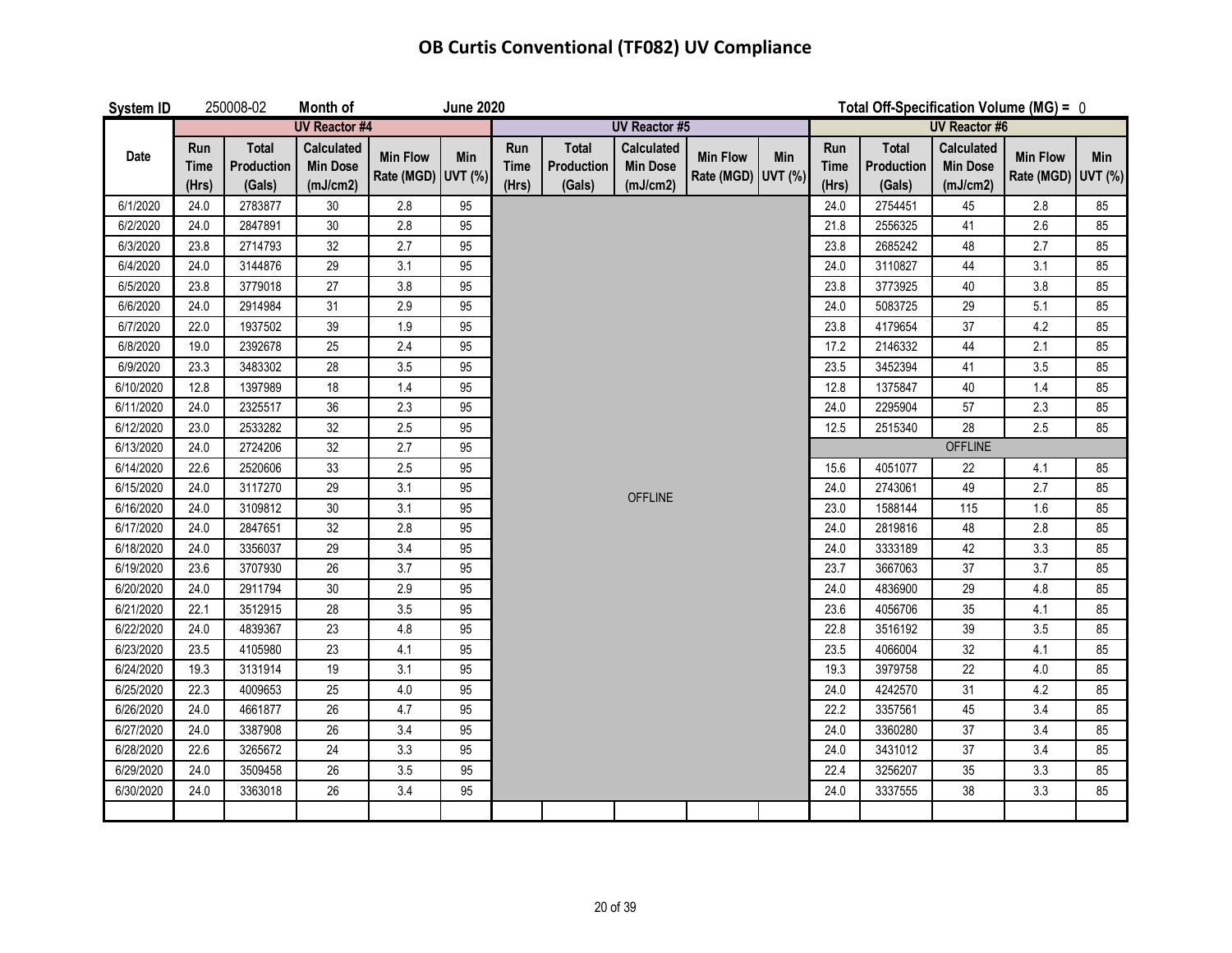# OB Curtis Conventional (TF082) UV Compliance

**System ID** 250008-02 **Month of** **June 2020** **Total Off-Specification Volume (MG) =** 0

| Date | UV Reactor #4 | | | | | UV Reactor #5 | | | | | UV Reactor #6 | | | | |
|---|---|---|---|---|---|---|---|---|---|---|---|---|---|---|---|
| | Run Time (Hrs) | Total Production (Gals) | Calculated Min Dose (mJ/cm2) | Min Flow Rate (MGD) | Min UVT (%) | Run Time (Hrs) | Total Production (Gals) | Calculated Min Dose (mJ/cm2) | Min Flow Rate (MGD) | Min UVT (%) | Run Time (Hrs) | Total Production (Gals) | Calculated Min Dose (mJ/cm2) | Min Flow Rate (MGD) | Min UVT (%) |
| 6/1/2020 | 24.0 | 2783877 | 30 | 2.8 | 95 | OFFLINE | | | | | 24.0 | 2754451 | 45 | 2.8 | 85 |
| 6/2/2020 | 24.0 | 2847891 | 30 | 2.8 | 95 | | | | | | 21.8 | 2556325 | 41 | 2.6 | 85 |
| 6/3/2020 | 23.8 | 2714793 | 32 | 2.7 | 95 | | | | | | 23.8 | 2685242 | 48 | 2.7 | 85 |
| 6/4/2020 | 24.0 | 3144876 | 29 | 3.1 | 95 | | | | | | 24.0 | 3110827 | 44 | 3.1 | 85 |
| 6/5/2020 | 23.8 | 3779018 | 27 | 3.8 | 95 | | | | | | 23.8 | 3773925 | 40 | 3.8 | 85 |
| 6/6/2020 | 24.0 | 2914984 | 31 | 2.9 | 95 | | | | | | 24.0 | 5083725 | 29 | 5.1 | 85 |
| 6/7/2020 | 22.0 | 1937502 | 39 | 1.9 | 95 | | | | | | 23.8 | 4179654 | 37 | 4.2 | 85 |
| 6/8/2020 | 19.0 | 2392678 | 25 | 2.4 | 95 | | | | | | 17.2 | 2146332 | 44 | 2.1 | 85 |
| 6/9/2020 | 23.3 | 3483302 | 28 | 3.5 | 95 | | | | | | 23.5 | 3452394 | 41 | 3.5 | 85 |
| 6/10/2020 | 12.8 | 1397989 | 18 | 1.4 | 95 | | | | | | 12.8 | 1375847 | 40 | 1.4 | 85 |
| 6/11/2020 | 24.0 | 2325517 | 36 | 2.3 | 95 | | | | | | 24.0 | 2295904 | 57 | 2.3 | 85 |
| 6/12/2020 | 23.0 | 2533282 | 32 | 2.5 | 95 | | | | | | 12.5 | 2515340 | 28 | 2.5 | 85 |
| 6/13/2020 | 24.0 | 2724206 | 32 | 2.7 | 95 | | | | | | OFFLINE | | | | |
| 6/14/2020 | 22.6 | 2520606 | 33 | 2.5 | 95 | | | | | | 15.6 | 4051077 | 22 | 4.1 | 85 |
| 6/15/2020 | 24.0 | 3117270 | 29 | 3.1 | 95 | | | | | | 24.0 | 2743061 | 49 | 2.7 | 85 |
| 6/16/2020 | 24.0 | 3109812 | 30 | 3.1 | 95 | | | | | | 23.0 | 1588144 | 115 | 1.6 | 85 |
| 6/17/2020 | 24.0 | 2847651 | 32 | 2.8 | 95 | | | | | | 24.0 | 2819816 | 48 | 2.8 | 85 |
| 6/18/2020 | 24.0 | 3356037 | 29 | 3.4 | 95 | | | | | | 24.0 | 3333189 | 42 | 3.3 | 85 |
| 6/19/2020 | 23.6 | 3707930 | 26 | 3.7 | 95 | | | | | | 23.7 | 3667063 | 37 | 3.7 | 85 |
| 6/20/2020 | 24.0 | 2911794 | 30 | 2.9 | 95 | | | | | | 24.0 | 4836900 | 29 | 4.8 | 85 |
| 6/21/2020 | 22.1 | 3512915 | 28 | 3.5 | 95 | | | | | | 23.6 | 4056706 | 35 | 4.1 | 85 |
| 6/22/2020 | 24.0 | 4839367 | 23 | 4.8 | 95 | | | | | | 22.8 | 3516192 | 39 | 3.5 | 85 |
| 6/23/2020 | 23.5 | 4105980 | 23 | 4.1 | 95 | | | | | | 23.5 | 4066004 | 32 | 4.1 | 85 |
| 6/24/2020 | 19.3 | 3131914 | 19 | 3.1 | 95 | | | | | | 19.3 | 3979758 | 22 | 4.0 | 85 |
| 6/25/2020 | 22.3 | 4009653 | 25 | 4.0 | 95 | | | | | | 24.0 | 4242570 | 31 | 4.2 | 85 |
| 6/26/2020 | 24.0 | 4661877 | 26 | 4.7 | 95 | | | | | | 22.2 | 3357561 | 45 | 3.4 | 85 |
| 6/27/2020 | 24.0 | 3387908 | 26 | 3.4 | 95 | | | | | | 24.0 | 3360280 | 37 | 3.4 | 85 |
| 6/28/2020 | 22.6 | 3265672 | 24 | 3.3 | 95 | | | | | | 24.0 | 3431012 | 37 | 3.4 | 85 |
| 6/29/2020 | 24.0 | 3509458 | 26 | 3.5 | 95 | | | | | | 22.4 | 3256207 | 35 | 3.3 | 85 |
| 6/30/2020 | 24.0 | 3363018 | 26 | 3.4 | 95 | | | | | | 24.0 | 3337555 | 38 | 3.3 | 85 |
| | | | | | | | | | | | | | | | |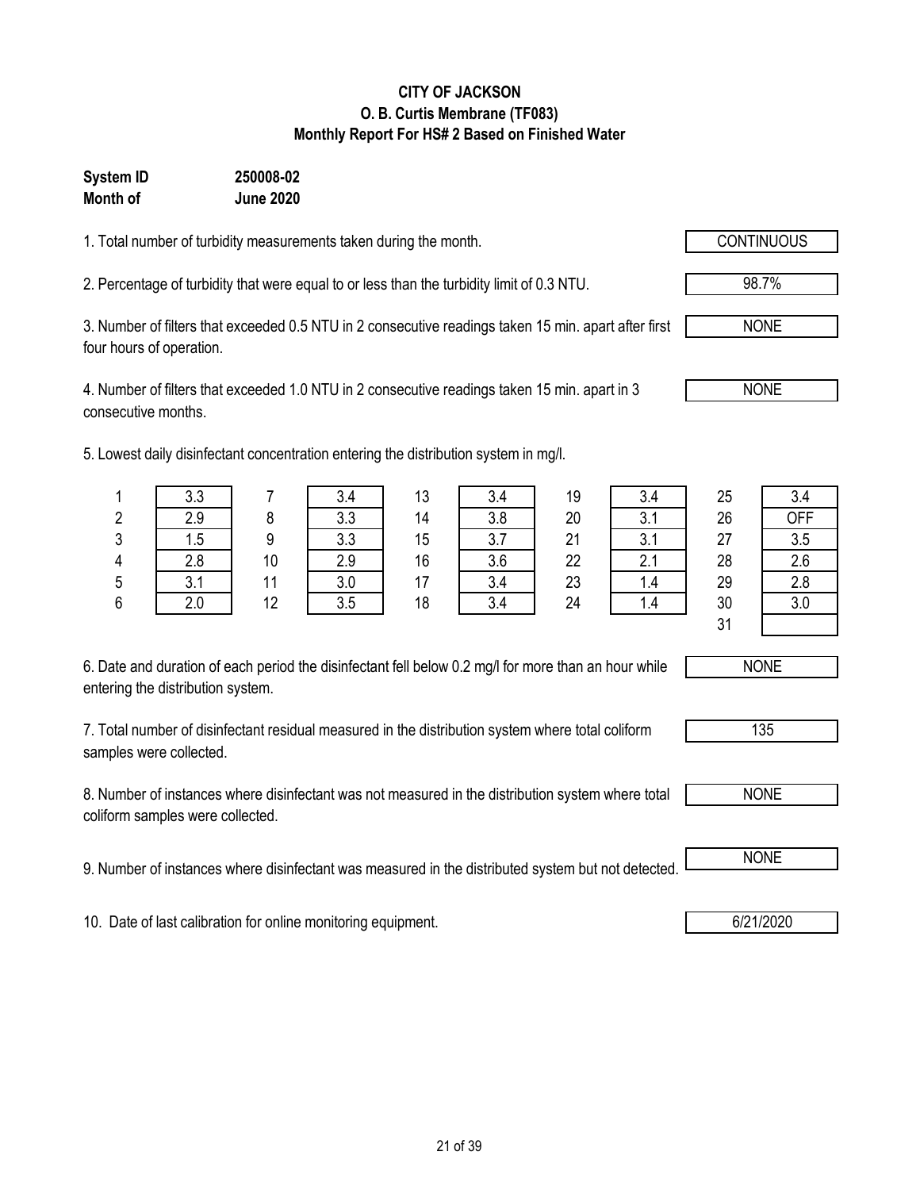**CITY OF JACKSON**
**O. B. Curtis Membrane (TF083)**
**Monthly Report For HS# 2 Based on Finished Water**

**System ID** **250008-02**
**Month of** **June 2020**

1. Total number of turbidity measurements taken during the month. CONTINUOUS

2. Percentage of turbidity that were equal to or less than the turbidity limit of 0.3 NTU. 98.7%

3. Number of filters that exceeded 0.5 NTU in 2 consecutive readings taken 15 min. apart after first four hours of operation. NONE

4. Number of filters that exceeded 1.0 NTU in 2 consecutive readings taken 15 min. apart in 3 consecutive months. NONE

5. Lowest daily disinfectant concentration entering the distribution system in mg/l.

| Day | mg/l | Day | mg/l | Day | mg/l | Day | mg/l | Day | mg/l |
|---|---|---|---|---|---|---|---|---|---|
| 1 | 3.3 | 7 | 3.4 | 13 | 3.4 | 19 | 3.4 | 25 | 3.4 |
| 2 | 2.9 | 8 | 3.3 | 14 | 3.8 | 20 | 3.1 | 26 | OFF |
| 3 | 1.5 | 9 | 3.3 | 15 | 3.7 | 21 | 3.1 | 27 | 3.5 |
| 4 | 2.8 | 10 | 2.9 | 16 | 3.6 | 22 | 2.1 | 28 | 2.6 |
| 5 | 3.1 | 11 | 3.0 | 17 | 3.4 | 23 | 1.4 | 29 | 2.8 |
| 6 | 2.0 | 12 | 3.5 | 18 | 3.4 | 24 | 1.4 | 30 | 3.0 |
| | | | | | | | | 31 | |

6. Date and duration of each period the disinfectant fell below 0.2 mg/l for more than an hour while entering the distribution system. NONE

7. Total number of disinfectant residual measured in the distribution system where total coliform samples were collected. 135

8. Number of instances where disinfectant was not measured in the distribution system where total coliform samples were collected. NONE

9. Number of instances where disinfectant was measured in the distributed system but not detected. NONE

10. Date of last calibration for online monitoring equipment. 6/21/2020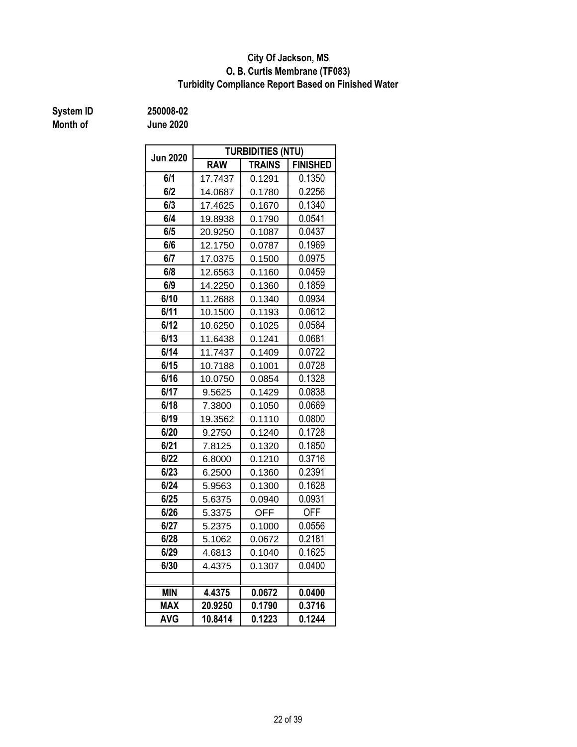**City Of Jackson, MS**
**O. B. Curtis Membrane (TF083)**
**Turbidity Compliance Report Based on Finished Water**

**System ID** 250008-02
**Month of** June 2020

| Jun 2020 | TURBIDITIES (NTU) | | |
|---|---|---|---|
| | RAW | TRAINS | FINISHED |
| 6/1 | 17.7437 | 0.1291 | 0.1350 |
| 6/2 | 14.0687 | 0.1780 | 0.2256 |
| 6/3 | 17.4625 | 0.1670 | 0.1340 |
| 6/4 | 19.8938 | 0.1790 | 0.0541 |
| 6/5 | 20.9250 | 0.1087 | 0.0437 |
| 6/6 | 12.1750 | 0.0787 | 0.1969 |
| 6/7 | 17.0375 | 0.1500 | 0.0975 |
| 6/8 | 12.6563 | 0.1160 | 0.0459 |
| 6/9 | 14.2250 | 0.1360 | 0.1859 |
| 6/10 | 11.2688 | 0.1340 | 0.0934 |
| 6/11 | 10.1500 | 0.1193 | 0.0612 |
| 6/12 | 10.6250 | 0.1025 | 0.0584 |
| 6/13 | 11.6438 | 0.1241 | 0.0681 |
| 6/14 | 11.7437 | 0.1409 | 0.0722 |
| 6/15 | 10.7188 | 0.1001 | 0.0728 |
| 6/16 | 10.0750 | 0.0854 | 0.1328 |
| 6/17 | 9.5625 | 0.1429 | 0.0838 |
| 6/18 | 7.3800 | 0.1050 | 0.0669 |
| 6/19 | 19.3562 | 0.1110 | 0.0800 |
| 6/20 | 9.2750 | 0.1240 | 0.1728 |
| 6/21 | 7.8125 | 0.1320 | 0.1850 |
| 6/22 | 6.8000 | 0.1210 | 0.3716 |
| 6/23 | 6.2500 | 0.1360 | 0.2391 |
| 6/24 | 5.9563 | 0.1300 | 0.1628 |
| 6/25 | 5.6375 | 0.0940 | 0.0931 |
| 6/26 | 5.3375 | OFF | OFF |
| 6/27 | 5.2375 | 0.1000 | 0.0556 |
| 6/28 | 5.1062 | 0.0672 | 0.2181 |
| 6/29 | 4.6813 | 0.1040 | 0.1625 |
| 6/30 | 4.4375 | 0.1307 | 0.0400 |
| | | | |
| **MIN** | **4.4375** | **0.0672** | **0.0400** |
| **MAX** | **20.9250** | **0.1790** | **0.3716** |
| **AVG** | **10.8414** | **0.1223** | **0.1244** |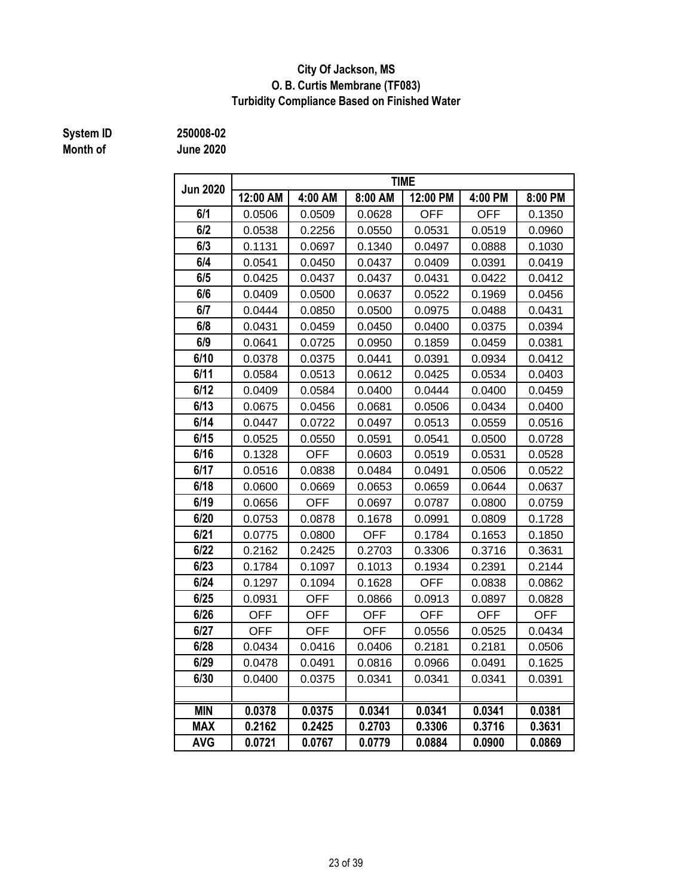**City Of Jackson, MS**
**O. B. Curtis Membrane (TF083)**
**Turbidity Compliance Based on Finished Water**

**System ID** **250008-02**
**Month of** **June 2020**

| Jun 2020 | TIME | | | | | |
|---|---|---|---|---|---|---|
| | 12:00 AM | 4:00 AM | 8:00 AM | 12:00 PM | 4:00 PM | 8:00 PM |
| 6/1 | 0.0506 | 0.0509 | 0.0628 | OFF | OFF | 0.1350 |
| 6/2 | 0.0538 | 0.2256 | 0.0550 | 0.0531 | 0.0519 | 0.0960 |
| 6/3 | 0.1131 | 0.0697 | 0.1340 | 0.0497 | 0.0888 | 0.1030 |
| 6/4 | 0.0541 | 0.0450 | 0.0437 | 0.0409 | 0.0391 | 0.0419 |
| 6/5 | 0.0425 | 0.0437 | 0.0437 | 0.0431 | 0.0422 | 0.0412 |
| 6/6 | 0.0409 | 0.0500 | 0.0637 | 0.0522 | 0.1969 | 0.0456 |
| 6/7 | 0.0444 | 0.0850 | 0.0500 | 0.0975 | 0.0488 | 0.0431 |
| 6/8 | 0.0431 | 0.0459 | 0.0450 | 0.0400 | 0.0375 | 0.0394 |
| 6/9 | 0.0641 | 0.0725 | 0.0950 | 0.1859 | 0.0459 | 0.0381 |
| 6/10 | 0.0378 | 0.0375 | 0.0441 | 0.0391 | 0.0934 | 0.0412 |
| 6/11 | 0.0584 | 0.0513 | 0.0612 | 0.0425 | 0.0534 | 0.0403 |
| 6/12 | 0.0409 | 0.0584 | 0.0400 | 0.0444 | 0.0400 | 0.0459 |
| 6/13 | 0.0675 | 0.0456 | 0.0681 | 0.0506 | 0.0434 | 0.0400 |
| 6/14 | 0.0447 | 0.0722 | 0.0497 | 0.0513 | 0.0559 | 0.0516 |
| 6/15 | 0.0525 | 0.0550 | 0.0591 | 0.0541 | 0.0500 | 0.0728 |
| 6/16 | 0.1328 | OFF | 0.0603 | 0.0519 | 0.0531 | 0.0528 |
| 6/17 | 0.0516 | 0.0838 | 0.0484 | 0.0491 | 0.0506 | 0.0522 |
| 6/18 | 0.0600 | 0.0669 | 0.0653 | 0.0659 | 0.0644 | 0.0637 |
| 6/19 | 0.0656 | OFF | 0.0697 | 0.0787 | 0.0800 | 0.0759 |
| 6/20 | 0.0753 | 0.0878 | 0.1678 | 0.0991 | 0.0809 | 0.1728 |
| 6/21 | 0.0775 | 0.0800 | OFF | 0.1784 | 0.1653 | 0.1850 |
| 6/22 | 0.2162 | 0.2425 | 0.2703 | 0.3306 | 0.3716 | 0.3631 |
| 6/23 | 0.1784 | 0.1097 | 0.1013 | 0.1934 | 0.2391 | 0.2144 |
| 6/24 | 0.1297 | 0.1094 | 0.1628 | OFF | 0.0838 | 0.0862 |
| 6/25 | 0.0931 | OFF | 0.0866 | 0.0913 | 0.0897 | 0.0828 |
| 6/26 | OFF | OFF | OFF | OFF | OFF | OFF |
| 6/27 | OFF | OFF | OFF | 0.0556 | 0.0525 | 0.0434 |
| 6/28 | 0.0434 | 0.0416 | 0.0406 | 0.2181 | 0.2181 | 0.0506 |
| 6/29 | 0.0478 | 0.0491 | 0.0816 | 0.0966 | 0.0491 | 0.1625 |
| 6/30 | 0.0400 | 0.0375 | 0.0341 | 0.0341 | 0.0341 | 0.0391 |
| | | | | | | |
| **MIN** | **0.0378** | **0.0375** | **0.0341** | **0.0341** | **0.0341** | **0.0381** |
| **MAX** | **0.2162** | **0.2425** | **0.2703** | **0.3306** | **0.3716** | **0.3631** |
| **AVG** | **0.0721** | **0.0767** | **0.0779** | **0.0884** | **0.0900** | **0.0869** |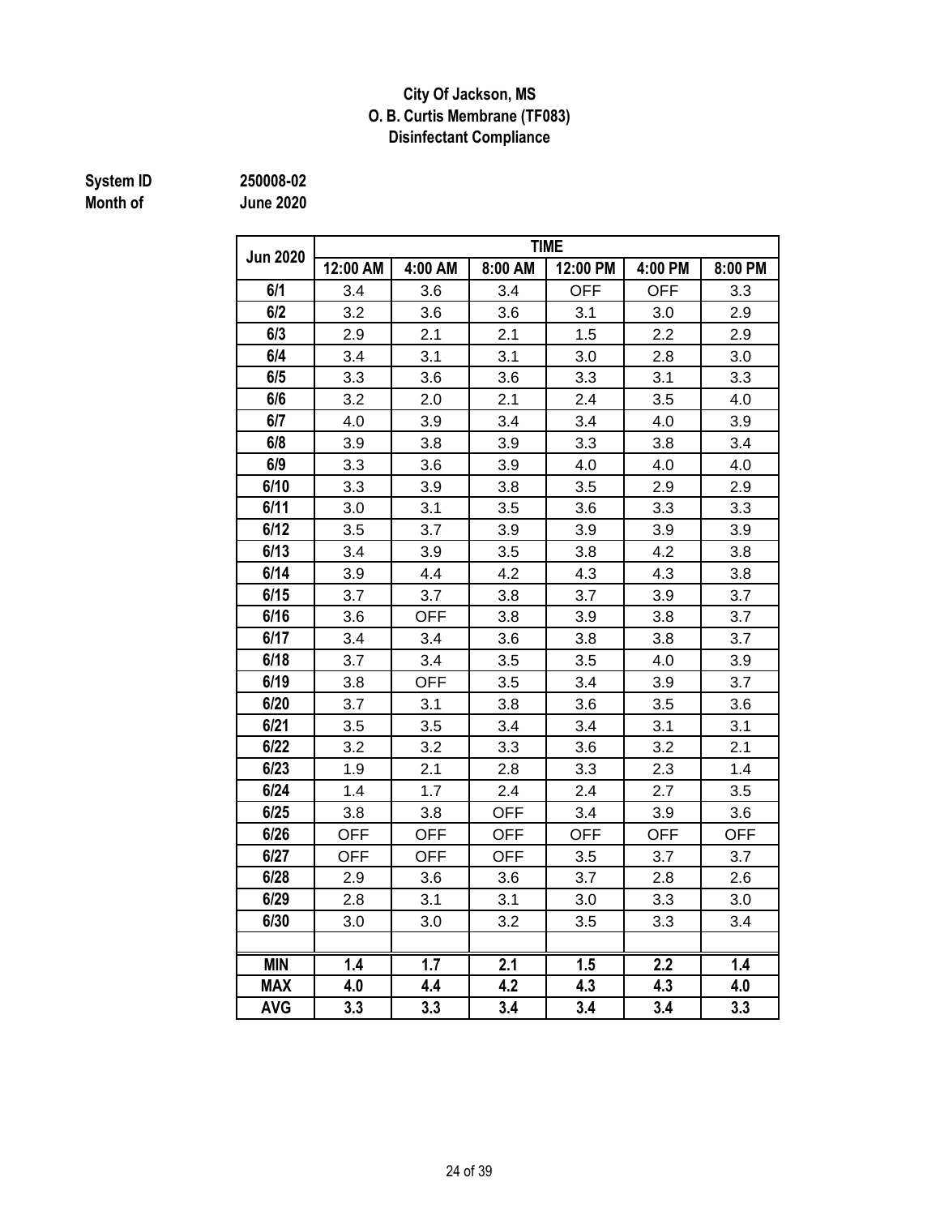**City Of Jackson, MS**
**O. B. Curtis Membrane (TF083)**
**Disinfectant Compliance**

**System ID** 250008-02
**Month of** June 2020

| Jun 2020 | TIME | | | | | |
|---|---|---|---|---|---|---|
| | 12:00 AM | 4:00 AM | 8:00 AM | 12:00 PM | 4:00 PM | 8:00 PM |
| 6/1 | 3.4 | 3.6 | 3.4 | OFF | OFF | 3.3 |
| 6/2 | 3.2 | 3.6 | 3.6 | 3.1 | 3.0 | 2.9 |
| 6/3 | 2.9 | 2.1 | 2.1 | 1.5 | 2.2 | 2.9 |
| 6/4 | 3.4 | 3.1 | 3.1 | 3.0 | 2.8 | 3.0 |
| 6/5 | 3.3 | 3.6 | 3.6 | 3.3 | 3.1 | 3.3 |
| 6/6 | 3.2 | 2.0 | 2.1 | 2.4 | 3.5 | 4.0 |
| 6/7 | 4.0 | 3.9 | 3.4 | 3.4 | 4.0 | 3.9 |
| 6/8 | 3.9 | 3.8 | 3.9 | 3.3 | 3.8 | 3.4 |
| 6/9 | 3.3 | 3.6 | 3.9 | 4.0 | 4.0 | 4.0 |
| 6/10 | 3.3 | 3.9 | 3.8 | 3.5 | 2.9 | 2.9 |
| 6/11 | 3.0 | 3.1 | 3.5 | 3.6 | 3.3 | 3.3 |
| 6/12 | 3.5 | 3.7 | 3.9 | 3.9 | 3.9 | 3.9 |
| 6/13 | 3.4 | 3.9 | 3.5 | 3.8 | 4.2 | 3.8 |
| 6/14 | 3.9 | 4.4 | 4.2 | 4.3 | 4.3 | 3.8 |
| 6/15 | 3.7 | 3.7 | 3.8 | 3.7 | 3.9 | 3.7 |
| 6/16 | 3.6 | OFF | 3.8 | 3.9 | 3.8 | 3.7 |
| 6/17 | 3.4 | 3.4 | 3.6 | 3.8 | 3.8 | 3.7 |
| 6/18 | 3.7 | 3.4 | 3.5 | 3.5 | 4.0 | 3.9 |
| 6/19 | 3.8 | OFF | 3.5 | 3.4 | 3.9 | 3.7 |
| 6/20 | 3.7 | 3.1 | 3.8 | 3.6 | 3.5 | 3.6 |
| 6/21 | 3.5 | 3.5 | 3.4 | 3.4 | 3.1 | 3.1 |
| 6/22 | 3.2 | 3.2 | 3.3 | 3.6 | 3.2 | 2.1 |
| 6/23 | 1.9 | 2.1 | 2.8 | 3.3 | 2.3 | 1.4 |
| 6/24 | 1.4 | 1.7 | 2.4 | 2.4 | 2.7 | 3.5 |
| 6/25 | 3.8 | 3.8 | OFF | 3.4 | 3.9 | 3.6 |
| 6/26 | OFF | OFF | OFF | OFF | OFF | OFF |
| 6/27 | OFF | OFF | OFF | 3.5 | 3.7 | 3.7 |
| 6/28 | 2.9 | 3.6 | 3.6 | 3.7 | 2.8 | 2.6 |
| 6/29 | 2.8 | 3.1 | 3.1 | 3.0 | 3.3 | 3.0 |
| 6/30 | 3.0 | 3.0 | 3.2 | 3.5 | 3.3 | 3.4 |
| | | | | | | |
| **MIN** | **1.4** | **1.7** | **2.1** | **1.5** | **2.2** | **1.4** |
| **MAX** | **4.0** | **4.4** | **4.2** | **4.3** | **4.3** | **4.0** |
| **AVG** | **3.3** | **3.3** | **3.4** | **3.4** | **3.4** | **3.3** |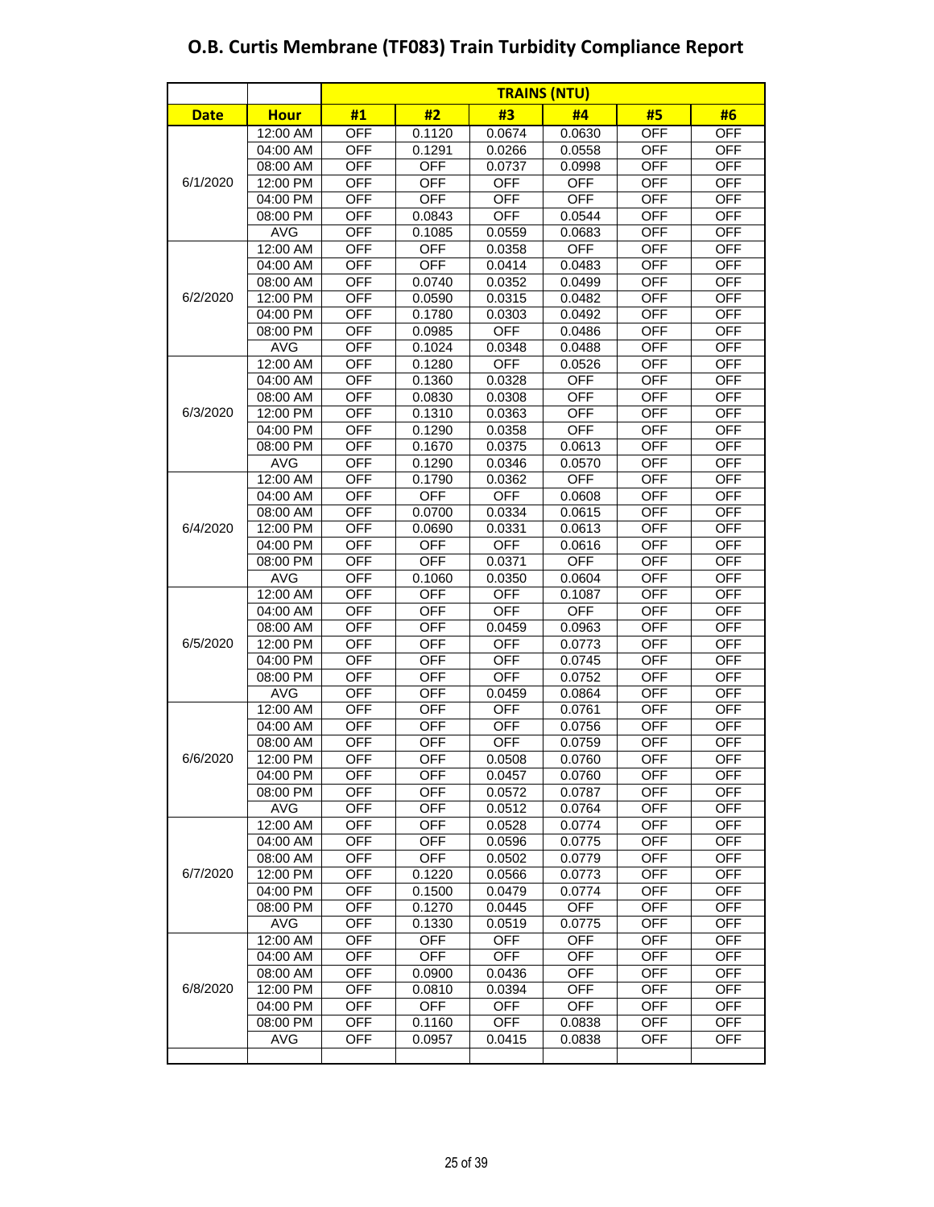# O.B. Curtis Membrane (TF083) Train Turbidity Compliance Report

| | | TRAINS (NTU) | | | | | |
|---|---|---|---|---|---|---|---|
| **Date** | **Hour** | **#1** | **#2** | **#3** | **#4** | **#5** | **#6** |
| 6/1/2020 | 12:00 AM | OFF | 0.1120 | 0.0674 | 0.0630 | OFF | OFF |
| | 04:00 AM | OFF | 0.1291 | 0.0266 | 0.0558 | OFF | OFF |
| | 08:00 AM | OFF | OFF | 0.0737 | 0.0998 | OFF | OFF |
| | 12:00 PM | OFF | OFF | OFF | OFF | OFF | OFF |
| | 04:00 PM | OFF | OFF | OFF | OFF | OFF | OFF |
| | 08:00 PM | OFF | 0.0843 | OFF | 0.0544 | OFF | OFF |
| | AVG | OFF | 0.1085 | 0.0559 | 0.0683 | OFF | OFF |
| 6/2/2020 | 12:00 AM | OFF | OFF | 0.0358 | OFF | OFF | OFF |
| | 04:00 AM | OFF | OFF | 0.0414 | 0.0483 | OFF | OFF |
| | 08:00 AM | OFF | 0.0740 | 0.0352 | 0.0499 | OFF | OFF |
| | 12:00 PM | OFF | 0.0590 | 0.0315 | 0.0482 | OFF | OFF |
| | 04:00 PM | OFF | 0.1780 | 0.0303 | 0.0492 | OFF | OFF |
| | 08:00 PM | OFF | 0.0985 | OFF | 0.0486 | OFF | OFF |
| | AVG | OFF | 0.1024 | 0.0348 | 0.0488 | OFF | OFF |
| 6/3/2020 | 12:00 AM | OFF | 0.1280 | OFF | 0.0526 | OFF | OFF |
| | 04:00 AM | OFF | 0.1360 | 0.0328 | OFF | OFF | OFF |
| | 08:00 AM | OFF | 0.0830 | 0.0308 | OFF | OFF | OFF |
| | 12:00 PM | OFF | 0.1310 | 0.0363 | OFF | OFF | OFF |
| | 04:00 PM | OFF | 0.1290 | 0.0358 | OFF | OFF | OFF |
| | 08:00 PM | OFF | 0.1670 | 0.0375 | 0.0613 | OFF | OFF |
| | AVG | OFF | 0.1290 | 0.0346 | 0.0570 | OFF | OFF |
| 6/4/2020 | 12:00 AM | OFF | 0.1790 | 0.0362 | OFF | OFF | OFF |
| | 04:00 AM | OFF | OFF | OFF | 0.0608 | OFF | OFF |
| | 08:00 AM | OFF | 0.0700 | 0.0334 | 0.0615 | OFF | OFF |
| | 12:00 PM | OFF | 0.0690 | 0.0331 | 0.0613 | OFF | OFF |
| | 04:00 PM | OFF | OFF | OFF | 0.0616 | OFF | OFF |
| | 08:00 PM | OFF | OFF | 0.0371 | OFF | OFF | OFF |
| | AVG | OFF | 0.1060 | 0.0350 | 0.0604 | OFF | OFF |
| 6/5/2020 | 12:00 AM | OFF | OFF | OFF | 0.1087 | OFF | OFF |
| | 04:00 AM | OFF | OFF | OFF | OFF | OFF | OFF |
| | 08:00 AM | OFF | OFF | 0.0459 | 0.0963 | OFF | OFF |
| | 12:00 PM | OFF | OFF | OFF | 0.0773 | OFF | OFF |
| | 04:00 PM | OFF | OFF | OFF | 0.0745 | OFF | OFF |
| | 08:00 PM | OFF | OFF | OFF | 0.0752 | OFF | OFF |
| | AVG | OFF | OFF | 0.0459 | 0.0864 | OFF | OFF |
| 6/6/2020 | 12:00 AM | OFF | OFF | OFF | 0.0761 | OFF | OFF |
| | 04:00 AM | OFF | OFF | OFF | 0.0756 | OFF | OFF |
| | 08:00 AM | OFF | OFF | OFF | 0.0759 | OFF | OFF |
| | 12:00 PM | OFF | OFF | 0.0508 | 0.0760 | OFF | OFF |
| | 04:00 PM | OFF | OFF | 0.0457 | 0.0760 | OFF | OFF |
| | 08:00 PM | OFF | OFF | 0.0572 | 0.0787 | OFF | OFF |
| | AVG | OFF | OFF | 0.0512 | 0.0764 | OFF | OFF |
| 6/7/2020 | 12:00 AM | OFF | OFF | 0.0528 | 0.0774 | OFF | OFF |
| | 04:00 AM | OFF | OFF | 0.0596 | 0.0775 | OFF | OFF |
| | 08:00 AM | OFF | OFF | 0.0502 | 0.0779 | OFF | OFF |
| | 12:00 PM | OFF | 0.1220 | 0.0566 | 0.0773 | OFF | OFF |
| | 04:00 PM | OFF | 0.1500 | 0.0479 | 0.0774 | OFF | OFF |
| | 08:00 PM | OFF | 0.1270 | 0.0445 | OFF | OFF | OFF |
| | AVG | OFF | 0.1330 | 0.0519 | 0.0775 | OFF | OFF |
| 6/8/2020 | 12:00 AM | OFF | OFF | OFF | OFF | OFF | OFF |
| | 04:00 AM | OFF | OFF | OFF | OFF | OFF | OFF |
| | 08:00 AM | OFF | 0.0900 | 0.0436 | OFF | OFF | OFF |
| | 12:00 PM | OFF | 0.0810 | 0.0394 | OFF | OFF | OFF |
| | 04:00 PM | OFF | OFF | OFF | OFF | OFF | OFF |
| | 08:00 PM | OFF | 0.1160 | OFF | 0.0838 | OFF | OFF |
| | AVG | OFF | 0.0957 | 0.0415 | 0.0838 | OFF | OFF |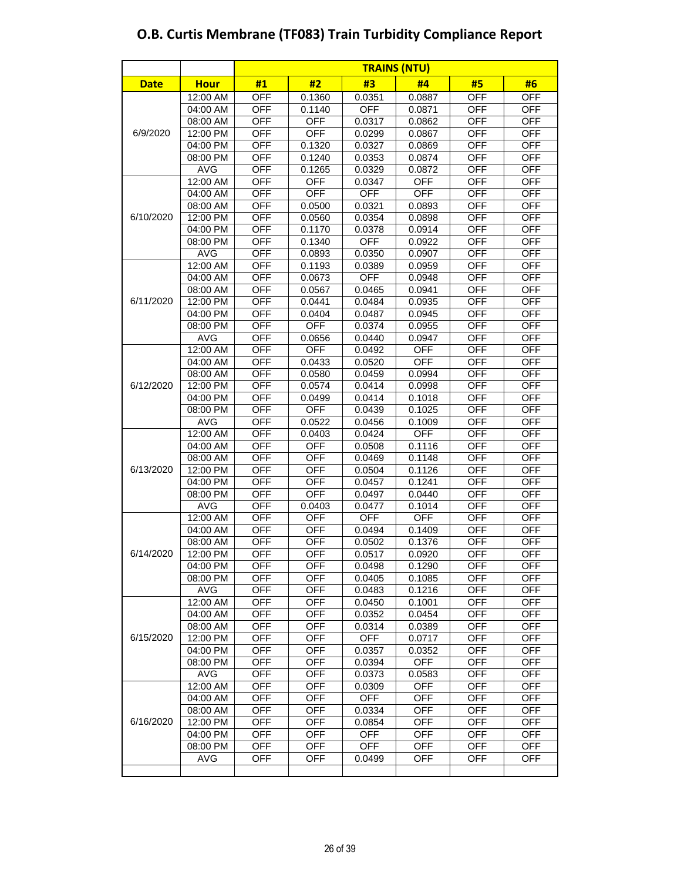# O.B. Curtis Membrane (TF083) Train Turbidity Compliance Report

| | | TRAINS (NTU) | | | | | |
|---|---|---|---|---|---|---|---|
| **Date** | **Hour** | **#1** | **#2** | **#3** | **#4** | **#5** | **#6** |
| 6/9/2020 | 12:00 AM | OFF | 0.1360 | 0.0351 | 0.0887 | OFF | OFF |
| | 04:00 AM | OFF | 0.1140 | OFF | 0.0871 | OFF | OFF |
| | 08:00 AM | OFF | OFF | 0.0317 | 0.0862 | OFF | OFF |
| | 12:00 PM | OFF | OFF | 0.0299 | 0.0867 | OFF | OFF |
| | 04:00 PM | OFF | 0.1320 | 0.0327 | 0.0869 | OFF | OFF |
| | 08:00 PM | OFF | 0.1240 | 0.0353 | 0.0874 | OFF | OFF |
| | AVG | OFF | 0.1265 | 0.0329 | 0.0872 | OFF | OFF |
| 6/10/2020 | 12:00 AM | OFF | OFF | 0.0347 | OFF | OFF | OFF |
| | 04:00 AM | OFF | OFF | OFF | OFF | OFF | OFF |
| | 08:00 AM | OFF | 0.0500 | 0.0321 | 0.0893 | OFF | OFF |
| | 12:00 PM | OFF | 0.0560 | 0.0354 | 0.0898 | OFF | OFF |
| | 04:00 PM | OFF | 0.1170 | 0.0378 | 0.0914 | OFF | OFF |
| | 08:00 PM | OFF | 0.1340 | OFF | 0.0922 | OFF | OFF |
| | AVG | OFF | 0.0893 | 0.0350 | 0.0907 | OFF | OFF |
| 6/11/2020 | 12:00 AM | OFF | 0.1193 | 0.0389 | 0.0959 | OFF | OFF |
| | 04:00 AM | OFF | 0.0673 | OFF | 0.0948 | OFF | OFF |
| | 08:00 AM | OFF | 0.0567 | 0.0465 | 0.0941 | OFF | OFF |
| | 12:00 PM | OFF | 0.0441 | 0.0484 | 0.0935 | OFF | OFF |
| | 04:00 PM | OFF | 0.0404 | 0.0487 | 0.0945 | OFF | OFF |
| | 08:00 PM | OFF | OFF | 0.0374 | 0.0955 | OFF | OFF |
| | AVG | OFF | 0.0656 | 0.0440 | 0.0947 | OFF | OFF |
| 6/12/2020 | 12:00 AM | OFF | OFF | 0.0492 | OFF | OFF | OFF |
| | 04:00 AM | OFF | 0.0433 | 0.0520 | OFF | OFF | OFF |
| | 08:00 AM | OFF | 0.0580 | 0.0459 | 0.0994 | OFF | OFF |
| | 12:00 PM | OFF | 0.0574 | 0.0414 | 0.0998 | OFF | OFF |
| | 04:00 PM | OFF | 0.0499 | 0.0414 | 0.1018 | OFF | OFF |
| | 08:00 PM | OFF | OFF | 0.0439 | 0.1025 | OFF | OFF |
| | AVG | OFF | 0.0522 | 0.0456 | 0.1009 | OFF | OFF |
| 6/13/2020 | 12:00 AM | OFF | 0.0403 | 0.0424 | OFF | OFF | OFF |
| | 04:00 AM | OFF | OFF | 0.0508 | 0.1116 | OFF | OFF |
| | 08:00 AM | OFF | OFF | 0.0469 | 0.1148 | OFF | OFF |
| | 12:00 PM | OFF | OFF | 0.0504 | 0.1126 | OFF | OFF |
| | 04:00 PM | OFF | OFF | 0.0457 | 0.1241 | OFF | OFF |
| | 08:00 PM | OFF | OFF | 0.0497 | 0.0440 | OFF | OFF |
| | AVG | OFF | 0.0403 | 0.0477 | 0.1014 | OFF | OFF |
| 6/14/2020 | 12:00 AM | OFF | OFF | OFF | OFF | OFF | OFF |
| | 04:00 AM | OFF | OFF | 0.0494 | 0.1409 | OFF | OFF |
| | 08:00 AM | OFF | OFF | 0.0502 | 0.1376 | OFF | OFF |
| | 12:00 PM | OFF | OFF | 0.0517 | 0.0920 | OFF | OFF |
| | 04:00 PM | OFF | OFF | 0.0498 | 0.1290 | OFF | OFF |
| | 08:00 PM | OFF | OFF | 0.0405 | 0.1085 | OFF | OFF |
| | AVG | OFF | OFF | 0.0483 | 0.1216 | OFF | OFF |
| 6/15/2020 | 12:00 AM | OFF | OFF | 0.0450 | 0.1001 | OFF | OFF |
| | 04:00 AM | OFF | OFF | 0.0352 | 0.0454 | OFF | OFF |
| | 08:00 AM | OFF | OFF | 0.0314 | 0.0389 | OFF | OFF |
| | 12:00 PM | OFF | OFF | OFF | 0.0717 | OFF | OFF |
| | 04:00 PM | OFF | OFF | 0.0357 | 0.0352 | OFF | OFF |
| | 08:00 PM | OFF | OFF | 0.0394 | OFF | OFF | OFF |
| | AVG | OFF | OFF | 0.0373 | 0.0583 | OFF | OFF |
| 6/16/2020 | 12:00 AM | OFF | OFF | 0.0309 | OFF | OFF | OFF |
| | 04:00 AM | OFF | OFF | OFF | OFF | OFF | OFF |
| | 08:00 AM | OFF | OFF | 0.0334 | OFF | OFF | OFF |
| | 12:00 PM | OFF | OFF | 0.0854 | OFF | OFF | OFF |
| | 04:00 PM | OFF | OFF | OFF | OFF | OFF | OFF |
| | 08:00 PM | OFF | OFF | OFF | OFF | OFF | OFF |
| | AVG | OFF | OFF | 0.0499 | OFF | OFF | OFF |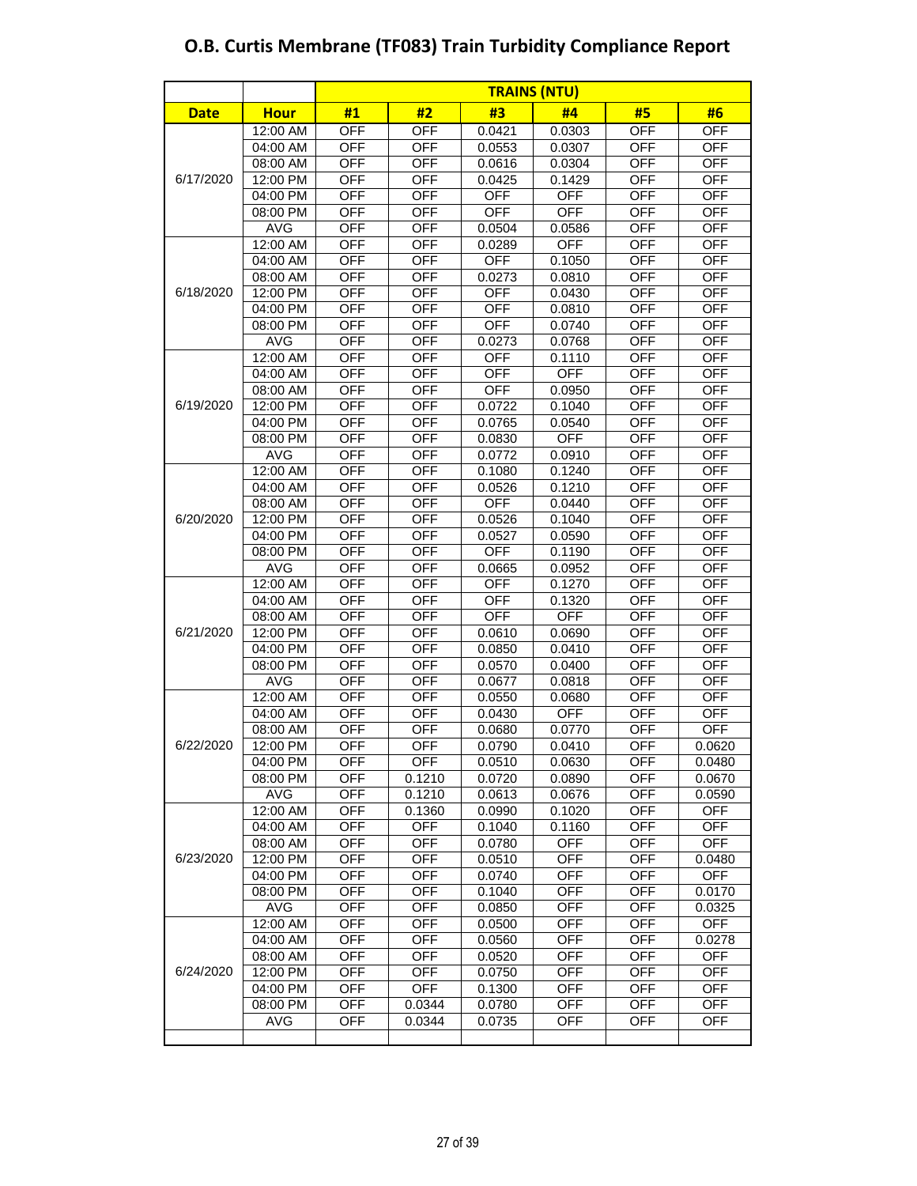# O.B. Curtis Membrane (TF083) Train Turbidity Compliance Report

| | | TRAINS (NTU) | | | | | |
|---|---|---|---|---|---|---|---|
| **Date** | **Hour** | **#1** | **#2** | **#3** | **#4** | **#5** | **#6** |
| 6/17/2020 | 12:00 AM | OFF | OFF | 0.0421 | 0.0303 | OFF | OFF |
| | 04:00 AM | OFF | OFF | 0.0553 | 0.0307 | OFF | OFF |
| | 08:00 AM | OFF | OFF | 0.0616 | 0.0304 | OFF | OFF |
| | 12:00 PM | OFF | OFF | 0.0425 | 0.1429 | OFF | OFF |
| | 04:00 PM | OFF | OFF | OFF | OFF | OFF | OFF |
| | 08:00 PM | OFF | OFF | OFF | OFF | OFF | OFF |
| | AVG | OFF | OFF | 0.0504 | 0.0586 | OFF | OFF |
| 6/18/2020 | 12:00 AM | OFF | OFF | 0.0289 | OFF | OFF | OFF |
| | 04:00 AM | OFF | OFF | OFF | 0.1050 | OFF | OFF |
| | 08:00 AM | OFF | OFF | 0.0273 | 0.0810 | OFF | OFF |
| | 12:00 PM | OFF | OFF | OFF | 0.0430 | OFF | OFF |
| | 04:00 PM | OFF | OFF | OFF | 0.0810 | OFF | OFF |
| | 08:00 PM | OFF | OFF | OFF | 0.0740 | OFF | OFF |
| | AVG | OFF | OFF | 0.0273 | 0.0768 | OFF | OFF |
| 6/19/2020 | 12:00 AM | OFF | OFF | OFF | 0.1110 | OFF | OFF |
| | 04:00 AM | OFF | OFF | OFF | OFF | OFF | OFF |
| | 08:00 AM | OFF | OFF | OFF | 0.0950 | OFF | OFF |
| | 12:00 PM | OFF | OFF | 0.0722 | 0.1040 | OFF | OFF |
| | 04:00 PM | OFF | OFF | 0.0765 | 0.0540 | OFF | OFF |
| | 08:00 PM | OFF | OFF | 0.0830 | OFF | OFF | OFF |
| | AVG | OFF | OFF | 0.0772 | 0.0910 | OFF | OFF |
| 6/20/2020 | 12:00 AM | OFF | OFF | 0.1080 | 0.1240 | OFF | OFF |
| | 04:00 AM | OFF | OFF | 0.0526 | 0.1210 | OFF | OFF |
| | 08:00 AM | OFF | OFF | OFF | 0.0440 | OFF | OFF |
| | 12:00 PM | OFF | OFF | 0.0526 | 0.1040 | OFF | OFF |
| | 04:00 PM | OFF | OFF | 0.0527 | 0.0590 | OFF | OFF |
| | 08:00 PM | OFF | OFF | OFF | 0.1190 | OFF | OFF |
| | AVG | OFF | OFF | 0.0665 | 0.0952 | OFF | OFF |
| 6/21/2020 | 12:00 AM | OFF | OFF | OFF | 0.1270 | OFF | OFF |
| | 04:00 AM | OFF | OFF | OFF | 0.1320 | OFF | OFF |
| | 08:00 AM | OFF | OFF | OFF | OFF | OFF | OFF |
| | 12:00 PM | OFF | OFF | 0.0610 | 0.0690 | OFF | OFF |
| | 04:00 PM | OFF | OFF | 0.0850 | 0.0410 | OFF | OFF |
| | 08:00 PM | OFF | OFF | 0.0570 | 0.0400 | OFF | OFF |
| | AVG | OFF | OFF | 0.0677 | 0.0818 | OFF | OFF |
| 6/22/2020 | 12:00 AM | OFF | OFF | 0.0550 | 0.0680 | OFF | OFF |
| | 04:00 AM | OFF | OFF | 0.0430 | OFF | OFF | OFF |
| | 08:00 AM | OFF | OFF | 0.0680 | 0.0770 | OFF | OFF |
| | 12:00 PM | OFF | OFF | 0.0790 | 0.0410 | OFF | 0.0620 |
| | 04:00 PM | OFF | OFF | 0.0510 | 0.0630 | OFF | 0.0480 |
| | 08:00 PM | OFF | 0.1210 | 0.0720 | 0.0890 | OFF | 0.0670 |
| | AVG | OFF | 0.1210 | 0.0613 | 0.0676 | OFF | 0.0590 |
| 6/23/2020 | 12:00 AM | OFF | 0.1360 | 0.0990 | 0.1020 | OFF | OFF |
| | 04:00 AM | OFF | OFF | 0.1040 | 0.1160 | OFF | OFF |
| | 08:00 AM | OFF | OFF | 0.0780 | OFF | OFF | OFF |
| | 12:00 PM | OFF | OFF | 0.0510 | OFF | OFF | 0.0480 |
| | 04:00 PM | OFF | OFF | 0.0740 | OFF | OFF | OFF |
| | 08:00 PM | OFF | OFF | 0.1040 | OFF | OFF | 0.0170 |
| | AVG | OFF | OFF | 0.0850 | OFF | OFF | 0.0325 |
| 6/24/2020 | 12:00 AM | OFF | OFF | 0.0500 | OFF | OFF | OFF |
| | 04:00 AM | OFF | OFF | 0.0560 | OFF | OFF | 0.0278 |
| | 08:00 AM | OFF | OFF | 0.0520 | OFF | OFF | OFF |
| | 12:00 PM | OFF | OFF | 0.0750 | OFF | OFF | OFF |
| | 04:00 PM | OFF | OFF | 0.1300 | OFF | OFF | OFF |
| | 08:00 PM | OFF | 0.0344 | 0.0780 | OFF | OFF | OFF |
| | AVG | OFF | 0.0344 | 0.0735 | OFF | OFF | OFF |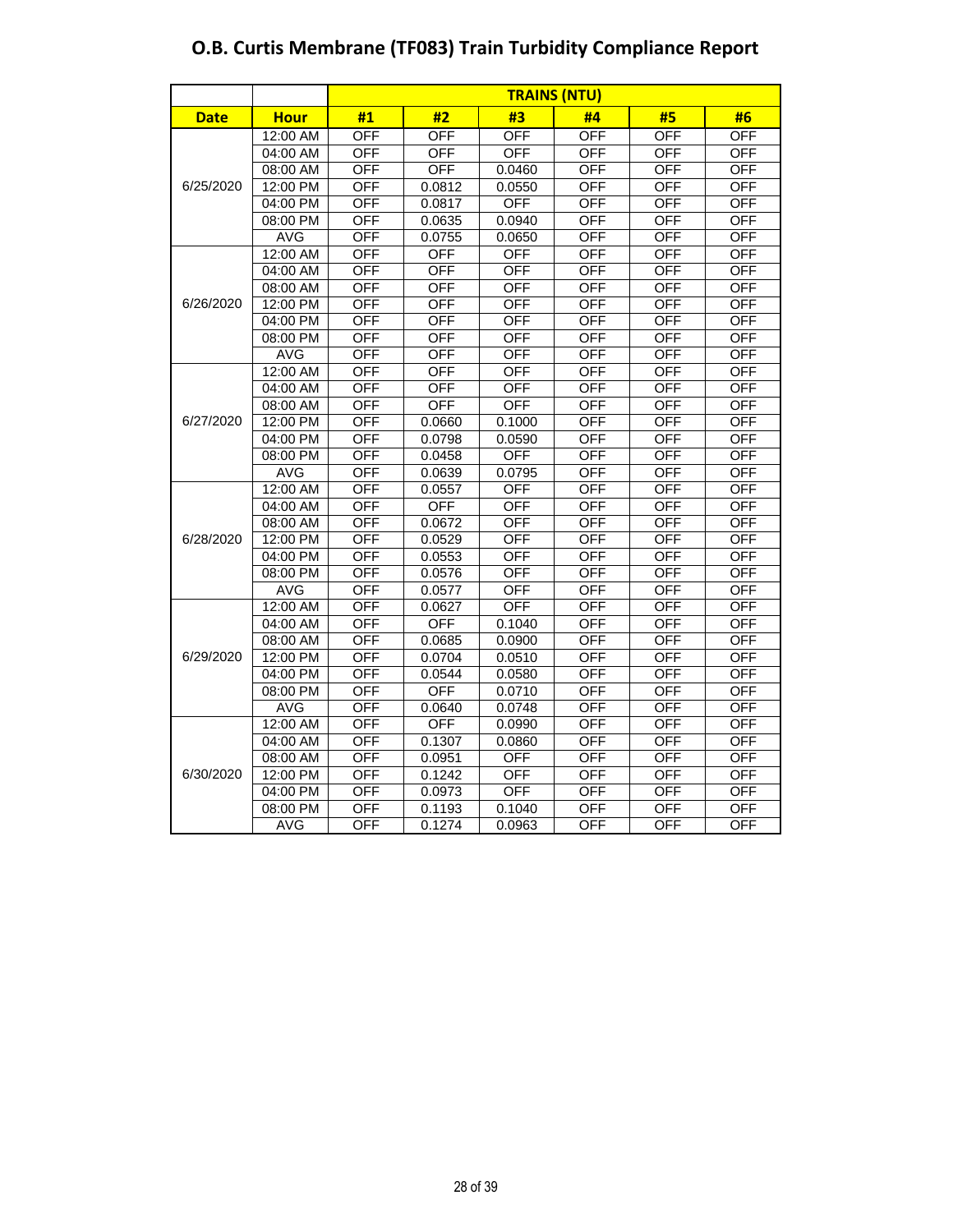# O.B. Curtis Membrane (TF083) Train Turbidity Compliance Report

| | | TRAINS (NTU) | | | | | |
|---|---|---|---|---|---|---|---|
| **Date** | **Hour** | **#1** | **#2** | **#3** | **#4** | **#5** | **#6** |
| 6/25/2020 | 12:00 AM | OFF | OFF | OFF | OFF | OFF | OFF |
| | 04:00 AM | OFF | OFF | OFF | OFF | OFF | OFF |
| | 08:00 AM | OFF | OFF | 0.0460 | OFF | OFF | OFF |
| | 12:00 PM | OFF | 0.0812 | 0.0550 | OFF | OFF | OFF |
| | 04:00 PM | OFF | 0.0817 | OFF | OFF | OFF | OFF |
| | 08:00 PM | OFF | 0.0635 | 0.0940 | OFF | OFF | OFF |
| | AVG | OFF | 0.0755 | 0.0650 | OFF | OFF | OFF |
| 6/26/2020 | 12:00 AM | OFF | OFF | OFF | OFF | OFF | OFF |
| | 04:00 AM | OFF | OFF | OFF | OFF | OFF | OFF |
| | 08:00 AM | OFF | OFF | OFF | OFF | OFF | OFF |
| | 12:00 PM | OFF | OFF | OFF | OFF | OFF | OFF |
| | 04:00 PM | OFF | OFF | OFF | OFF | OFF | OFF |
| | 08:00 PM | OFF | OFF | OFF | OFF | OFF | OFF |
| | AVG | OFF | OFF | OFF | OFF | OFF | OFF |
| 6/27/2020 | 12:00 AM | OFF | OFF | OFF | OFF | OFF | OFF |
| | 04:00 AM | OFF | OFF | OFF | OFF | OFF | OFF |
| | 08:00 AM | OFF | OFF | OFF | OFF | OFF | OFF |
| | 12:00 PM | OFF | 0.0660 | 0.1000 | OFF | OFF | OFF |
| | 04:00 PM | OFF | 0.0798 | 0.0590 | OFF | OFF | OFF |
| | 08:00 PM | OFF | 0.0458 | OFF | OFF | OFF | OFF |
| | AVG | OFF | 0.0639 | 0.0795 | OFF | OFF | OFF |
| 6/28/2020 | 12:00 AM | OFF | 0.0557 | OFF | OFF | OFF | OFF |
| | 04:00 AM | OFF | OFF | OFF | OFF | OFF | OFF |
| | 08:00 AM | OFF | 0.0672 | OFF | OFF | OFF | OFF |
| | 12:00 PM | OFF | 0.0529 | OFF | OFF | OFF | OFF |
| | 04:00 PM | OFF | 0.0553 | OFF | OFF | OFF | OFF |
| | 08:00 PM | OFF | 0.0576 | OFF | OFF | OFF | OFF |
| | AVG | OFF | 0.0577 | OFF | OFF | OFF | OFF |
| 6/29/2020 | 12:00 AM | OFF | 0.0627 | OFF | OFF | OFF | OFF |
| | 04:00 AM | OFF | OFF | 0.1040 | OFF | OFF | OFF |
| | 08:00 AM | OFF | 0.0685 | 0.0900 | OFF | OFF | OFF |
| | 12:00 PM | OFF | 0.0704 | 0.0510 | OFF | OFF | OFF |
| | 04:00 PM | OFF | 0.0544 | 0.0580 | OFF | OFF | OFF |
| | 08:00 PM | OFF | OFF | 0.0710 | OFF | OFF | OFF |
| | AVG | OFF | 0.0640 | 0.0748 | OFF | OFF | OFF |
| 6/30/2020 | 12:00 AM | OFF | OFF | 0.0990 | OFF | OFF | OFF |
| | 04:00 AM | OFF | 0.1307 | 0.0860 | OFF | OFF | OFF |
| | 08:00 AM | OFF | 0.0951 | OFF | OFF | OFF | OFF |
| | 12:00 PM | OFF | 0.1242 | OFF | OFF | OFF | OFF |
| | 04:00 PM | OFF | 0.0973 | OFF | OFF | OFF | OFF |
| | 08:00 PM | OFF | 0.1193 | 0.1040 | OFF | OFF | OFF |
| | AVG | OFF | 0.1274 | 0.0963 | OFF | OFF | OFF |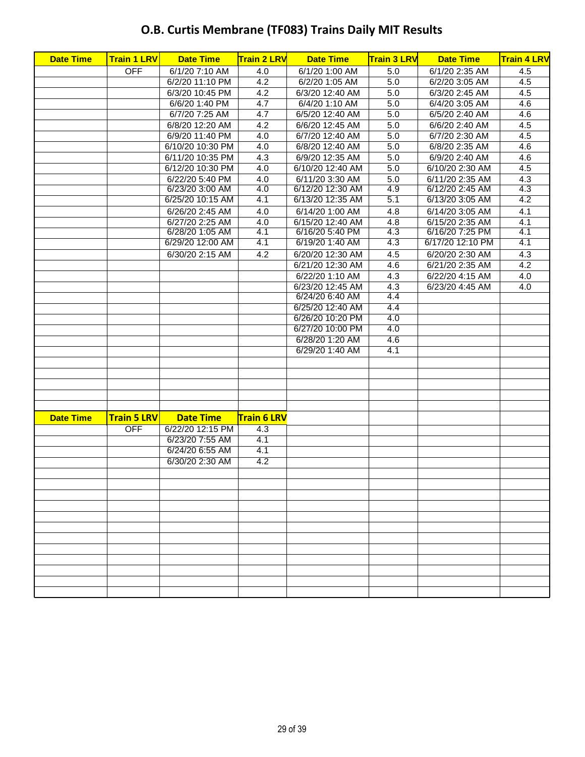# O.B. Curtis Membrane (TF083) Trains Daily MIT Results

| Date Time | Train 1 LRV | Date Time | Train 2 LRV | Date Time | Train 3 LRV | Date Time | Train 4 LRV |
|---|---|---|---|---|---|---|---|
| | OFF | 6/1/20 7:10 AM | 4.0 | 6/1/20 1:00 AM | 5.0 | 6/1/20 2:35 AM | 4.5 |
| | | 6/2/20 11:10 PM | 4.2 | 6/2/20 1:05 AM | 5.0 | 6/2/20 3:05 AM | 4.5 |
| | | 6/3/20 10:45 PM | 4.2 | 6/3/20 12:40 AM | 5.0 | 6/3/20 2:45 AM | 4.5 |
| | | 6/6/20 1:40 PM | 4.7 | 6/4/20 1:10 AM | 5.0 | 6/4/20 3:05 AM | 4.6 |
| | | 6/7/20 7:25 AM | 4.7 | 6/5/20 12:40 AM | 5.0 | 6/5/20 2:40 AM | 4.6 |
| | | 6/8/20 12:20 AM | 4.2 | 6/6/20 12:45 AM | 5.0 | 6/6/20 2:40 AM | 4.5 |
| | | 6/9/20 11:40 PM | 4.0 | 6/7/20 12:40 AM | 5.0 | 6/7/20 2:30 AM | 4.5 |
| | | 6/10/20 10:30 PM | 4.0 | 6/8/20 12:40 AM | 5.0 | 6/8/20 2:35 AM | 4.6 |
| | | 6/11/20 10:35 PM | 4.3 | 6/9/20 12:35 AM | 5.0 | 6/9/20 2:40 AM | 4.6 |
| | | 6/12/20 10:30 PM | 4.0 | 6/10/20 12:40 AM | 5.0 | 6/10/20 2:30 AM | 4.5 |
| | | 6/22/20 5:40 PM | 4.0 | 6/11/20 3:30 AM | 5.0 | 6/11/20 2:35 AM | 4.3 |
| | | 6/23/20 3:00 AM | 4.0 | 6/12/20 12:30 AM | 4.9 | 6/12/20 2:45 AM | 4.3 |
| | | 6/25/20 10:15 AM | 4.1 | 6/13/20 12:35 AM | 5.1 | 6/13/20 3:05 AM | 4.2 |
| | | 6/26/20 2:45 AM | 4.0 | 6/14/20 1:00 AM | 4.8 | 6/14/20 3:05 AM | 4.1 |
| | | 6/27/20 2:25 AM | 4.0 | 6/15/20 12:40 AM | 4.8 | 6/15/20 2:35 AM | 4.1 |
| | | 6/28/20 1:05 AM | 4.1 | 6/16/20 5:40 PM | 4.3 | 6/16/20 7:25 PM | 4.1 |
| | | 6/29/20 12:00 AM | 4.1 | 6/19/20 1:40 AM | 4.3 | 6/17/20 12:10 PM | 4.1 |
| | | 6/30/20 2:15 AM | 4.2 | 6/20/20 12:30 AM | 4.5 | 6/20/20 2:30 AM | 4.3 |
| | | | | 6/21/20 12:30 AM | 4.6 | 6/21/20 2:35 AM | 4.2 |
| | | | | 6/22/20 1:10 AM | 4.3 | 6/22/20 4:15 AM | 4.0 |
| | | | | 6/23/20 12:45 AM | 4.3 | 6/23/20 4:45 AM | 4.0 |
| | | | | 6/24/20 6:40 AM | 4.4 | | |
| | | | | 6/25/20 12:40 AM | 4.4 | | |
| | | | | 6/26/20 10:20 PM | 4.0 | | |
| | | | | 6/27/20 10:00 PM | 4.0 | | |
| | | | | 6/28/20 1:20 AM | 4.6 | | |
| | | | | 6/29/20 1:40 AM | 4.1 | | |

| Date Time | Train 5 LRV | Date Time | Train 6 LRV |
|---|---|---|---|
| | OFF | 6/22/20 12:15 PM | 4.3 |
| | | 6/23/20 7:55 AM | 4.1 |
| | | 6/24/20 6:55 AM | 4.1 |
| | | 6/30/20 2:30 AM | 4.2 |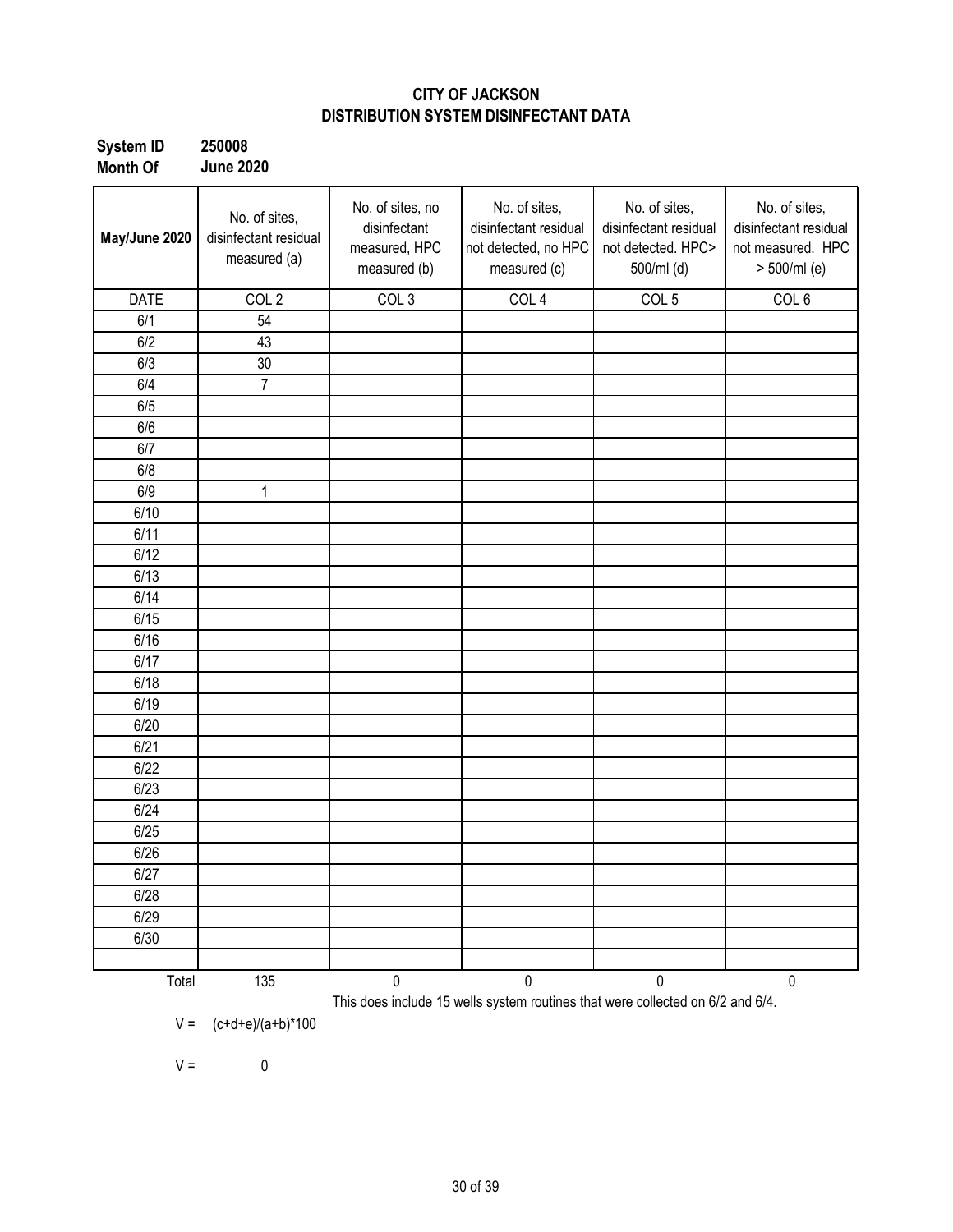**CITY OF JACKSON**
**DISTRIBUTION SYSTEM DISINFECTANT DATA**

**System ID** **250008**
**Month Of** **June 2020**

| May/June 2020 | No. of sites, disinfectant residual measured (a) | No. of sites, no disinfectant measured, HPC measured (b) | No. of sites, disinfectant residual not detected, no HPC measured (c) | No. of sites, disinfectant residual not detected. HPC> 500/ml (d) | No. of sites, disinfectant residual not measured. HPC > 500/ml (e) |
|---|---|---|---|---|---|
| DATE | COL 2 | COL 3 | COL 4 | COL 5 | COL 6 |
| 6/1 | 54 | | | | |
| 6/2 | 43 | | | | |
| 6/3 | 30 | | | | |
| 6/4 | 7 | | | | |
| 6/5 | | | | | |
| 6/6 | | | | | |
| 6/7 | | | | | |
| 6/8 | | | | | |
| 6/9 | 1 | | | | |
| 6/10 | | | | | |
| 6/11 | | | | | |
| 6/12 | | | | | |
| 6/13 | | | | | |
| 6/14 | | | | | |
| 6/15 | | | | | |
| 6/16 | | | | | |
| 6/17 | | | | | |
| 6/18 | | | | | |
| 6/19 | | | | | |
| 6/20 | | | | | |
| 6/21 | | | | | |
| 6/22 | | | | | |
| 6/23 | | | | | |
| 6/24 | | | | | |
| 6/25 | | | | | |
| 6/26 | | | | | |
| 6/27 | | | | | |
| 6/28 | | | | | |
| 6/29 | | | | | |
| 6/30 | | | | | |
| | | | | | |
| Total | 135 | 0 | 0 | 0 | 0 |

This does include 15 wells system routines that were collected on 6/2 and 6/4.

$V = (c+d+e)/(a+b)*100$

$V = 0$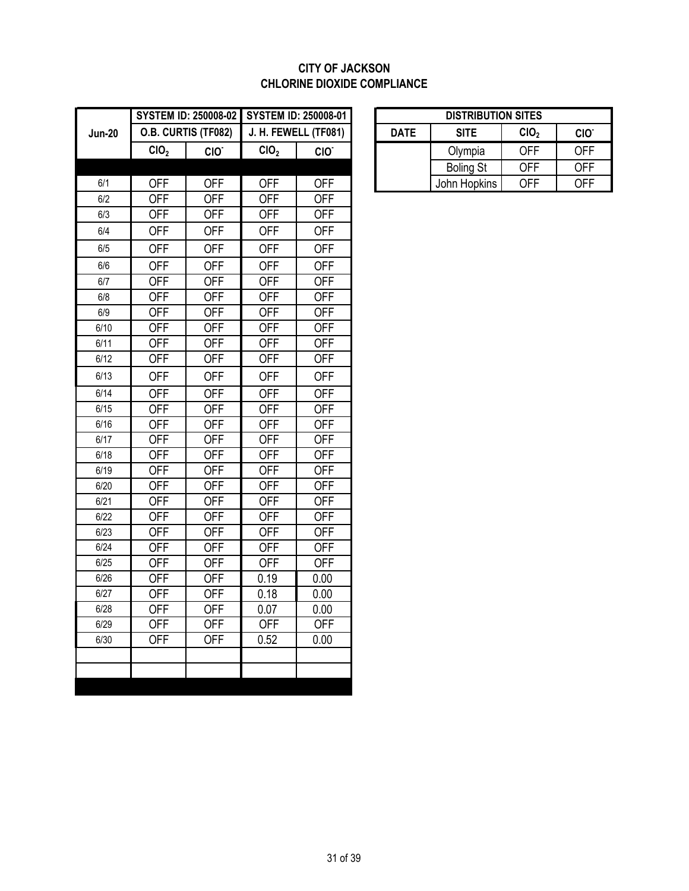# CITY OF JACKSON
## CHLORINE DIOXIDE COMPLIANCE

| Jun-20 | SYSTEM ID: 250008-02 | | SYSTEM ID: 250008-01 | |
|---|---|---|---|---|
| | O.B. CURTIS (TF082) | | J. H. FEWELL (TF081) | |
| | $ClO_2$ | $ClO^-$ | $ClO_2$ | $ClO^-$ |
| 6/1 | OFF | OFF | OFF | OFF |
| 6/2 | OFF | OFF | OFF | OFF |
| 6/3 | OFF | OFF | OFF | OFF |
| 6/4 | OFF | OFF | OFF | OFF |
| 6/5 | OFF | OFF | OFF | OFF |
| 6/6 | OFF | OFF | OFF | OFF |
| 6/7 | OFF | OFF | OFF | OFF |
| 6/8 | OFF | OFF | OFF | OFF |
| 6/9 | OFF | OFF | OFF | OFF |
| 6/10 | OFF | OFF | OFF | OFF |
| 6/11 | OFF | OFF | OFF | OFF |
| 6/12 | OFF | OFF | OFF | OFF |
| 6/13 | OFF | OFF | OFF | OFF |
| 6/14 | OFF | OFF | OFF | OFF |
| 6/15 | OFF | OFF | OFF | OFF |
| 6/16 | OFF | OFF | OFF | OFF |
| 6/17 | OFF | OFF | OFF | OFF |
| 6/18 | OFF | OFF | OFF | OFF |
| 6/19 | OFF | OFF | OFF | OFF |
| 6/20 | OFF | OFF | OFF | OFF |
| 6/21 | OFF | OFF | OFF | OFF |
| 6/22 | OFF | OFF | OFF | OFF |
| 6/23 | OFF | OFF | OFF | OFF |
| 6/24 | OFF | OFF | OFF | OFF |
| 6/25 | OFF | OFF | OFF | OFF |
| 6/26 | OFF | OFF | 0.19 | 0.00 |
| 6/27 | OFF | OFF | 0.18 | 0.00 |
| 6/28 | OFF | OFF | 0.07 | 0.00 |
| 6/29 | OFF | OFF | OFF | OFF |
| 6/30 | OFF | OFF | 0.52 | 0.00 |

| DISTRIBUTION SITES | | | |
|---|---|---|---|
| DATE | SITE | $ClO_2$ | $ClO^-$ |
| | Olympia | OFF | OFF |
| | Boling St | OFF | OFF |
| | John Hopkins | OFF | OFF |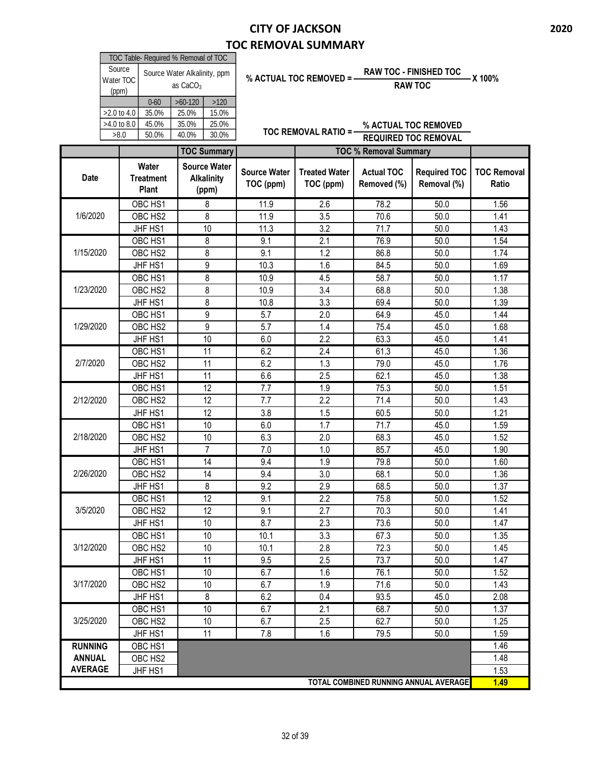# CITY OF JACKSON
## TOC REMOVAL SUMMARY

2020

| TOC Table- Required % Removal of TOC | | | |
|---|---|---|---|
| Source Water TOC (ppm) | Source Water Alkalinity, ppm as $CaCO_3$ | | |
| | 0-60 | >60-120 | >120 |
| >2.0 to 4.0 | 35.0% | 25.0% | 15.0% |
| >4.0 to 8.0 | 45.0% | 35.0% | 25.0% |
| >8.0 | 50.0% | 40.0% | 30.0% |

$$\% \text{ ACTUAL TOC REMOVED} = \frac{\text{RAW TOC - FINISHED TOC}}{\text{RAW TOC}} \times 100\%$$

$$\text{TOC REMOVAL RATIO} = \frac{\% \text{ ACTUAL TOC REMOVED}}{\text{REQUIRED TOC REMOVAL}}$$

| | | TOC Summary | | TOC % Removal Summary | | | |
|---|---|---|---|---|---|---|---|
| Date | Water Treatment Plant | Source Water Alkalinity (ppm) | Source Water TOC (ppm) | Treated Water TOC (ppm) | Actual TOC Removed (%) | Required TOC Removal (%) | TOC Removal Ratio |
| 1/6/2020 | OBC HS1 | 8 | 11.9 | 2.6 | 78.2 | 50.0 | 1.56 |
| | OBC HS2 | 8 | 11.9 | 3.5 | 70.6 | 50.0 | 1.41 |
| | JHF HS1 | 10 | 11.3 | 3.2 | 71.7 | 50.0 | 1.43 |
| 1/15/2020 | OBC HS1 | 8 | 9.1 | 2.1 | 76.9 | 50.0 | 1.54 |
| | OBC HS2 | 8 | 9.1 | 1.2 | 86.8 | 50.0 | 1.74 |
| | JHF HS1 | 9 | 10.3 | 1.6 | 84.5 | 50.0 | 1.69 |
| 1/23/2020 | OBC HS1 | 8 | 10.9 | 4.5 | 58.7 | 50.0 | 1.17 |
| | OBC HS2 | 8 | 10.9 | 3.4 | 68.8 | 50.0 | 1.38 |
| | JHF HS1 | 8 | 10.8 | 3.3 | 69.4 | 50.0 | 1.39 |
| 1/29/2020 | OBC HS1 | 9 | 5.7 | 2.0 | 64.9 | 45.0 | 1.44 |
| | OBC HS2 | 9 | 5.7 | 1.4 | 75.4 | 45.0 | 1.68 |
| | JHF HS1 | 10 | 6.0 | 2.2 | 63.3 | 45.0 | 1.41 |
| 2/7/2020 | OBC HS1 | 11 | 6.2 | 2.4 | 61.3 | 45.0 | 1.36 |
| | OBC HS2 | 11 | 6.2 | 1.3 | 79.0 | 45.0 | 1.76 |
| | JHF HS1 | 11 | 6.6 | 2.5 | 62.1 | 45.0 | 1.38 |
| 2/12/2020 | OBC HS1 | 12 | 7.7 | 1.9 | 75.3 | 50.0 | 1.51 |
| | OBC HS2 | 12 | 7.7 | 2.2 | 71.4 | 50.0 | 1.43 |
| | JHF HS1 | 12 | 3.8 | 1.5 | 60.5 | 50.0 | 1.21 |
| 2/18/2020 | OBC HS1 | 10 | 6.0 | 1.7 | 71.7 | 45.0 | 1.59 |
| | OBC HS2 | 10 | 6.3 | 2.0 | 68.3 | 45.0 | 1.52 |
| | JHF HS1 | 7 | 7.0 | 1.0 | 85.7 | 45.0 | 1.90 |
| 2/26/2020 | OBC HS1 | 14 | 9.4 | 1.9 | 79.8 | 50.0 | 1.60 |
| | OBC HS2 | 14 | 9.4 | 3.0 | 68.1 | 50.0 | 1.36 |
| | JHF HS1 | 8 | 9.2 | 2.9 | 68.5 | 50.0 | 1.37 |
| 3/5/2020 | OBC HS1 | 12 | 9.1 | 2.2 | 75.8 | 50.0 | 1.52 |
| | OBC HS2 | 12 | 9.1 | 2.7 | 70.3 | 50.0 | 1.41 |
| | JHF HS1 | 10 | 8.7 | 2.3 | 73.6 | 50.0 | 1.47 |
| 3/12/2020 | OBC HS1 | 10 | 10.1 | 3.3 | 67.3 | 50.0 | 1.35 |
| | OBC HS2 | 10 | 10.1 | 2.8 | 72.3 | 50.0 | 1.45 |
| | JHF HS1 | 11 | 9.5 | 2.5 | 73.7 | 50.0 | 1.47 |
| 3/17/2020 | OBC HS1 | 10 | 6.7 | 1.6 | 76.1 | 50.0 | 1.52 |
| | OBC HS2 | 10 | 6.7 | 1.9 | 71.6 | 50.0 | 1.43 |
| | JHF HS1 | 8 | 6.2 | 0.4 | 93.5 | 45.0 | 2.08 |
| 3/25/2020 | OBC HS1 | 10 | 6.7 | 2.1 | 68.7 | 50.0 | 1.37 |
| | OBC HS2 | 10 | 6.7 | 2.5 | 62.7 | 50.0 | 1.25 |
| | JHF HS1 | 11 | 7.8 | 1.6 | 79.5 | 50.0 | 1.59 |
| RUNNING ANNUAL AVERAGE | OBC HS1 | | | | | | 1.46 |
| | OBC HS2 | | | | | | 1.48 |
| | JHF HS1 | | | | | | 1.53 |
| TOTAL COMBINED RUNNING ANNUAL AVERAGE | | | | | | | **1.49** |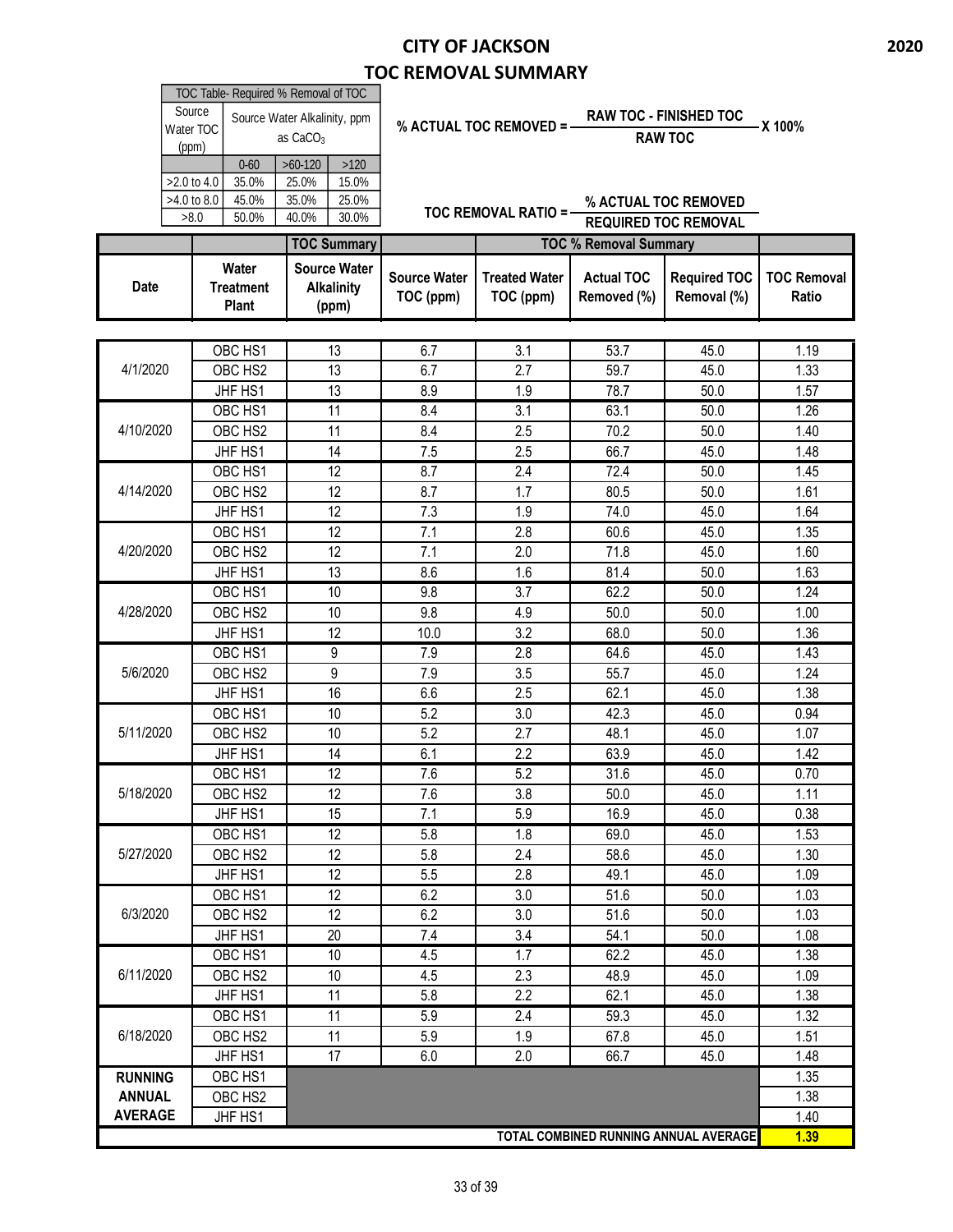# CITY OF JACKSON
## TOC REMOVAL SUMMARY

2020

| TOC Table- Required % Removal of TOC | | | |
|---|---|---|---|
| Source Water TOC (ppm) | Source Water Alkalinity, ppm as $CaCO_3$ | | |
| | 0-60 | >60-120 | >120 |
| >2.0 to 4.0 | 35.0% | 25.0% | 15.0% |
| >4.0 to 8.0 | 45.0% | 35.0% | 25.0% |
| >8.0 | 50.0% | 40.0% | 30.0% |

$$\text{\% ACTUAL TOC REMOVED} = \frac{\text{RAW TOC - FINISHED TOC}}{\text{RAW TOC}} \times 100\%$$

$$\text{TOC REMOVAL RATIO} = \frac{\text{\% ACTUAL TOC REMOVED}}{\text{REQUIRED TOC REMOVAL}}$$

| | | TOC Summary | | TOC % Removal Summary | | | |
|---|---|---|---|---|---|---|---|
| Date | Water Treatment Plant | Source Water Alkalinity (ppm) | Source Water TOC (ppm) | Treated Water TOC (ppm) | Actual TOC Removed (%) | Required TOC Removal (%) | TOC Removal Ratio |
| 4/1/2020 | OBC HS1 | 13 | 6.7 | 3.1 | 53.7 | 45.0 | 1.19 |
| | OBC HS2 | 13 | 6.7 | 2.7 | 59.7 | 45.0 | 1.33 |
| | JHF HS1 | 13 | 8.9 | 1.9 | 78.7 | 50.0 | 1.57 |
| 4/10/2020 | OBC HS1 | 11 | 8.4 | 3.1 | 63.1 | 50.0 | 1.26 |
| | OBC HS2 | 11 | 8.4 | 2.5 | 70.2 | 50.0 | 1.40 |
| | JHF HS1 | 14 | 7.5 | 2.5 | 66.7 | 45.0 | 1.48 |
| 4/14/2020 | OBC HS1 | 12 | 8.7 | 2.4 | 72.4 | 50.0 | 1.45 |
| | OBC HS2 | 12 | 8.7 | 1.7 | 80.5 | 50.0 | 1.61 |
| | JHF HS1 | 12 | 7.3 | 1.9 | 74.0 | 45.0 | 1.64 |
| 4/20/2020 | OBC HS1 | 12 | 7.1 | 2.8 | 60.6 | 45.0 | 1.35 |
| | OBC HS2 | 12 | 7.1 | 2.0 | 71.8 | 45.0 | 1.60 |
| | JHF HS1 | 13 | 8.6 | 1.6 | 81.4 | 50.0 | 1.63 |
| 4/28/2020 | OBC HS1 | 10 | 9.8 | 3.7 | 62.2 | 50.0 | 1.24 |
| | OBC HS2 | 10 | 9.8 | 4.9 | 50.0 | 50.0 | 1.00 |
| | JHF HS1 | 12 | 10.0 | 3.2 | 68.0 | 50.0 | 1.36 |
| 5/6/2020 | OBC HS1 | 9 | 7.9 | 2.8 | 64.6 | 45.0 | 1.43 |
| | OBC HS2 | 9 | 7.9 | 3.5 | 55.7 | 45.0 | 1.24 |
| | JHF HS1 | 16 | 6.6 | 2.5 | 62.1 | 45.0 | 1.38 |
| 5/11/2020 | OBC HS1 | 10 | 5.2 | 3.0 | 42.3 | 45.0 | 0.94 |
| | OBC HS2 | 10 | 5.2 | 2.7 | 48.1 | 45.0 | 1.07 |
| | JHF HS1 | 14 | 6.1 | 2.2 | 63.9 | 45.0 | 1.42 |
| 5/18/2020 | OBC HS1 | 12 | 7.6 | 5.2 | 31.6 | 45.0 | 0.70 |
| | OBC HS2 | 12 | 7.6 | 3.8 | 50.0 | 45.0 | 1.11 |
| | JHF HS1 | 15 | 7.1 | 5.9 | 16.9 | 45.0 | 0.38 |
| 5/27/2020 | OBC HS1 | 12 | 5.8 | 1.8 | 69.0 | 45.0 | 1.53 |
| | OBC HS2 | 12 | 5.8 | 2.4 | 58.6 | 45.0 | 1.30 |
| | JHF HS1 | 12 | 5.5 | 2.8 | 49.1 | 45.0 | 1.09 |
| 6/3/2020 | OBC HS1 | 12 | 6.2 | 3.0 | 51.6 | 50.0 | 1.03 |
| | OBC HS2 | 12 | 6.2 | 3.0 | 51.6 | 50.0 | 1.03 |
| | JHF HS1 | 20 | 7.4 | 3.4 | 54.1 | 50.0 | 1.08 |
| 6/11/2020 | OBC HS1 | 10 | 4.5 | 1.7 | 62.2 | 45.0 | 1.38 |
| | OBC HS2 | 10 | 4.5 | 2.3 | 48.9 | 45.0 | 1.09 |
| | JHF HS1 | 11 | 5.8 | 2.2 | 62.1 | 45.0 | 1.38 |
| 6/18/2020 | OBC HS1 | 11 | 5.9 | 2.4 | 59.3 | 45.0 | 1.32 |
| | OBC HS2 | 11 | 5.9 | 1.9 | 67.8 | 45.0 | 1.51 |
| | JHF HS1 | 17 | 6.0 | 2.0 | 66.7 | 45.0 | 1.48 |
| RUNNING ANNUAL AVERAGE | OBC HS1 | | | | | | 1.35 |
| | OBC HS2 | | | | | | 1.38 |
| | JHF HS1 | | | | | | 1.40 |
| TOTAL COMBINED RUNNING ANNUAL AVERAGE | | | | | | | **1.39** |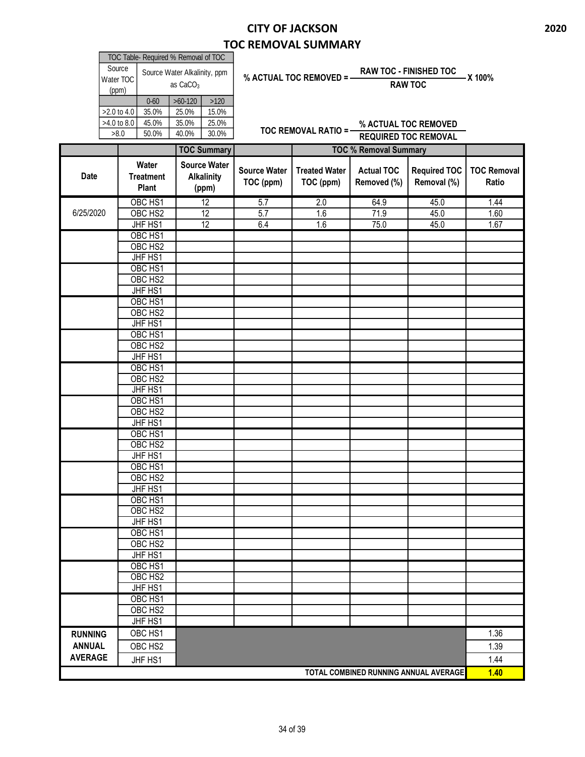# CITY OF JACKSON

## TOC REMOVAL SUMMARY

2020

| TOC Table- Required % Removal of TOC | | | |
|---|---|---|---|
| Source Water TOC (ppm) | Source Water Alkalinity, ppm as $CaCO_3$ | | |
| | 0-60 | >60-120 | >120 |
| >2.0 to 4.0 | 35.0% | 25.0% | 15.0% |
| >4.0 to 8.0 | 45.0% | 35.0% | 25.0% |
| >8.0 | 50.0% | 40.0% | 30.0% |

$$\text{\% ACTUAL TOC REMOVED} = \frac{\text{RAW TOC - FINISHED TOC}}{\text{RAW TOC}} \times 100\%$$

$$\text{TOC REMOVAL RATIO} = \frac{\text{\% ACTUAL TOC REMOVED}}{\text{REQUIRED TOC REMOVAL}}$$

| | | TOC Summary | | TOC % Removal Summary | | | |
|---|---|---|---|---|---|---|---|
| Date | Water Treatment Plant | Source Water Alkalinity (ppm) | Source Water TOC (ppm) | Treated Water TOC (ppm) | Actual TOC Removed (%) | Required TOC Removal (%) | TOC Removal Ratio |
| 6/25/2020 | OBC HS1 | 12 | 5.7 | 2.0 | 64.9 | 45.0 | 1.44 |
| | OBC HS2 | 12 | 5.7 | 1.6 | 71.9 | 45.0 | 1.60 |
| | JHF HS1 | 12 | 6.4 | 1.6 | 75.0 | 45.0 | 1.67 |
| | OBC HS1 | | | | | | |
| | OBC HS2 | | | | | | |
| | JHF HS1 | | | | | | |
| | OBC HS1 | | | | | | |
| | OBC HS2 | | | | | | |
| | JHF HS1 | | | | | | |
| | OBC HS1 | | | | | | |
| | OBC HS2 | | | | | | |
| | JHF HS1 | | | | | | |
| | OBC HS1 | | | | | | |
| | OBC HS2 | | | | | | |
| | JHF HS1 | | | | | | |
| | OBC HS1 | | | | | | |
| | OBC HS2 | | | | | | |
| | JHF HS1 | | | | | | |
| | OBC HS1 | | | | | | |
| | OBC HS2 | | | | | | |
| | JHF HS1 | | | | | | |
| | OBC HS1 | | | | | | |
| | OBC HS2 | | | | | | |
| | JHF HS1 | | | | | | |
| | OBC HS1 | | | | | | |
| | OBC HS2 | | | | | | |
| | JHF HS1 | | | | | | |
| | OBC HS1 | | | | | | |
| | OBC HS2 | | | | | | |
| | JHF HS1 | | | | | | |
| | OBC HS1 | | | | | | |
| | OBC HS2 | | | | | | |
| | JHF HS1 | | | | | | |
| | OBC HS1 | | | | | | |
| | OBC HS2 | | | | | | |
| | JHF HS1 | | | | | | |
| | OBC HS1 | | | | | | |
| | OBC HS2 | | | | | | |
| | JHF HS1 | | | | | | |
| RUNNING ANNUAL AVERAGE | OBC HS1 | | | | | | 1.36 |
| | OBC HS2 | | | | | | 1.39 |
| | JHF HS1 | | | | | | 1.44 |
| TOTAL COMBINED RUNNING ANNUAL AVERAGE | | | | | | | **1.40** |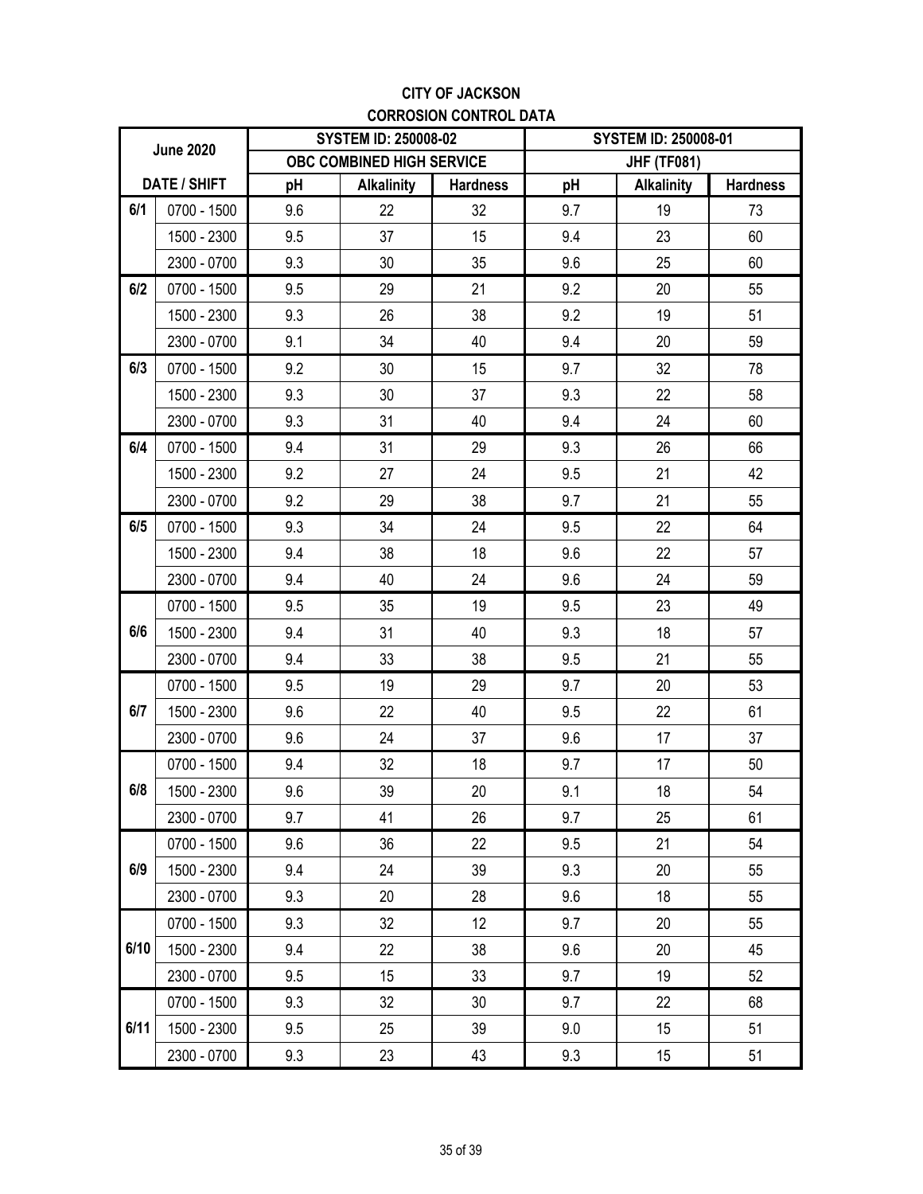# CITY OF JACKSON

## CORROSION CONTROL DATA

| June 2020 | | SYSTEM ID: 250008-02 | | | SYSTEM ID: 250008-01 | | |
|---|---|---|---|---|---|---|---|
| | | OBC COMBINED HIGH SERVICE | | | JHF (TF081) | | |
| DATE / SHIFT | | pH | Alkalinity | Hardness | pH | Alkalinity | Hardness |
| 6/1 | 0700 - 1500 | 9.6 | 22 | 32 | 9.7 | 19 | 73 |
| | 1500 - 2300 | 9.5 | 37 | 15 | 9.4 | 23 | 60 |
| | 2300 - 0700 | 9.3 | 30 | 35 | 9.6 | 25 | 60 |
| 6/2 | 0700 - 1500 | 9.5 | 29 | 21 | 9.2 | 20 | 55 |
| | 1500 - 2300 | 9.3 | 26 | 38 | 9.2 | 19 | 51 |
| | 2300 - 0700 | 9.1 | 34 | 40 | 9.4 | 20 | 59 |
| 6/3 | 0700 - 1500 | 9.2 | 30 | 15 | 9.7 | 32 | 78 |
| | 1500 - 2300 | 9.3 | 30 | 37 | 9.3 | 22 | 58 |
| | 2300 - 0700 | 9.3 | 31 | 40 | 9.4 | 24 | 60 |
| 6/4 | 0700 - 1500 | 9.4 | 31 | 29 | 9.3 | 26 | 66 |
| | 1500 - 2300 | 9.2 | 27 | 24 | 9.5 | 21 | 42 |
| | 2300 - 0700 | 9.2 | 29 | 38 | 9.7 | 21 | 55 |
| 6/5 | 0700 - 1500 | 9.3 | 34 | 24 | 9.5 | 22 | 64 |
| | 1500 - 2300 | 9.4 | 38 | 18 | 9.6 | 22 | 57 |
| | 2300 - 0700 | 9.4 | 40 | 24 | 9.6 | 24 | 59 |
| 6/6 | 0700 - 1500 | 9.5 | 35 | 19 | 9.5 | 23 | 49 |
| | 1500 - 2300 | 9.4 | 31 | 40 | 9.3 | 18 | 57 |
| | 2300 - 0700 | 9.4 | 33 | 38 | 9.5 | 21 | 55 |
| 6/7 | 0700 - 1500 | 9.5 | 19 | 29 | 9.7 | 20 | 53 |
| | 1500 - 2300 | 9.6 | 22 | 40 | 9.5 | 22 | 61 |
| | 2300 - 0700 | 9.6 | 24 | 37 | 9.6 | 17 | 37 |
| 6/8 | 0700 - 1500 | 9.4 | 32 | 18 | 9.7 | 17 | 50 |
| | 1500 - 2300 | 9.6 | 39 | 20 | 9.1 | 18 | 54 |
| | 2300 - 0700 | 9.7 | 41 | 26 | 9.7 | 25 | 61 |
| 6/9 | 0700 - 1500 | 9.6 | 36 | 22 | 9.5 | 21 | 54 |
| | 1500 - 2300 | 9.4 | 24 | 39 | 9.3 | 20 | 55 |
| | 2300 - 0700 | 9.3 | 20 | 28 | 9.6 | 18 | 55 |
| 6/10 | 0700 - 1500 | 9.3 | 32 | 12 | 9.7 | 20 | 55 |
| | 1500 - 2300 | 9.4 | 22 | 38 | 9.6 | 20 | 45 |
| | 2300 - 0700 | 9.5 | 15 | 33 | 9.7 | 19 | 52 |
| 6/11 | 0700 - 1500 | 9.3 | 32 | 30 | 9.7 | 22 | 68 |
| | 1500 - 2300 | 9.5 | 25 | 39 | 9.0 | 15 | 51 |
| | 2300 - 0700 | 9.3 | 23 | 43 | 9.3 | 15 | 51 |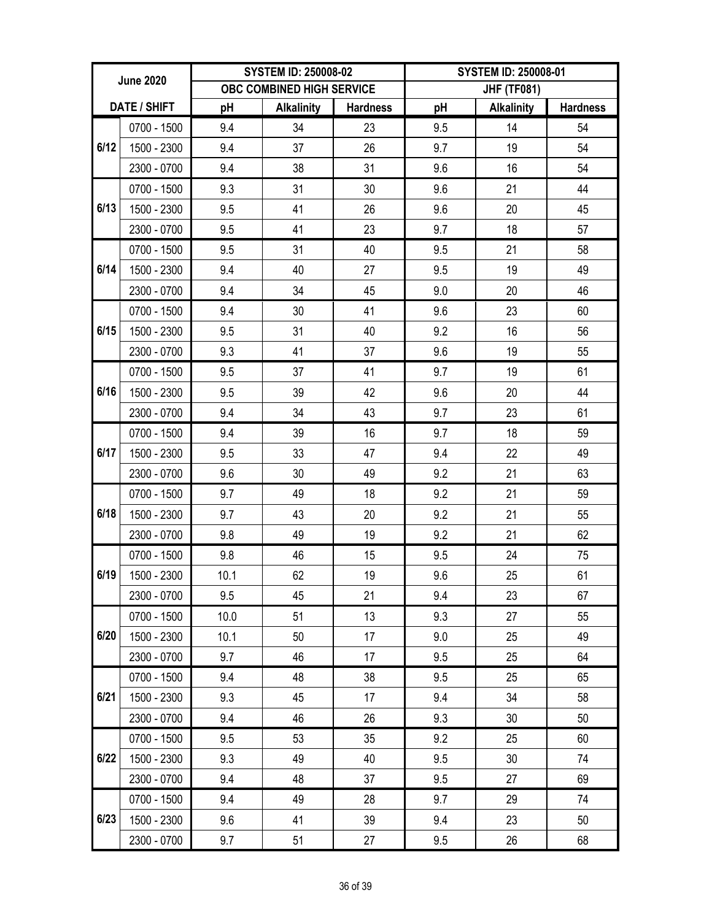| June 2020 | | SYSTEM ID: 250008-02 | | | SYSTEM ID: 250008-01 | | |
|---|---|---|---|---|---|---|---|
| | | OBC COMBINED HIGH SERVICE | | | JHF (TF081) | | |
| DATE / SHIFT | | pH | Alkalinity | Hardness | pH | Alkalinity | Hardness |
| 6/12 | 0700 - 1500 | 9.4 | 34 | 23 | 9.5 | 14 | 54 |
| | 1500 - 2300 | 9.4 | 37 | 26 | 9.7 | 19 | 54 |
| | 2300 - 0700 | 9.4 | 38 | 31 | 9.6 | 16 | 54 |
| 6/13 | 0700 - 1500 | 9.3 | 31 | 30 | 9.6 | 21 | 44 |
| | 1500 - 2300 | 9.5 | 41 | 26 | 9.6 | 20 | 45 |
| | 2300 - 0700 | 9.5 | 41 | 23 | 9.7 | 18 | 57 |
| 6/14 | 0700 - 1500 | 9.5 | 31 | 40 | 9.5 | 21 | 58 |
| | 1500 - 2300 | 9.4 | 40 | 27 | 9.5 | 19 | 49 |
| | 2300 - 0700 | 9.4 | 34 | 45 | 9.0 | 20 | 46 |
| 6/15 | 0700 - 1500 | 9.4 | 30 | 41 | 9.6 | 23 | 60 |
| | 1500 - 2300 | 9.5 | 31 | 40 | 9.2 | 16 | 56 |
| | 2300 - 0700 | 9.3 | 41 | 37 | 9.6 | 19 | 55 |
| 6/16 | 0700 - 1500 | 9.5 | 37 | 41 | 9.7 | 19 | 61 |
| | 1500 - 2300 | 9.5 | 39 | 42 | 9.6 | 20 | 44 |
| | 2300 - 0700 | 9.4 | 34 | 43 | 9.7 | 23 | 61 |
| 6/17 | 0700 - 1500 | 9.4 | 39 | 16 | 9.7 | 18 | 59 |
| | 1500 - 2300 | 9.5 | 33 | 47 | 9.4 | 22 | 49 |
| | 2300 - 0700 | 9.6 | 30 | 49 | 9.2 | 21 | 63 |
| 6/18 | 0700 - 1500 | 9.7 | 49 | 18 | 9.2 | 21 | 59 |
| | 1500 - 2300 | 9.7 | 43 | 20 | 9.2 | 21 | 55 |
| | 2300 - 0700 | 9.8 | 49 | 19 | 9.2 | 21 | 62 |
| 6/19 | 0700 - 1500 | 9.8 | 46 | 15 | 9.5 | 24 | 75 |
| | 1500 - 2300 | 10.1 | 62 | 19 | 9.6 | 25 | 61 |
| | 2300 - 0700 | 9.5 | 45 | 21 | 9.4 | 23 | 67 |
| 6/20 | 0700 - 1500 | 10.0 | 51 | 13 | 9.3 | 27 | 55 |
| | 1500 - 2300 | 10.1 | 50 | 17 | 9.0 | 25 | 49 |
| | 2300 - 0700 | 9.7 | 46 | 17 | 9.5 | 25 | 64 |
| 6/21 | 0700 - 1500 | 9.4 | 48 | 38 | 9.5 | 25 | 65 |
| | 1500 - 2300 | 9.3 | 45 | 17 | 9.4 | 34 | 58 |
| | 2300 - 0700 | 9.4 | 46 | 26 | 9.3 | 30 | 50 |
| 6/22 | 0700 - 1500 | 9.5 | 53 | 35 | 9.2 | 25 | 60 |
| | 1500 - 2300 | 9.3 | 49 | 40 | 9.5 | 30 | 74 |
| | 2300 - 0700 | 9.4 | 48 | 37 | 9.5 | 27 | 69 |
| 6/23 | 0700 - 1500 | 9.4 | 49 | 28 | 9.7 | 29 | 74 |
| | 1500 - 2300 | 9.6 | 41 | 39 | 9.4 | 23 | 50 |
| | 2300 - 0700 | 9.7 | 51 | 27 | 9.5 | 26 | 68 |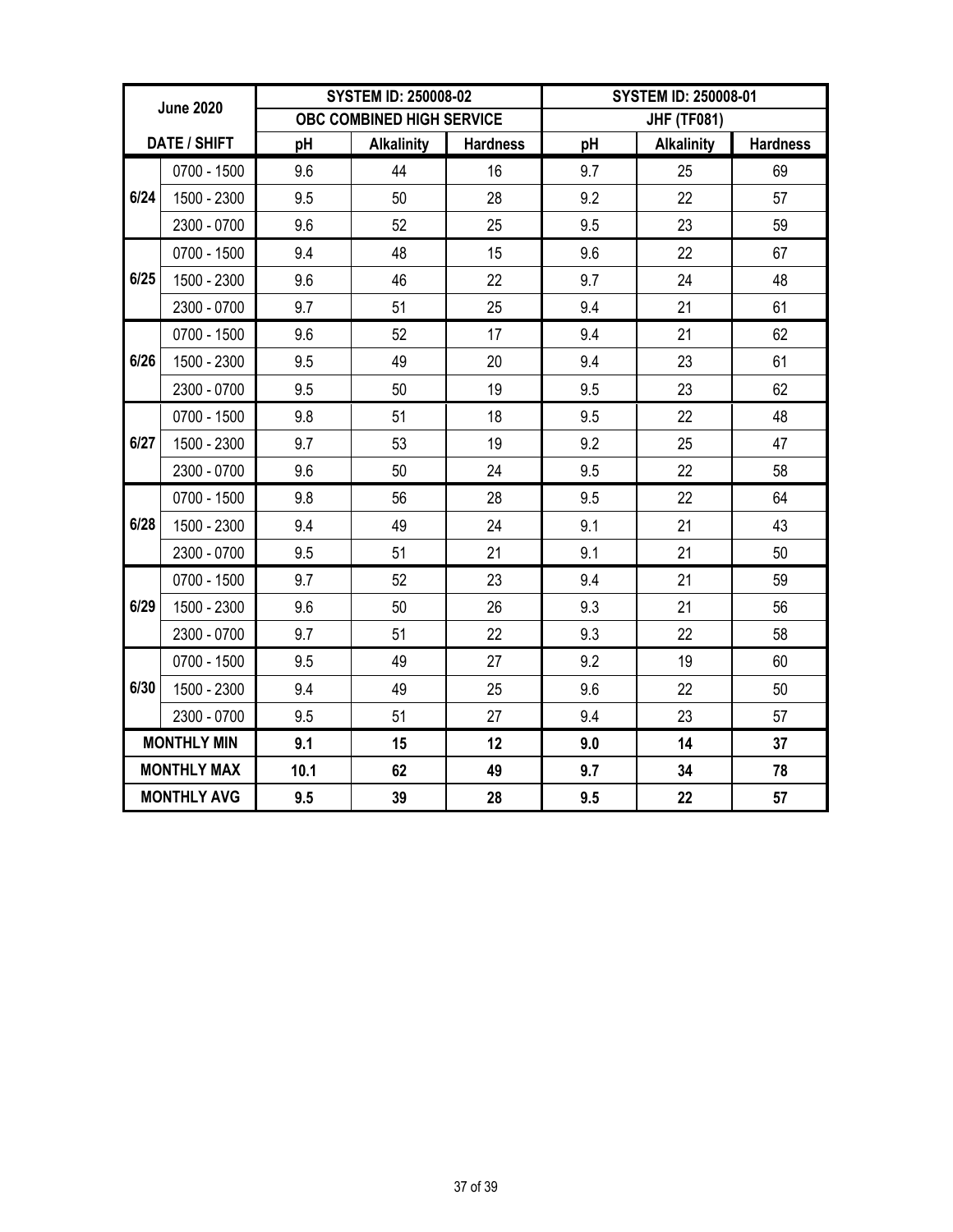| June 2020 | | SYSTEM ID: 250008-02 | | | SYSTEM ID: 250008-01 | | |
|---|---|---|---|---|---|---|---|
| | | OBC COMBINED HIGH SERVICE | | | JHF (TF081) | | |
| DATE / SHIFT | | pH | Alkalinity | Hardness | pH | Alkalinity | Hardness |
| 6/24 | 0700 - 1500 | 9.6 | 44 | 16 | 9.7 | 25 | 69 |
| | 1500 - 2300 | 9.5 | 50 | 28 | 9.2 | 22 | 57 |
| | 2300 - 0700 | 9.6 | 52 | 25 | 9.5 | 23 | 59 |
| 6/25 | 0700 - 1500 | 9.4 | 48 | 15 | 9.6 | 22 | 67 |
| | 1500 - 2300 | 9.6 | 46 | 22 | 9.7 | 24 | 48 |
| | 2300 - 0700 | 9.7 | 51 | 25 | 9.4 | 21 | 61 |
| 6/26 | 0700 - 1500 | 9.6 | 52 | 17 | 9.4 | 21 | 62 |
| | 1500 - 2300 | 9.5 | 49 | 20 | 9.4 | 23 | 61 |
| | 2300 - 0700 | 9.5 | 50 | 19 | 9.5 | 23 | 62 |
| 6/27 | 0700 - 1500 | 9.8 | 51 | 18 | 9.5 | 22 | 48 |
| | 1500 - 2300 | 9.7 | 53 | 19 | 9.2 | 25 | 47 |
| | 2300 - 0700 | 9.6 | 50 | 24 | 9.5 | 22 | 58 |
| 6/28 | 0700 - 1500 | 9.8 | 56 | 28 | 9.5 | 22 | 64 |
| | 1500 - 2300 | 9.4 | 49 | 24 | 9.1 | 21 | 43 |
| | 2300 - 0700 | 9.5 | 51 | 21 | 9.1 | 21 | 50 |
| 6/29 | 0700 - 1500 | 9.7 | 52 | 23 | 9.4 | 21 | 59 |
| | 1500 - 2300 | 9.6 | 50 | 26 | 9.3 | 21 | 56 |
| | 2300 - 0700 | 9.7 | 51 | 22 | 9.3 | 22 | 58 |
| 6/30 | 0700 - 1500 | 9.5 | 49 | 27 | 9.2 | 19 | 60 |
| | 1500 - 2300 | 9.4 | 49 | 25 | 9.6 | 22 | 50 |
| | 2300 - 0700 | 9.5 | 51 | 27 | 9.4 | 23 | 57 |
| **MONTHLY MIN** | | **9.1** | **15** | **12** | **9.0** | **14** | **37** |
| **MONTHLY MAX** | | **10.1** | **62** | **49** | **9.7** | **34** | **78** |
| **MONTHLY AVG** | | **9.5** | **39** | **28** | **9.5** | **22** | **57** |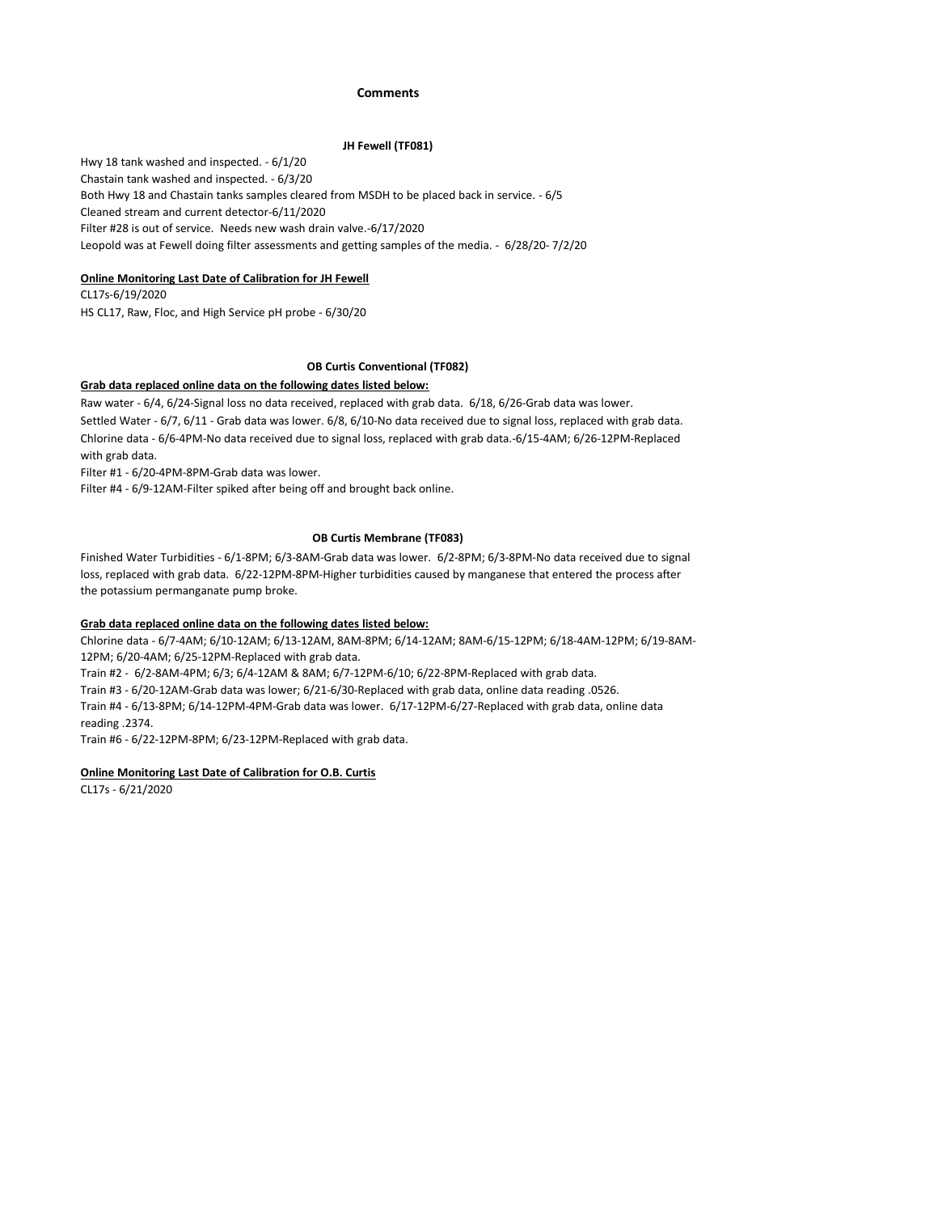# Comments

## JH Fewell (TF081)

Hwy 18 tank washed and inspected. - 6/1/20
Chastain tank washed and inspected. - 6/3/20
Both Hwy 18 and Chastain tanks samples cleared from MSDH to be placed back in service. - 6/5
Cleaned stream and current detector-6/11/2020
Filter #28 is out of service. Needs new wash drain valve.-6/17/2020
Leopold was at Fewell doing filter assessments and getting samples of the media. - 6/28/20- 7/2/20

**Online Monitoring Last Date of Calibration for JH Fewell**

CL17s-6/19/2020
HS CL17, Raw, Floc, and High Service pH probe - 6/30/20

## OB Curtis Conventional (TF082)

**Grab data replaced online data on the following dates listed below:**

Raw water - 6/4, 6/24-Signal loss no data received, replaced with grab data. 6/18, 6/26-Grab data was lower.
Settled Water - 6/7, 6/11 - Grab data was lower. 6/8, 6/10-No data received due to signal loss, replaced with grab data.
Chlorine data - 6/6-4PM-No data received due to signal loss, replaced with grab data.-6/15-4AM; 6/26-12PM-Replaced with grab data.
Filter #1 - 6/20-4PM-8PM-Grab data was lower.
Filter #4 - 6/9-12AM-Filter spiked after being off and brought back online.

## OB Curtis Membrane (TF083)

Finished Water Turbidities - 6/1-8PM; 6/3-8AM-Grab data was lower. 6/2-8PM; 6/3-8PM-No data received due to signal loss, replaced with grab data. 6/22-12PM-8PM-Higher turbidities caused by manganese that entered the process after the potassium permanganate pump broke.

**Grab data replaced online data on the following dates listed below:**

Chlorine data - 6/7-4AM; 6/10-12AM; 6/13-12AM, 8AM-8PM; 6/14-12AM; 8AM-6/15-12PM; 6/18-4AM-12PM; 6/19-8AM-12PM; 6/20-4AM; 6/25-12PM-Replaced with grab data.
Train #2 - 6/2-8AM-4PM; 6/3; 6/4-12AM & 8AM; 6/7-12PM-6/10; 6/22-8PM-Replaced with grab data.
Train #3 - 6/20-12AM-Grab data was lower; 6/21-6/30-Replaced with grab data, online data reading .0526.
Train #4 - 6/13-8PM; 6/14-12PM-4PM-Grab data was lower. 6/17-12PM-6/27-Replaced with grab data, online data reading .2374.
Train #6 - 6/22-12PM-8PM; 6/23-12PM-Replaced with grab data.

**Online Monitoring Last Date of Calibration for O.B. Curtis**

CL17s - 6/21/2020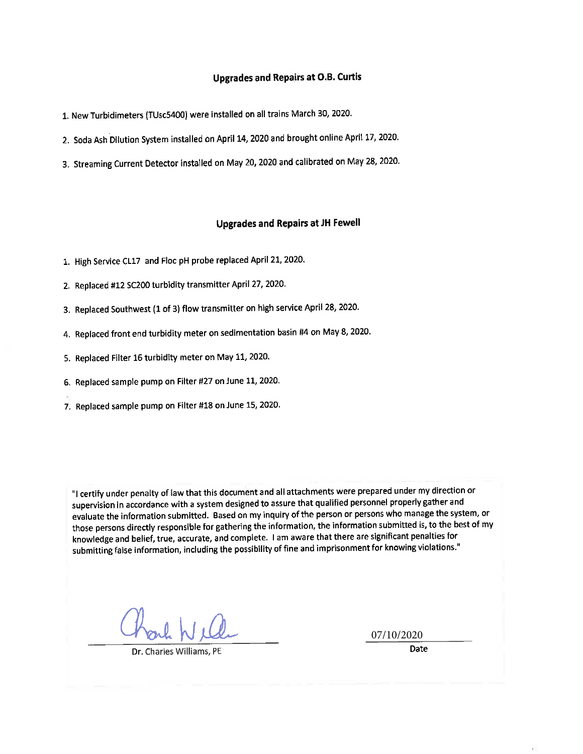## Upgrades and Repairs at O.B. Curtis

1. New Turbidimeters (TUsc5400) were installed on all trains March 30, 2020.
2. Soda Ash Dilution System installed on April 14, 2020 and brought online April 17, 2020.
3. Streaming Current Detector installed on May 20, 2020 and calibrated on May 28, 2020.

## Upgrades and Repairs at JH Fewell

1. High Service CL17 and Floc pH probe replaced April 21, 2020.
2. Replaced #12 SC200 turbidity transmitter April 27, 2020.
3. Replaced Southwest (1 of 3) flow transmitter on high service April 28, 2020.
4. Replaced front end turbidity meter on sedimentation basin #4 on May 8, 2020.
5. Replaced Filter 16 turbidity meter on May 11, 2020.
6. Replaced sample pump on Filter #27 on June 11, 2020.
7. Replaced sample pump on Filter #18 on June 15, 2020.

"I certify under penalty of law that this document and all attachments were prepared under my direction or supervision in accordance with a system designed to assure that qualified personnel properly gather and evaluate the information submitted. Based on my inquiry of the person or persons who manage the system, or those persons directly responsible for gathering the information, the information submitted is, to the best of my knowledge and belief, true, accurate, and complete. I am aware that there are significant penalties for submitting false information, including the possibility of fine and imprisonment for knowing violations."

Dr. Charles Williams, PE

07/10/2020

Date